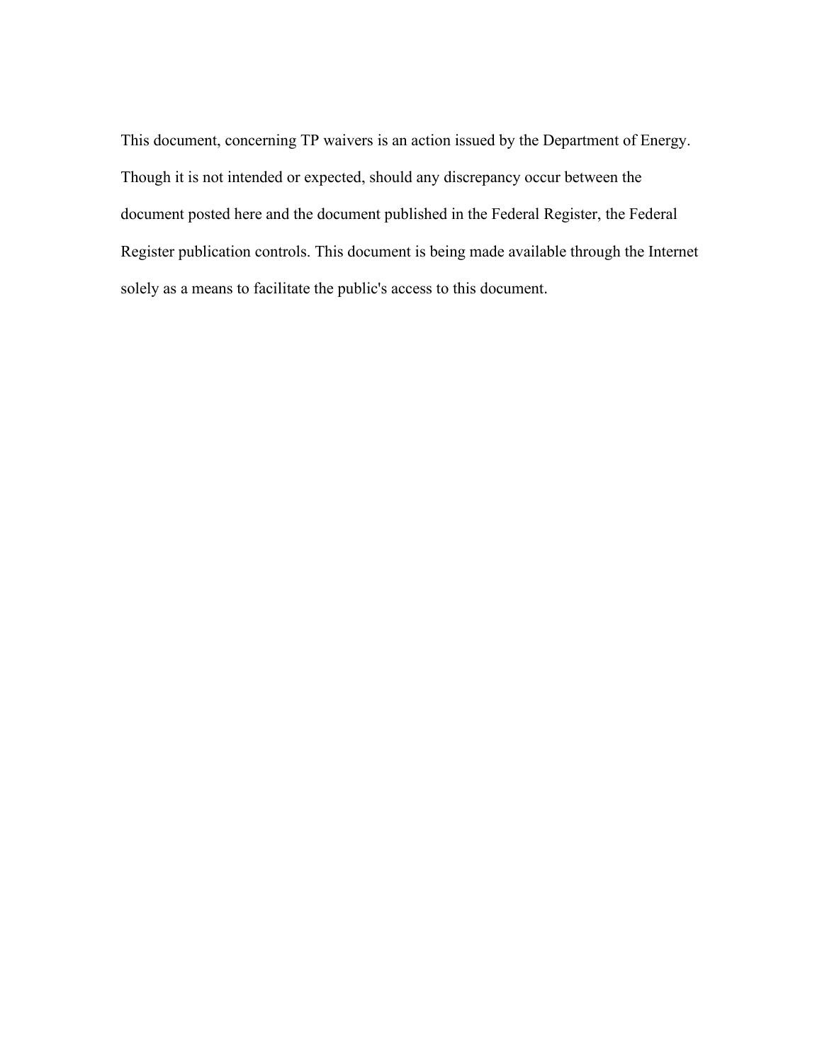This document, concerning TP waivers is an action issued by the Department of Energy. Though it is not intended or expected, should any discrepancy occur between the document posted here and the document published in the Federal Register, the Federal Register publication controls. This document is being made available through the Internet solely as a means to facilitate the public's access to this document.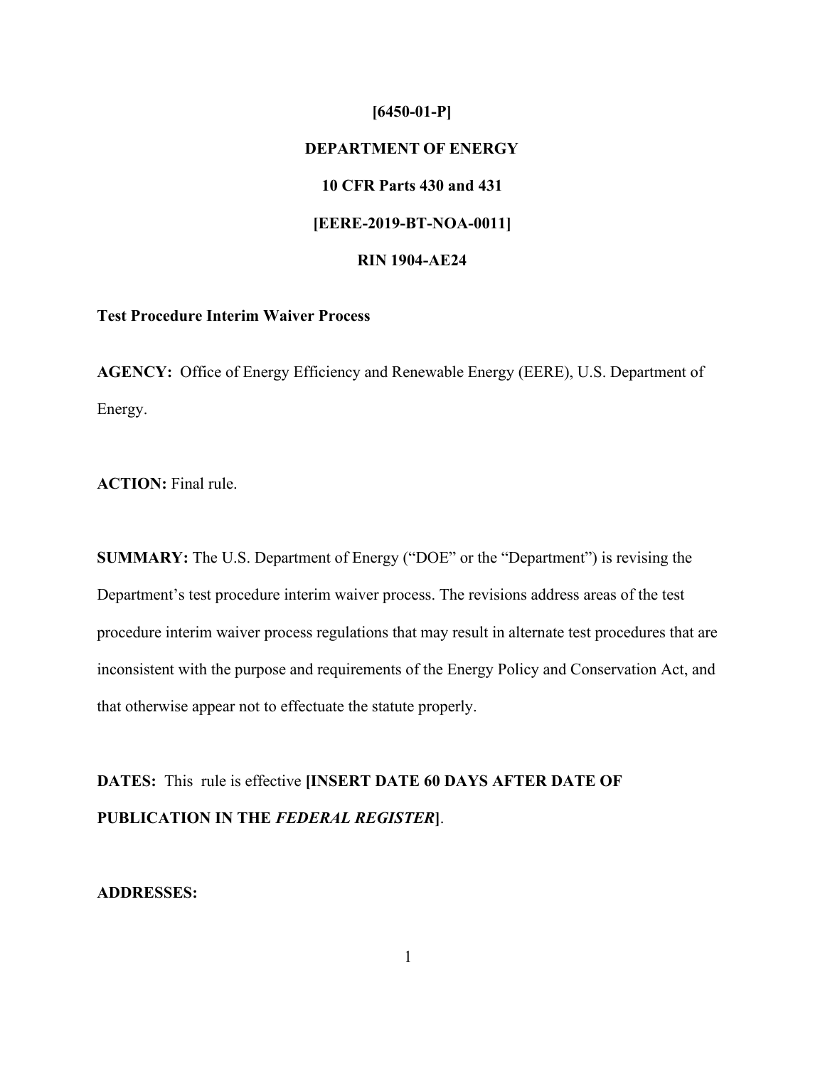**[6450-01-P]**

**DEPARTMENT OF ENERGY**

**10 CFR Parts 430 and 431**

**[EERE-2019-BT-NOA-0011]**

**RIN 1904-AE24**

**Test Procedure Interim Waiver Process**

**AGENCY:** Office of Energy Efficiency and Renewable Energy (EERE), U.S. Department of Energy.

**ACTION:** Final rule.

**SUMMARY:** The U.S. Department of Energy ("DOE" or the "Department") is revising the Department's test procedure interim waiver process. The revisions address areas of the test procedure interim waiver process regulations that may result in alternate test procedures that are inconsistent with the purpose and requirements of the Energy Policy and Conservation Act, and that otherwise appear not to effectuate the statute properly.

**DATES:** This rule is effective **[INSERT DATE 60 DAYS AFTER DATE OF PUBLICATION IN THE *FEDERAL REGISTER*]**.

**ADDRESSES:**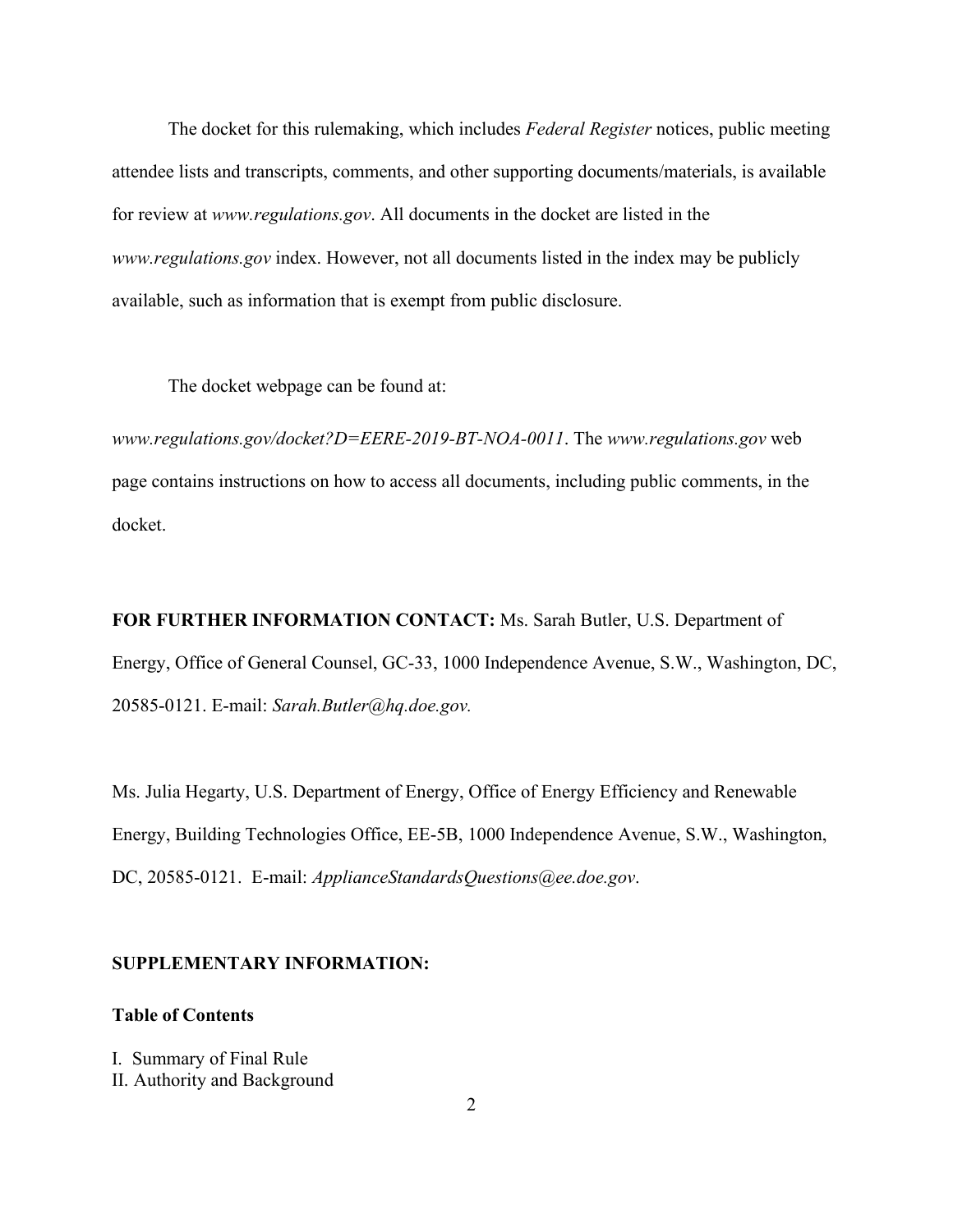The docket for this rulemaking, which includes *Federal Register* notices, public meeting attendee lists and transcripts, comments, and other supporting documents/materials, is available for review at *www.regulations.gov*. All documents in the docket are listed in the *www.regulations.gov* index. However, not all documents listed in the index may be publicly available, such as information that is exempt from public disclosure.

The docket webpage can be found at: *www.regulations.gov/docket?D=EERE-2019-BT-NOA-0011*. The *www.regulations.gov* web page contains instructions on how to access all documents, including public comments, in the docket.

**FOR FURTHER INFORMATION CONTACT:** Ms. Sarah Butler, U.S. Department of Energy, Office of General Counsel, GC-33, 1000 Independence Avenue, S.W., Washington, DC, 20585-0121. E-mail: *Sarah.Butler@hq.doe.gov.*

Ms. Julia Hegarty, U.S. Department of Energy, Office of Energy Efficiency and Renewable Energy, Building Technologies Office, EE-5B, 1000 Independence Avenue, S.W., Washington, DC, 20585-0121. E-mail: *ApplianceStandardsQuestions@ee.doe.gov*.

**SUPPLEMENTARY INFORMATION:**

**Table of Contents**

I. Summary of Final Rule
II. Authority and Background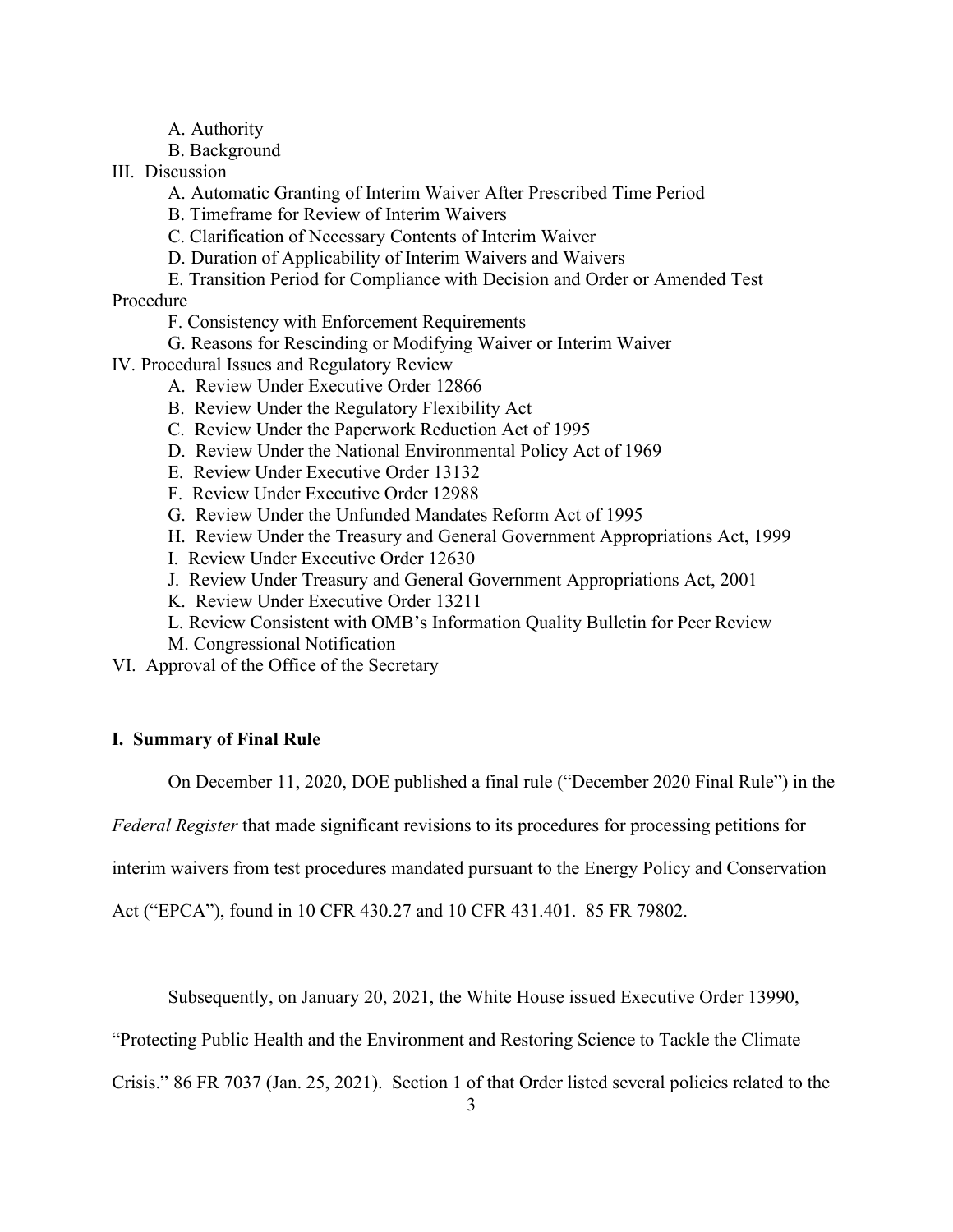A. Authority

B. Background

III. Discussion

A. Automatic Granting of Interim Waiver After Prescribed Time Period

B. Timeframe for Review of Interim Waivers

C. Clarification of Necessary Contents of Interim Waiver

D. Duration of Applicability of Interim Waivers and Waivers

E. Transition Period for Compliance with Decision and Order or Amended Test Procedure

F. Consistency with Enforcement Requirements

G. Reasons for Rescinding or Modifying Waiver or Interim Waiver

IV. Procedural Issues and Regulatory Review

A. Review Under Executive Order 12866

B. Review Under the Regulatory Flexibility Act

C. Review Under the Paperwork Reduction Act of 1995

D. Review Under the National Environmental Policy Act of 1969

E. Review Under Executive Order 13132

F. Review Under Executive Order 12988

G. Review Under the Unfunded Mandates Reform Act of 1995

H. Review Under the Treasury and General Government Appropriations Act, 1999

I. Review Under Executive Order 12630

J. Review Under Treasury and General Government Appropriations Act, 2001

K. Review Under Executive Order 13211

L. Review Consistent with OMB's Information Quality Bulletin for Peer Review

M. Congressional Notification

VI. Approval of the Office of the Secretary

## I. Summary of Final Rule

On December 11, 2020, DOE published a final rule ("December 2020 Final Rule") in the *Federal Register* that made significant revisions to its procedures for processing petitions for interim waivers from test procedures mandated pursuant to the Energy Policy and Conservation Act ("EPCA"), found in 10 CFR 430.27 and 10 CFR 431.401. 85 FR 79802.

Subsequently, on January 20, 2021, the White House issued Executive Order 13990, "Protecting Public Health and the Environment and Restoring Science to Tackle the Climate Crisis." 86 FR 7037 (Jan. 25, 2021). Section 1 of that Order listed several policies related to the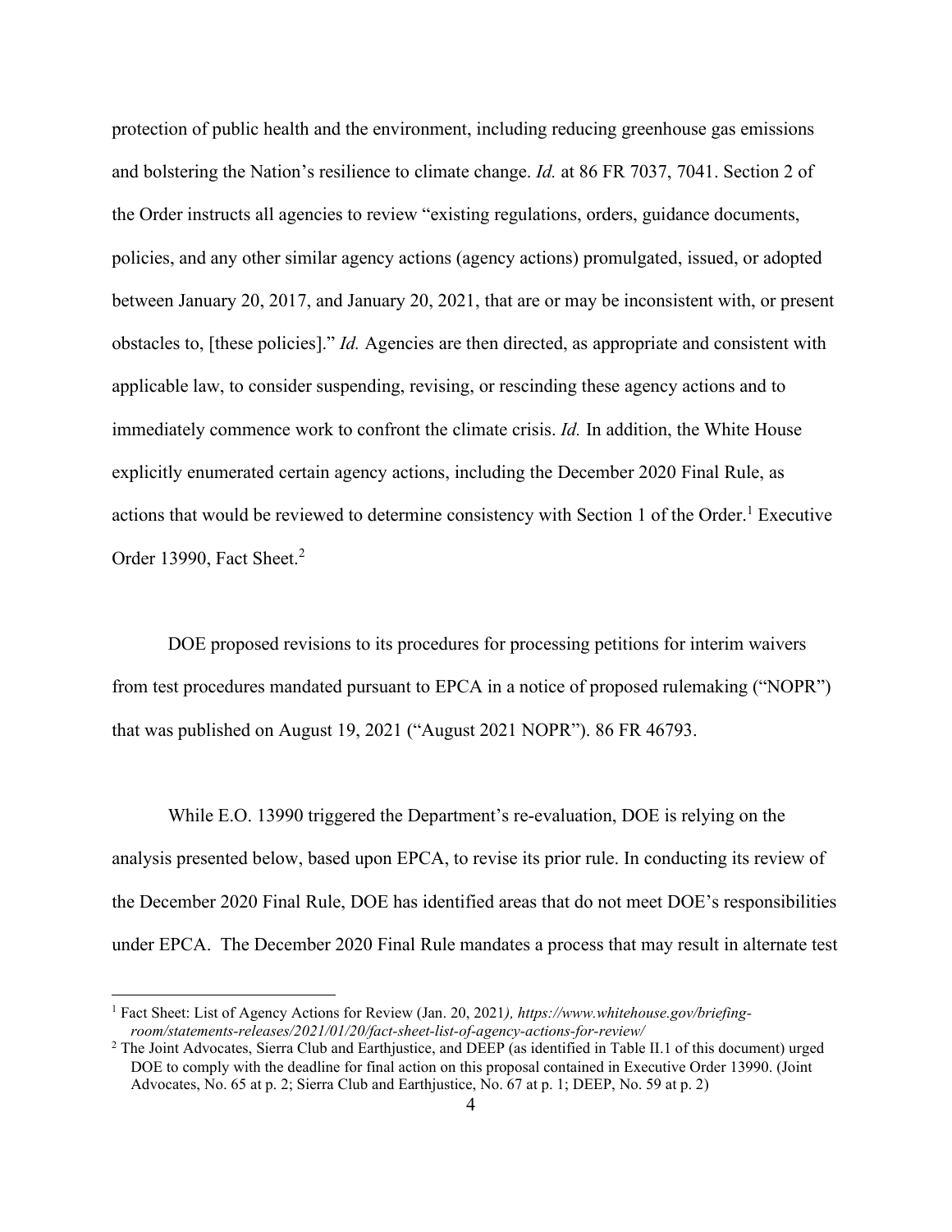protection of public health and the environment, including reducing greenhouse gas emissions and bolstering the Nation's resilience to climate change. *Id.* at 86 FR 7037, 7041. Section 2 of the Order instructs all agencies to review "existing regulations, orders, guidance documents, policies, and any other similar agency actions (agency actions) promulgated, issued, or adopted between January 20, 2017, and January 20, 2021, that are or may be inconsistent with, or present obstacles to, [these policies]." *Id.* Agencies are then directed, as appropriate and consistent with applicable law, to consider suspending, revising, or rescinding these agency actions and to immediately commence work to confront the climate crisis. *Id.* In addition, the White House explicitly enumerated certain agency actions, including the December 2020 Final Rule, as actions that would be reviewed to determine consistency with Section 1 of the Order.[1] Executive Order 13990, Fact Sheet.[2]

DOE proposed revisions to its procedures for processing petitions for interim waivers from test procedures mandated pursuant to EPCA in a notice of proposed rulemaking ("NOPR") that was published on August 19, 2021 ("August 2021 NOPR"). 86 FR 46793.

While E.O. 13990 triggered the Department's re-evaluation, DOE is relying on the analysis presented below, based upon EPCA, to revise its prior rule. In conducting its review of the December 2020 Final Rule, DOE has identified areas that do not meet DOE's responsibilities under EPCA. The December 2020 Final Rule mandates a process that may result in alternate test

[1] Fact Sheet: List of Agency Actions for Review (Jan. 20, 2021*), https://www.whitehouse.gov/briefing-room/statements-releases/2021/01/20/fact-sheet-list-of-agency-actions-for-review/*

[2] The Joint Advocates, Sierra Club and Earthjustice, and DEEP (as identified in Table II.1 of this document) urged DOE to comply with the deadline for final action on this proposal contained in Executive Order 13990. (Joint Advocates, No. 65 at p. 2; Sierra Club and Earthjustice, No. 67 at p. 1; DEEP, No. 59 at p. 2)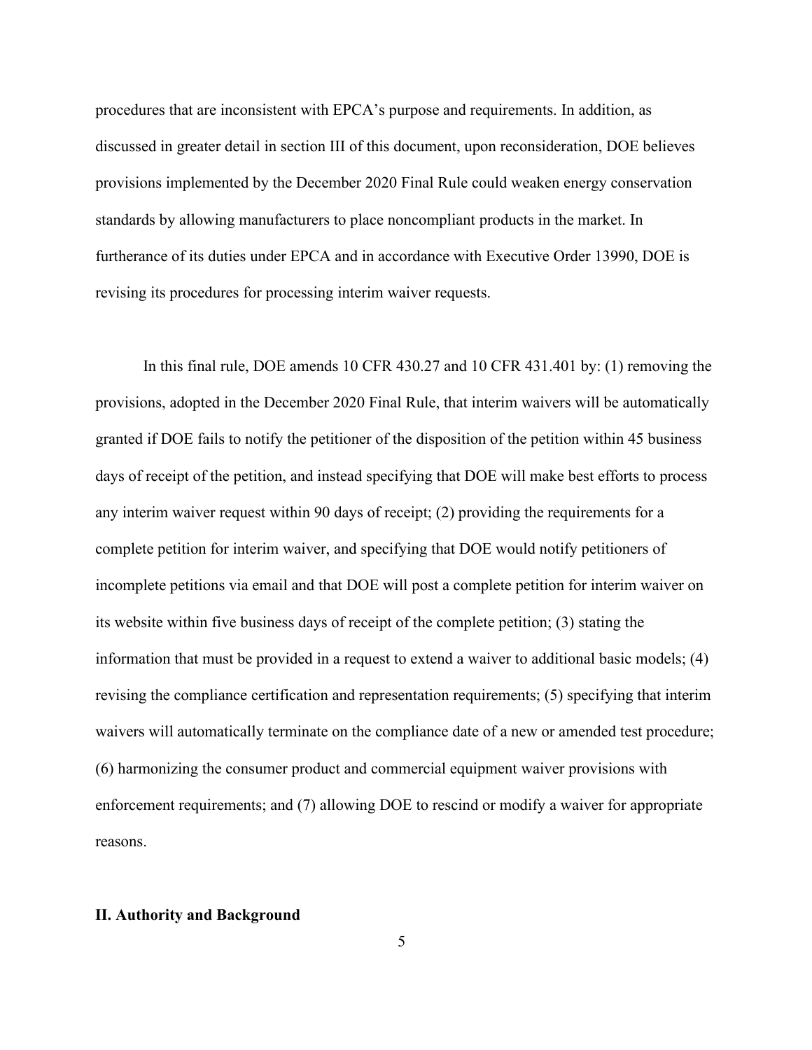procedures that are inconsistent with EPCA's purpose and requirements. In addition, as discussed in greater detail in section III of this document, upon reconsideration, DOE believes provisions implemented by the December 2020 Final Rule could weaken energy conservation standards by allowing manufacturers to place noncompliant products in the market. In furtherance of its duties under EPCA and in accordance with Executive Order 13990, DOE is revising its procedures for processing interim waiver requests.

In this final rule, DOE amends 10 CFR 430.27 and 10 CFR 431.401 by: (1) removing the provisions, adopted in the December 2020 Final Rule, that interim waivers will be automatically granted if DOE fails to notify the petitioner of the disposition of the petition within 45 business days of receipt of the petition, and instead specifying that DOE will make best efforts to process any interim waiver request within 90 days of receipt; (2) providing the requirements for a complete petition for interim waiver, and specifying that DOE would notify petitioners of incomplete petitions via email and that DOE will post a complete petition for interim waiver on its website within five business days of receipt of the complete petition; (3) stating the information that must be provided in a request to extend a waiver to additional basic models; (4) revising the compliance certification and representation requirements; (5) specifying that interim waivers will automatically terminate on the compliance date of a new or amended test procedure; (6) harmonizing the consumer product and commercial equipment waiver provisions with enforcement requirements; and (7) allowing DOE to rescind or modify a waiver for appropriate reasons.

## II. Authority and Background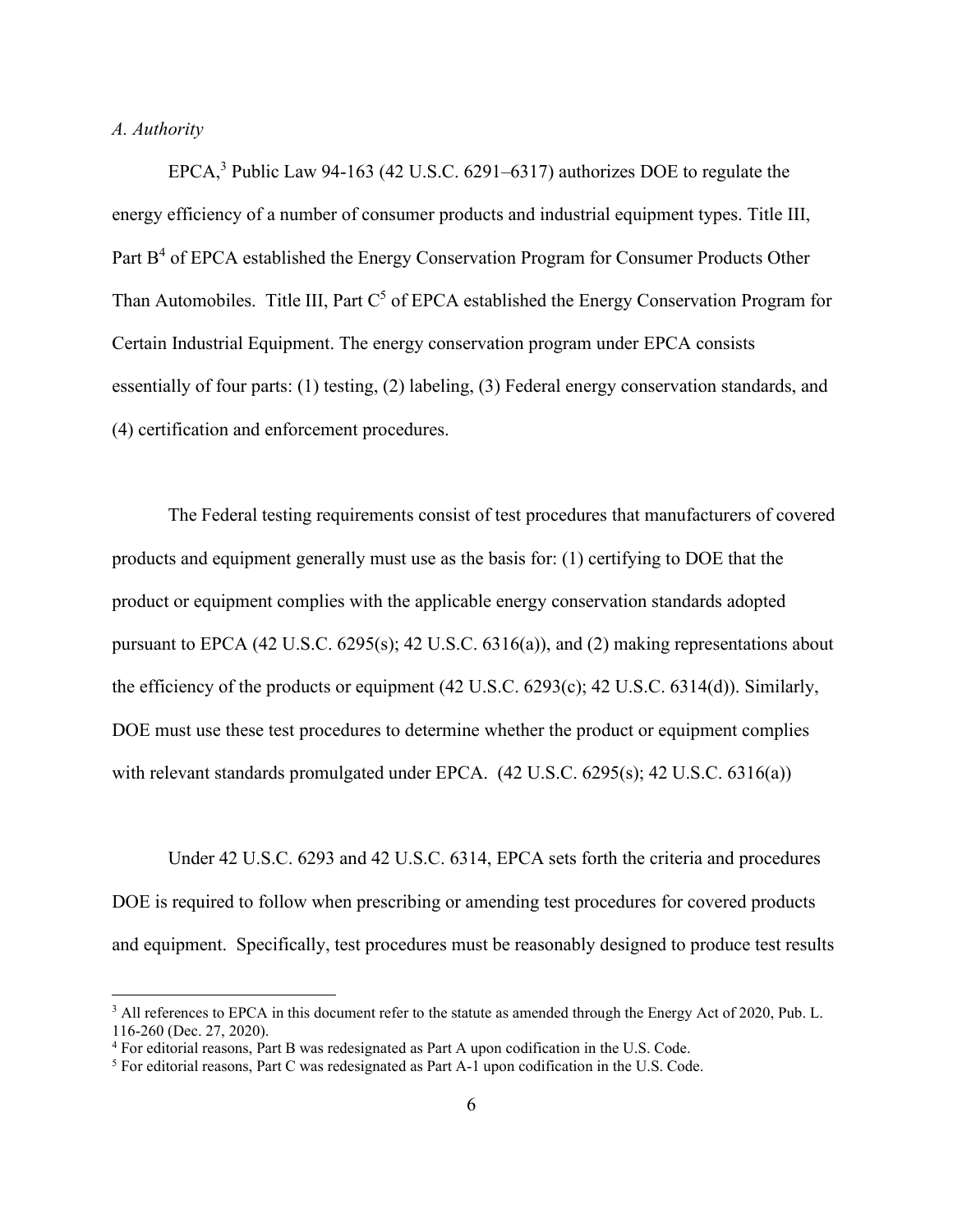*A. Authority*

EPCA,[3] Public Law 94-163 (42 U.S.C. 6291–6317) authorizes DOE to regulate the energy efficiency of a number of consumer products and industrial equipment types. Title III, Part B[4] of EPCA established the Energy Conservation Program for Consumer Products Other Than Automobiles. Title III, Part C[5] of EPCA established the Energy Conservation Program for Certain Industrial Equipment. The energy conservation program under EPCA consists essentially of four parts: (1) testing, (2) labeling, (3) Federal energy conservation standards, and (4) certification and enforcement procedures.

The Federal testing requirements consist of test procedures that manufacturers of covered products and equipment generally must use as the basis for: (1) certifying to DOE that the product or equipment complies with the applicable energy conservation standards adopted pursuant to EPCA (42 U.S.C. 6295(s); 42 U.S.C. 6316(a)), and (2) making representations about the efficiency of the products or equipment (42 U.S.C. 6293(c); 42 U.S.C. 6314(d)). Similarly, DOE must use these test procedures to determine whether the product or equipment complies with relevant standards promulgated under EPCA. (42 U.S.C. 6295(s); 42 U.S.C. 6316(a))

Under 42 U.S.C. 6293 and 42 U.S.C. 6314, EPCA sets forth the criteria and procedures DOE is required to follow when prescribing or amending test procedures for covered products and equipment. Specifically, test procedures must be reasonably designed to produce test results

[3] All references to EPCA in this document refer to the statute as amended through the Energy Act of 2020, Pub. L. 116-260 (Dec. 27, 2020).

[4] For editorial reasons, Part B was redesignated as Part A upon codification in the U.S. Code.

[5] For editorial reasons, Part C was redesignated as Part A-1 upon codification in the U.S. Code.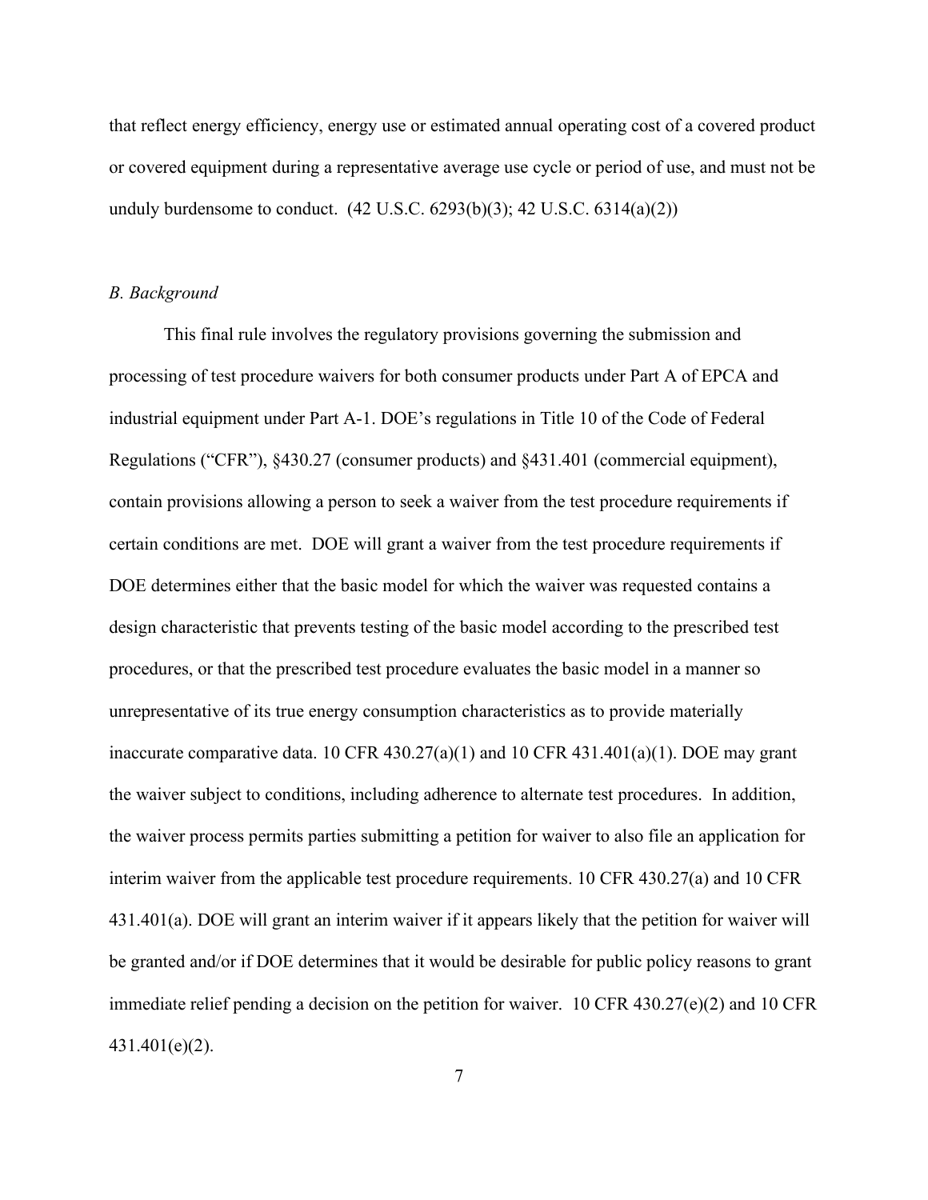that reflect energy efficiency, energy use or estimated annual operating cost of a covered product or covered equipment during a representative average use cycle or period of use, and must not be unduly burdensome to conduct. (42 U.S.C. 6293(b)(3); 42 U.S.C. 6314(a)(2))

*B. Background*

This final rule involves the regulatory provisions governing the submission and processing of test procedure waivers for both consumer products under Part A of EPCA and industrial equipment under Part A-1. DOE's regulations in Title 10 of the Code of Federal Regulations ("CFR"), §430.27 (consumer products) and §431.401 (commercial equipment), contain provisions allowing a person to seek a waiver from the test procedure requirements if certain conditions are met. DOE will grant a waiver from the test procedure requirements if DOE determines either that the basic model for which the waiver was requested contains a design characteristic that prevents testing of the basic model according to the prescribed test procedures, or that the prescribed test procedure evaluates the basic model in a manner so unrepresentative of its true energy consumption characteristics as to provide materially inaccurate comparative data. 10 CFR 430.27(a)(1) and 10 CFR 431.401(a)(1). DOE may grant the waiver subject to conditions, including adherence to alternate test procedures. In addition, the waiver process permits parties submitting a petition for waiver to also file an application for interim waiver from the applicable test procedure requirements. 10 CFR 430.27(a) and 10 CFR 431.401(a). DOE will grant an interim waiver if it appears likely that the petition for waiver will be granted and/or if DOE determines that it would be desirable for public policy reasons to grant immediate relief pending a decision on the petition for waiver. 10 CFR 430.27(e)(2) and 10 CFR 431.401(e)(2).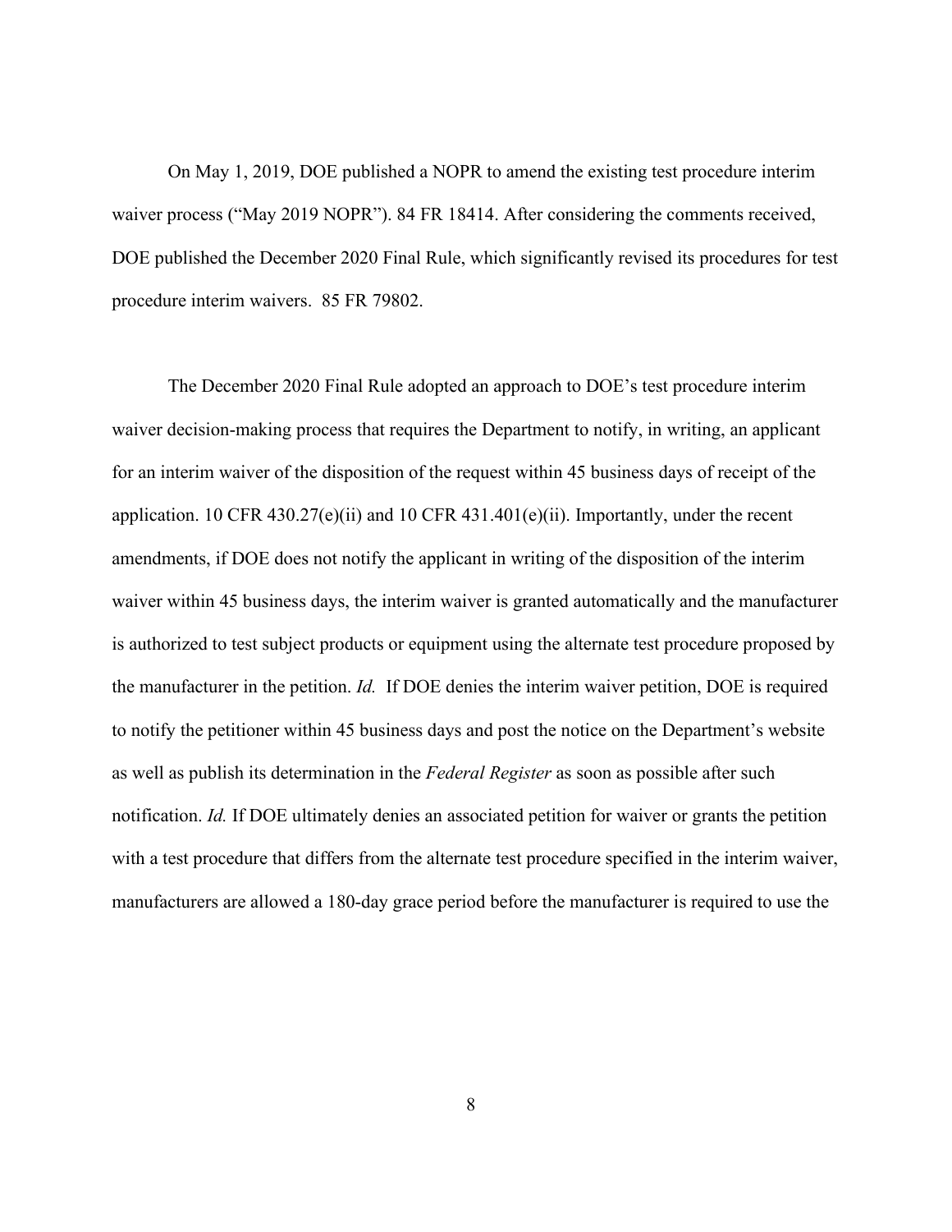On May 1, 2019, DOE published a NOPR to amend the existing test procedure interim waiver process ("May 2019 NOPR"). 84 FR 18414. After considering the comments received, DOE published the December 2020 Final Rule, which significantly revised its procedures for test procedure interim waivers. 85 FR 79802.

The December 2020 Final Rule adopted an approach to DOE's test procedure interim waiver decision-making process that requires the Department to notify, in writing, an applicant for an interim waiver of the disposition of the request within 45 business days of receipt of the application. 10 CFR 430.27(e)(ii) and 10 CFR 431.401(e)(ii). Importantly, under the recent amendments, if DOE does not notify the applicant in writing of the disposition of the interim waiver within 45 business days, the interim waiver is granted automatically and the manufacturer is authorized to test subject products or equipment using the alternate test procedure proposed by the manufacturer in the petition. *Id.* If DOE denies the interim waiver petition, DOE is required to notify the petitioner within 45 business days and post the notice on the Department's website as well as publish its determination in the *Federal Register* as soon as possible after such notification. *Id.* If DOE ultimately denies an associated petition for waiver or grants the petition with a test procedure that differs from the alternate test procedure specified in the interim waiver, manufacturers are allowed a 180-day grace period before the manufacturer is required to use the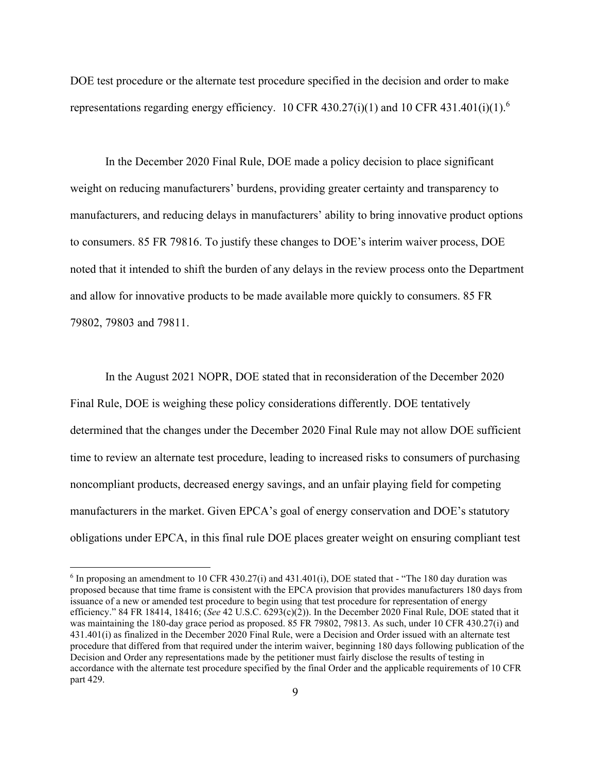DOE test procedure or the alternate test procedure specified in the decision and order to make representations regarding energy efficiency. 10 CFR 430.27(i)(1) and 10 CFR 431.401(i)(1).[6]

In the December 2020 Final Rule, DOE made a policy decision to place significant weight on reducing manufacturers' burdens, providing greater certainty and transparency to manufacturers, and reducing delays in manufacturers' ability to bring innovative product options to consumers. 85 FR 79816. To justify these changes to DOE's interim waiver process, DOE noted that it intended to shift the burden of any delays in the review process onto the Department and allow for innovative products to be made available more quickly to consumers. 85 FR 79802, 79803 and 79811.

In the August 2021 NOPR, DOE stated that in reconsideration of the December 2020 Final Rule, DOE is weighing these policy considerations differently. DOE tentatively determined that the changes under the December 2020 Final Rule may not allow DOE sufficient time to review an alternate test procedure, leading to increased risks to consumers of purchasing noncompliant products, decreased energy savings, and an unfair playing field for competing manufacturers in the market. Given EPCA's goal of energy conservation and DOE's statutory obligations under EPCA, in this final rule DOE places greater weight on ensuring compliant test

[6] In proposing an amendment to 10 CFR 430.27(i) and 431.401(i), DOE stated that - "The 180 day duration was proposed because that time frame is consistent with the EPCA provision that provides manufacturers 180 days from issuance of a new or amended test procedure to begin using that test procedure for representation of energy efficiency." 84 FR 18414, 18416; (*See* 42 U.S.C. 6293(c)(2)). In the December 2020 Final Rule, DOE stated that it was maintaining the 180-day grace period as proposed. 85 FR 79802, 79813. As such, under 10 CFR 430.27(i) and 431.401(i) as finalized in the December 2020 Final Rule, were a Decision and Order issued with an alternate test procedure that differed from that required under the interim waiver, beginning 180 days following publication of the Decision and Order any representations made by the petitioner must fairly disclose the results of testing in accordance with the alternate test procedure specified by the final Order and the applicable requirements of 10 CFR part 429.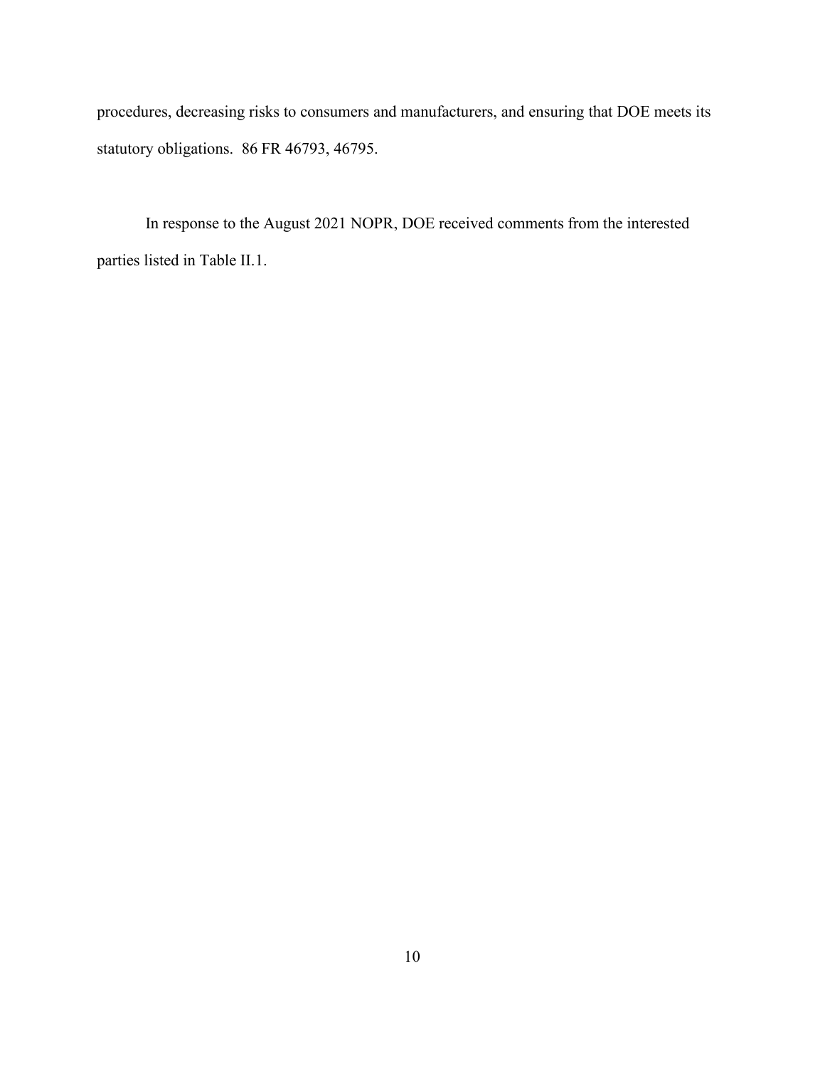procedures, decreasing risks to consumers and manufacturers, and ensuring that DOE meets its statutory obligations. 86 FR 46793, 46795.

In response to the August 2021 NOPR, DOE received comments from the interested parties listed in Table II.1.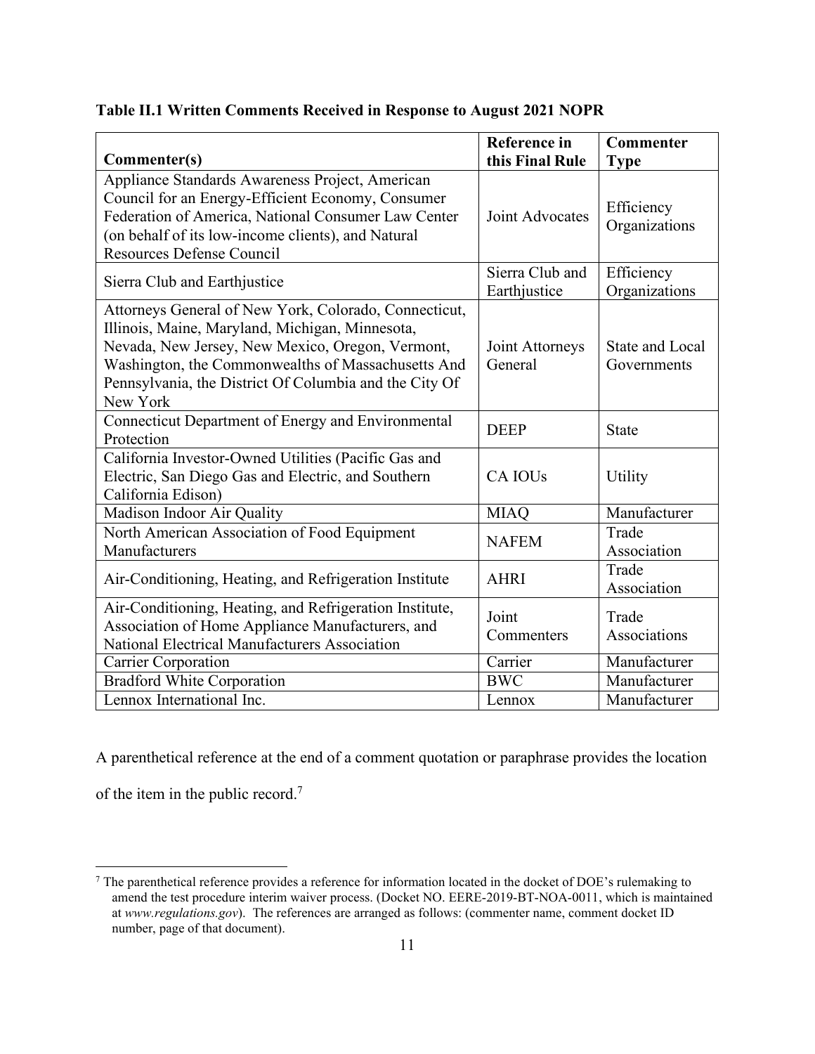**Table II.1 Written Comments Received in Response to August 2021 NOPR**

| Commenter(s) | Reference in this Final Rule | Commenter Type |
| --- | --- | --- |
| Appliance Standards Awareness Project, American Council for an Energy-Efficient Economy, Consumer Federation of America, National Consumer Law Center (on behalf of its low-income clients), and Natural Resources Defense Council | Joint Advocates | Efficiency Organizations |
| Sierra Club and Earthjustice | Sierra Club and Earthjustice | Efficiency Organizations |
| Attorneys General of New York, Colorado, Connecticut, Illinois, Maine, Maryland, Michigan, Minnesota, Nevada, New Jersey, New Mexico, Oregon, Vermont, Washington, the Commonwealths of Massachusetts And Pennsylvania, the District Of Columbia and the City Of New York | Joint Attorneys General | State and Local Governments |
| Connecticut Department of Energy and Environmental Protection | DEEP | State |
| California Investor-Owned Utilities (Pacific Gas and Electric, San Diego Gas and Electric, and Southern California Edison) | CA IOUs | Utility |
| Madison Indoor Air Quality | MIAQ | Manufacturer |
| North American Association of Food Equipment Manufacturers | NAFEM | Trade Association |
| Air-Conditioning, Heating, and Refrigeration Institute | AHRI | Trade Association |
| Air-Conditioning, Heating, and Refrigeration Institute, Association of Home Appliance Manufacturers, and National Electrical Manufacturers Association | Joint Commenters | Trade Associations |
| Carrier Corporation | Carrier | Manufacturer |
| Bradford White Corporation | BWC | Manufacturer |
| Lennox International Inc. | Lennox | Manufacturer |

A parenthetical reference at the end of a comment quotation or paraphrase provides the location of the item in the public record.[7]

[7] The parenthetical reference provides a reference for information located in the docket of DOE's rulemaking to amend the test procedure interim waiver process. (Docket NO. EERE-2019-BT-NOA-0011, which is maintained at *www.regulations.gov*). The references are arranged as follows: (commenter name, comment docket ID number, page of that document).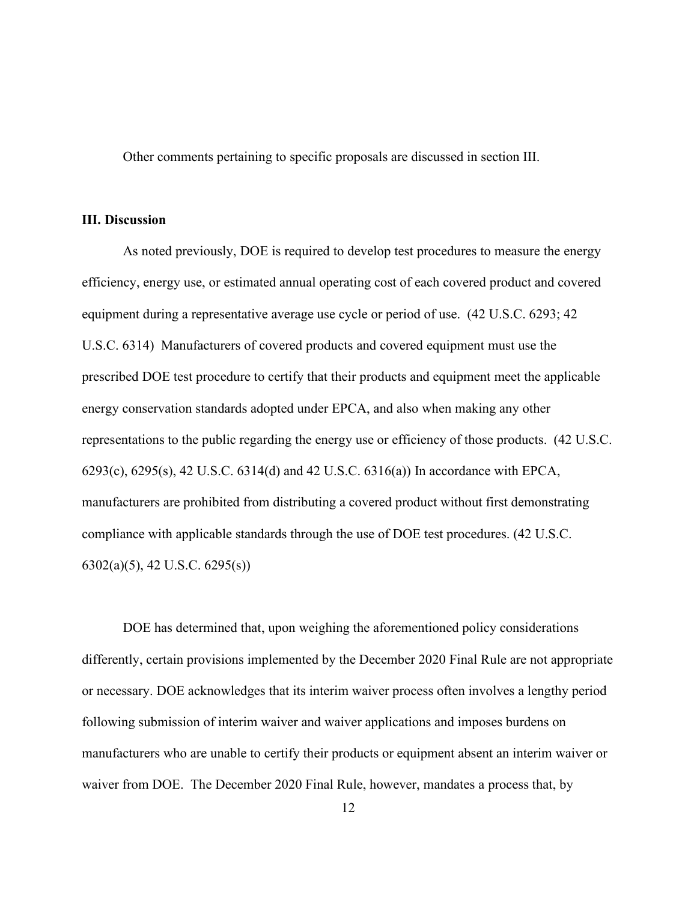Other comments pertaining to specific proposals are discussed in section III.

## III. Discussion

As noted previously, DOE is required to develop test procedures to measure the energy efficiency, energy use, or estimated annual operating cost of each covered product and covered equipment during a representative average use cycle or period of use. (42 U.S.C. 6293; 42 U.S.C. 6314) Manufacturers of covered products and covered equipment must use the prescribed DOE test procedure to certify that their products and equipment meet the applicable energy conservation standards adopted under EPCA, and also when making any other representations to the public regarding the energy use or efficiency of those products. (42 U.S.C. 6293(c), 6295(s), 42 U.S.C. 6314(d) and 42 U.S.C. 6316(a)) In accordance with EPCA, manufacturers are prohibited from distributing a covered product without first demonstrating compliance with applicable standards through the use of DOE test procedures. (42 U.S.C. 6302(a)(5), 42 U.S.C. 6295(s))

DOE has determined that, upon weighing the aforementioned policy considerations differently, certain provisions implemented by the December 2020 Final Rule are not appropriate or necessary. DOE acknowledges that its interim waiver process often involves a lengthy period following submission of interim waiver and waiver applications and imposes burdens on manufacturers who are unable to certify their products or equipment absent an interim waiver or waiver from DOE. The December 2020 Final Rule, however, mandates a process that, by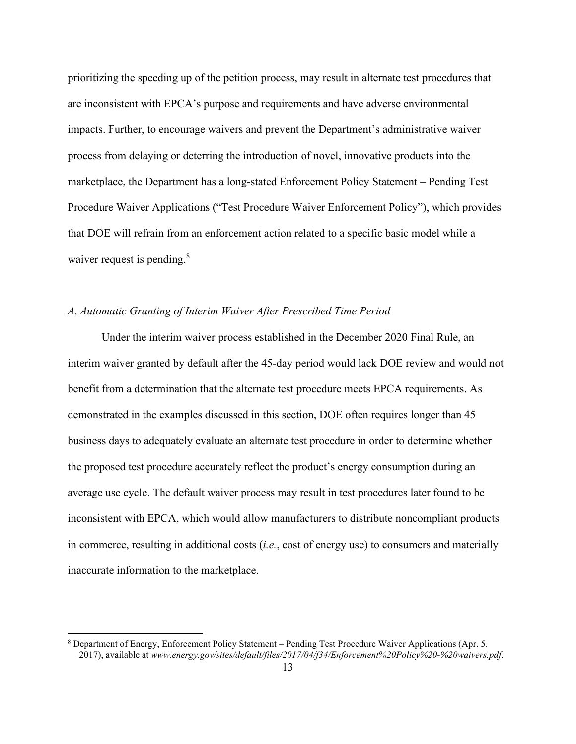prioritizing the speeding up of the petition process, may result in alternate test procedures that are inconsistent with EPCA's purpose and requirements and have adverse environmental impacts. Further, to encourage waivers and prevent the Department's administrative waiver process from delaying or deterring the introduction of novel, innovative products into the marketplace, the Department has a long-stated Enforcement Policy Statement – Pending Test Procedure Waiver Applications ("Test Procedure Waiver Enforcement Policy"), which provides that DOE will refrain from an enforcement action related to a specific basic model while a waiver request is pending.[8]

*A. Automatic Granting of Interim Waiver After Prescribed Time Period*

Under the interim waiver process established in the December 2020 Final Rule, an interim waiver granted by default after the 45-day period would lack DOE review and would not benefit from a determination that the alternate test procedure meets EPCA requirements. As demonstrated in the examples discussed in this section, DOE often requires longer than 45 business days to adequately evaluate an alternate test procedure in order to determine whether the proposed test procedure accurately reflect the product's energy consumption during an average use cycle. The default waiver process may result in test procedures later found to be inconsistent with EPCA, which would allow manufacturers to distribute noncompliant products in commerce, resulting in additional costs (*i.e.*, cost of energy use) to consumers and materially inaccurate information to the marketplace.

[8] Department of Energy, Enforcement Policy Statement – Pending Test Procedure Waiver Applications (Apr. 5. 2017), available at *www.energy.gov/sites/default/files/2017/04/f34/Enforcement%20Policy%20-%20waivers.pdf*.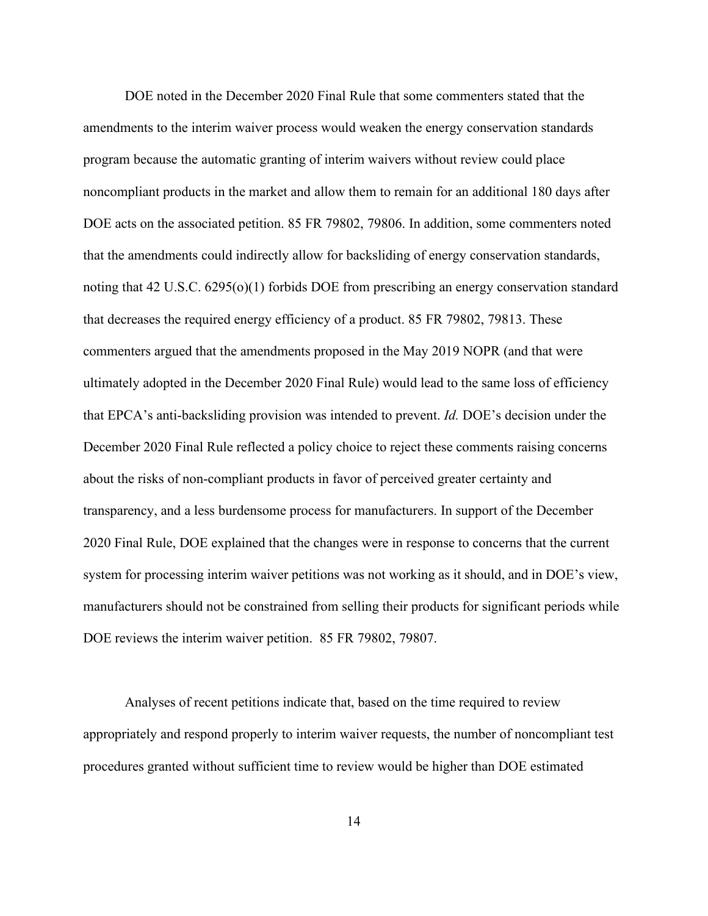DOE noted in the December 2020 Final Rule that some commenters stated that the amendments to the interim waiver process would weaken the energy conservation standards program because the automatic granting of interim waivers without review could place noncompliant products in the market and allow them to remain for an additional 180 days after DOE acts on the associated petition. 85 FR 79802, 79806. In addition, some commenters noted that the amendments could indirectly allow for backsliding of energy conservation standards, noting that 42 U.S.C. 6295(o)(1) forbids DOE from prescribing an energy conservation standard that decreases the required energy efficiency of a product. 85 FR 79802, 79813. These commenters argued that the amendments proposed in the May 2019 NOPR (and that were ultimately adopted in the December 2020 Final Rule) would lead to the same loss of efficiency that EPCA's anti-backsliding provision was intended to prevent. *Id.* DOE's decision under the December 2020 Final Rule reflected a policy choice to reject these comments raising concerns about the risks of non-compliant products in favor of perceived greater certainty and transparency, and a less burdensome process for manufacturers. In support of the December 2020 Final Rule, DOE explained that the changes were in response to concerns that the current system for processing interim waiver petitions was not working as it should, and in DOE's view, manufacturers should not be constrained from selling their products for significant periods while DOE reviews the interim waiver petition. 85 FR 79802, 79807.

Analyses of recent petitions indicate that, based on the time required to review appropriately and respond properly to interim waiver requests, the number of noncompliant test procedures granted without sufficient time to review would be higher than DOE estimated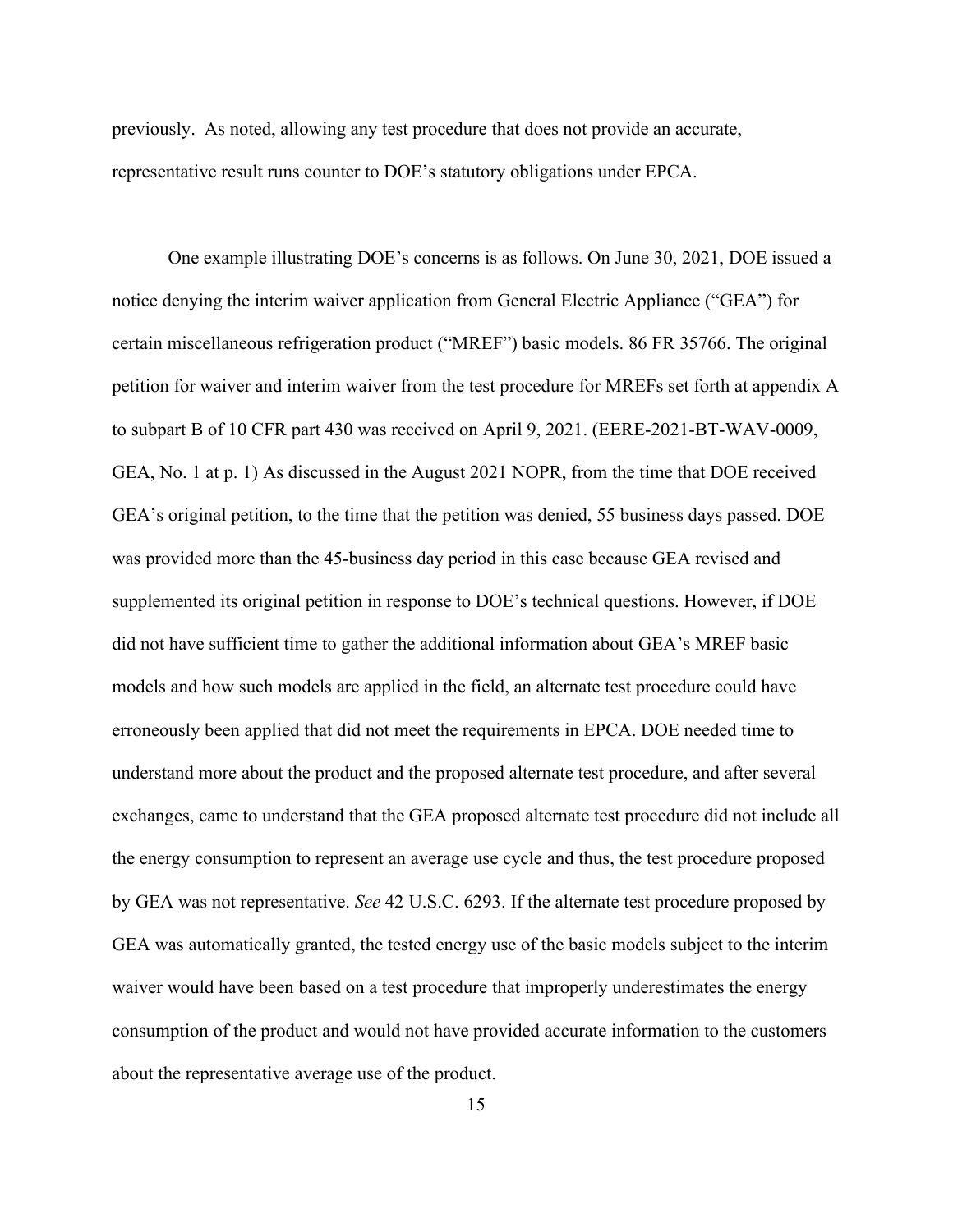previously. As noted, allowing any test procedure that does not provide an accurate, representative result runs counter to DOE's statutory obligations under EPCA.

One example illustrating DOE's concerns is as follows. On June 30, 2021, DOE issued a notice denying the interim waiver application from General Electric Appliance ("GEA") for certain miscellaneous refrigeration product ("MREF") basic models. 86 FR 35766. The original petition for waiver and interim waiver from the test procedure for MREFs set forth at appendix A to subpart B of 10 CFR part 430 was received on April 9, 2021. (EERE-2021-BT-WAV-0009, GEA, No. 1 at p. 1) As discussed in the August 2021 NOPR, from the time that DOE received GEA's original petition, to the time that the petition was denied, 55 business days passed. DOE was provided more than the 45-business day period in this case because GEA revised and supplemented its original petition in response to DOE's technical questions. However, if DOE did not have sufficient time to gather the additional information about GEA's MREF basic models and how such models are applied in the field, an alternate test procedure could have erroneously been applied that did not meet the requirements in EPCA. DOE needed time to understand more about the product and the proposed alternate test procedure, and after several exchanges, came to understand that the GEA proposed alternate test procedure did not include all the energy consumption to represent an average use cycle and thus, the test procedure proposed by GEA was not representative. *See* 42 U.S.C. 6293. If the alternate test procedure proposed by GEA was automatically granted, the tested energy use of the basic models subject to the interim waiver would have been based on a test procedure that improperly underestimates the energy consumption of the product and would not have provided accurate information to the customers about the representative average use of the product.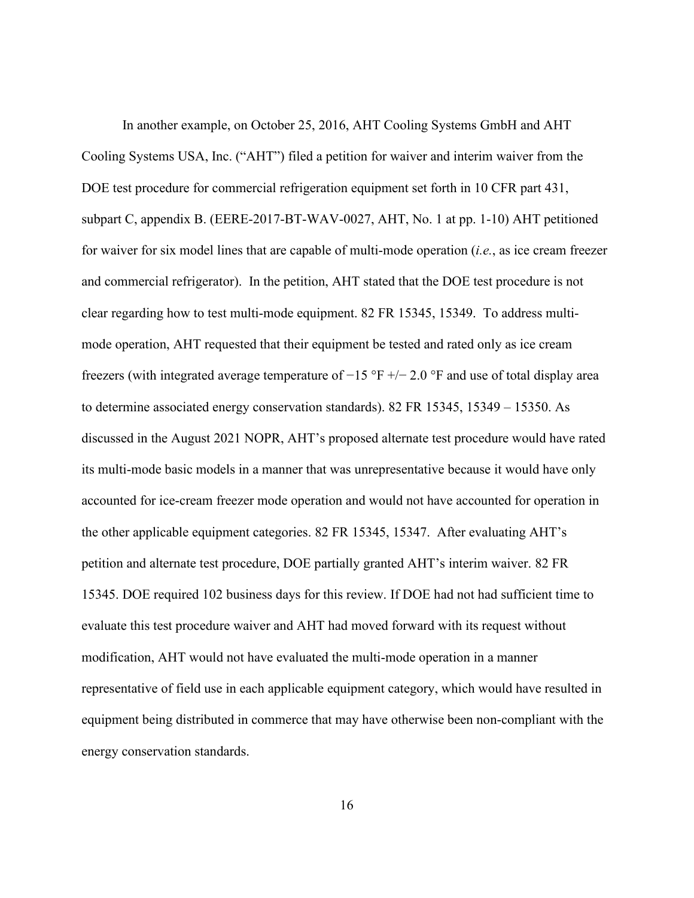In another example, on October 25, 2016, AHT Cooling Systems GmbH and AHT Cooling Systems USA, Inc. ("AHT") filed a petition for waiver and interim waiver from the DOE test procedure for commercial refrigeration equipment set forth in 10 CFR part 431, subpart C, appendix B. (EERE-2017-BT-WAV-0027, AHT, No. 1 at pp. 1-10) AHT petitioned for waiver for six model lines that are capable of multi-mode operation (*i.e.*, as ice cream freezer and commercial refrigerator). In the petition, AHT stated that the DOE test procedure is not clear regarding how to test multi-mode equipment. 82 FR 15345, 15349. To address multi-mode operation, AHT requested that their equipment be tested and rated only as ice cream freezers (with integrated average temperature of −15 °F +/− 2.0 °F and use of total display area to determine associated energy conservation standards). 82 FR 15345, 15349 – 15350. As discussed in the August 2021 NOPR, AHT's proposed alternate test procedure would have rated its multi-mode basic models in a manner that was unrepresentative because it would have only accounted for ice-cream freezer mode operation and would not have accounted for operation in the other applicable equipment categories. 82 FR 15345, 15347. After evaluating AHT's petition and alternate test procedure, DOE partially granted AHT's interim waiver. 82 FR 15345. DOE required 102 business days for this review. If DOE had not had sufficient time to evaluate this test procedure waiver and AHT had moved forward with its request without modification, AHT would not have evaluated the multi-mode operation in a manner representative of field use in each applicable equipment category, which would have resulted in equipment being distributed in commerce that may have otherwise been non-compliant with the energy conservation standards.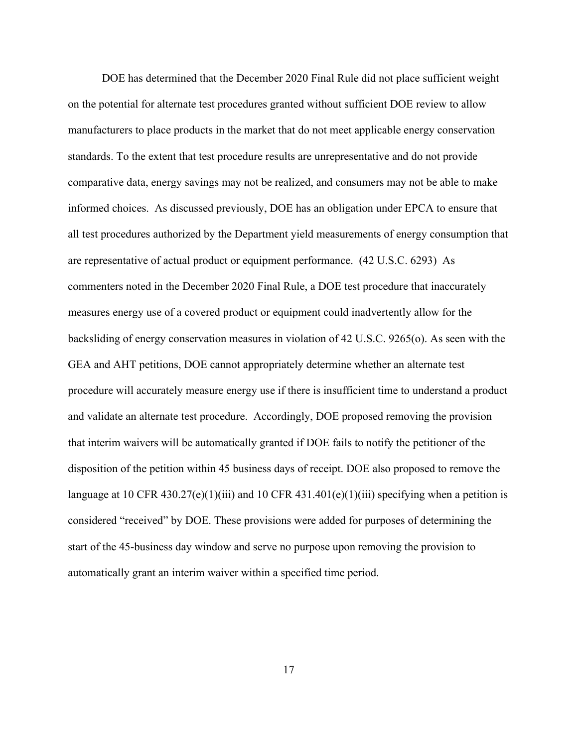DOE has determined that the December 2020 Final Rule did not place sufficient weight on the potential for alternate test procedures granted without sufficient DOE review to allow manufacturers to place products in the market that do not meet applicable energy conservation standards. To the extent that test procedure results are unrepresentative and do not provide comparative data, energy savings may not be realized, and consumers may not be able to make informed choices. As discussed previously, DOE has an obligation under EPCA to ensure that all test procedures authorized by the Department yield measurements of energy consumption that are representative of actual product or equipment performance. (42 U.S.C. 6293) As commenters noted in the December 2020 Final Rule, a DOE test procedure that inaccurately measures energy use of a covered product or equipment could inadvertently allow for the backsliding of energy conservation measures in violation of 42 U.S.C. 9265(o). As seen with the GEA and AHT petitions, DOE cannot appropriately determine whether an alternate test procedure will accurately measure energy use if there is insufficient time to understand a product and validate an alternate test procedure. Accordingly, DOE proposed removing the provision that interim waivers will be automatically granted if DOE fails to notify the petitioner of the disposition of the petition within 45 business days of receipt. DOE also proposed to remove the language at 10 CFR 430.27(e)(1)(iii) and 10 CFR 431.401(e)(1)(iii) specifying when a petition is considered "received" by DOE. These provisions were added for purposes of determining the start of the 45-business day window and serve no purpose upon removing the provision to automatically grant an interim waiver within a specified time period.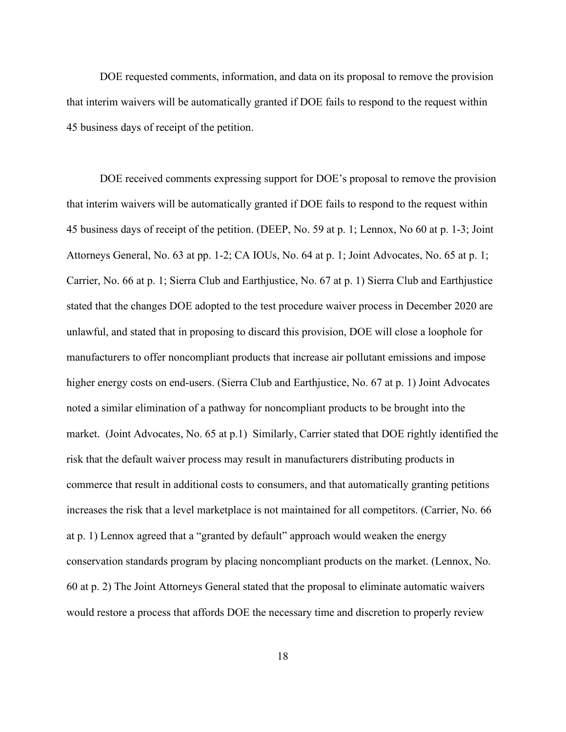DOE requested comments, information, and data on its proposal to remove the provision that interim waivers will be automatically granted if DOE fails to respond to the request within 45 business days of receipt of the petition.

DOE received comments expressing support for DOE's proposal to remove the provision that interim waivers will be automatically granted if DOE fails to respond to the request within 45 business days of receipt of the petition. (DEEP, No. 59 at p. 1; Lennox, No 60 at p. 1-3; Joint Attorneys General, No. 63 at pp. 1-2; CA IOUs, No. 64 at p. 1; Joint Advocates, No. 65 at p. 1; Carrier, No. 66 at p. 1; Sierra Club and Earthjustice, No. 67 at p. 1) Sierra Club and Earthjustice stated that the changes DOE adopted to the test procedure waiver process in December 2020 are unlawful, and stated that in proposing to discard this provision, DOE will close a loophole for manufacturers to offer noncompliant products that increase air pollutant emissions and impose higher energy costs on end-users. (Sierra Club and Earthjustice, No. 67 at p. 1) Joint Advocates noted a similar elimination of a pathway for noncompliant products to be brought into the market. (Joint Advocates, No. 65 at p.1) Similarly, Carrier stated that DOE rightly identified the risk that the default waiver process may result in manufacturers distributing products in commerce that result in additional costs to consumers, and that automatically granting petitions increases the risk that a level marketplace is not maintained for all competitors. (Carrier, No. 66 at p. 1) Lennox agreed that a "granted by default" approach would weaken the energy conservation standards program by placing noncompliant products on the market. (Lennox, No. 60 at p. 2) The Joint Attorneys General stated that the proposal to eliminate automatic waivers would restore a process that affords DOE the necessary time and discretion to properly review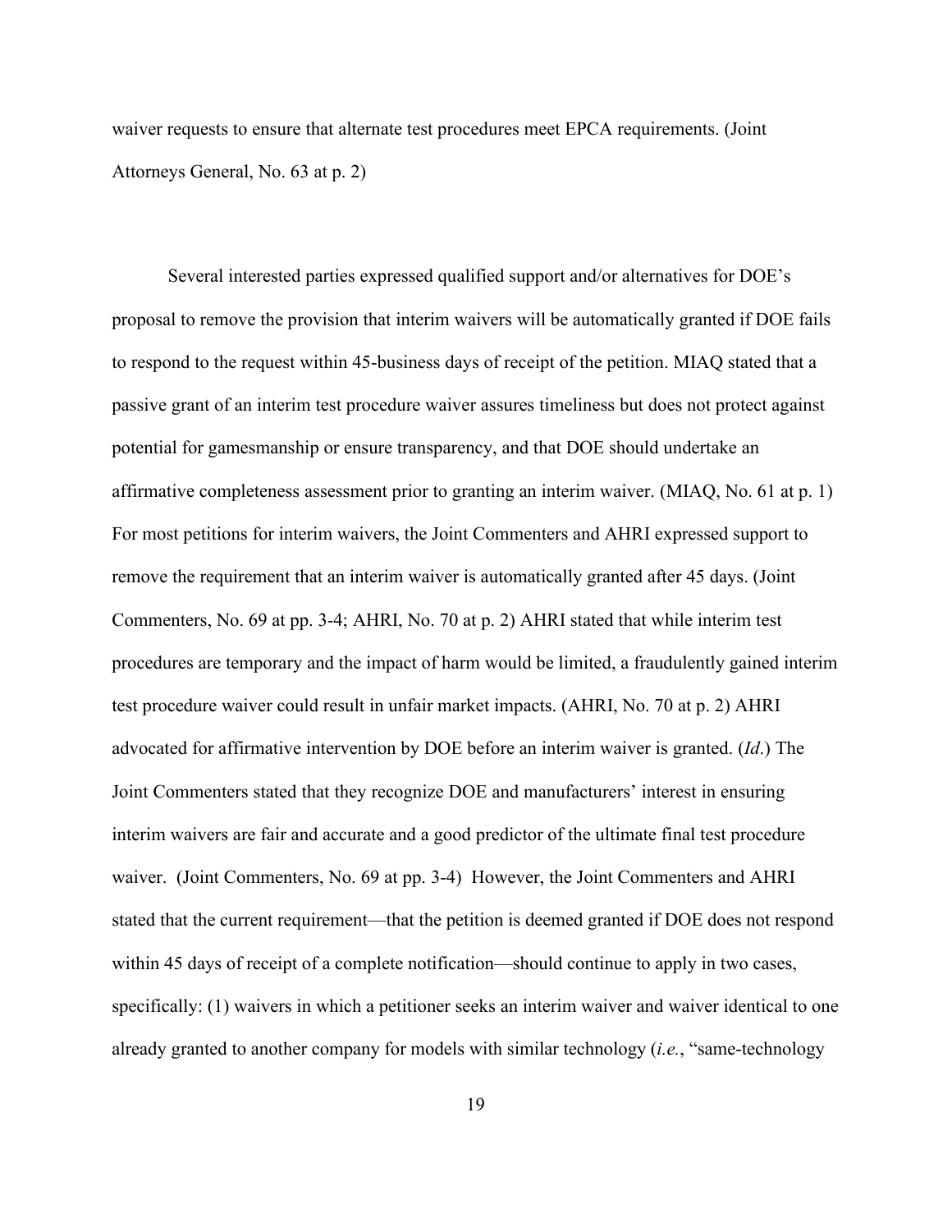waiver requests to ensure that alternate test procedures meet EPCA requirements. (Joint Attorneys General, No. 63 at p. 2)

Several interested parties expressed qualified support and/or alternatives for DOE's proposal to remove the provision that interim waivers will be automatically granted if DOE fails to respond to the request within 45-business days of receipt of the petition. MIAQ stated that a passive grant of an interim test procedure waiver assures timeliness but does not protect against potential for gamesmanship or ensure transparency, and that DOE should undertake an affirmative completeness assessment prior to granting an interim waiver. (MIAQ, No. 61 at p. 1) For most petitions for interim waivers, the Joint Commenters and AHRI expressed support to remove the requirement that an interim waiver is automatically granted after 45 days. (Joint Commenters, No. 69 at pp. 3-4; AHRI, No. 70 at p. 2) AHRI stated that while interim test procedures are temporary and the impact of harm would be limited, a fraudulently gained interim test procedure waiver could result in unfair market impacts. (AHRI, No. 70 at p. 2) AHRI advocated for affirmative intervention by DOE before an interim waiver is granted. (*Id*.) The Joint Commenters stated that they recognize DOE and manufacturers' interest in ensuring interim waivers are fair and accurate and a good predictor of the ultimate final test procedure waiver. (Joint Commenters, No. 69 at pp. 3-4) However, the Joint Commenters and AHRI stated that the current requirement—that the petition is deemed granted if DOE does not respond within 45 days of receipt of a complete notification—should continue to apply in two cases, specifically: (1) waivers in which a petitioner seeks an interim waiver and waiver identical to one already granted to another company for models with similar technology (*i.e.*, "same-technology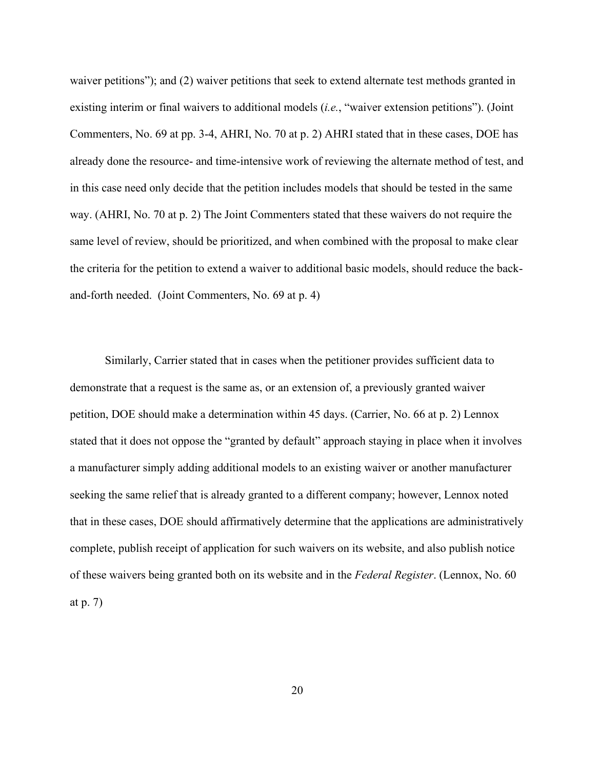waiver petitions"); and (2) waiver petitions that seek to extend alternate test methods granted in existing interim or final waivers to additional models (*i.e.*, "waiver extension petitions"). (Joint Commenters, No. 69 at pp. 3-4, AHRI, No. 70 at p. 2) AHRI stated that in these cases, DOE has already done the resource- and time-intensive work of reviewing the alternate method of test, and in this case need only decide that the petition includes models that should be tested in the same way. (AHRI, No. 70 at p. 2) The Joint Commenters stated that these waivers do not require the same level of review, should be prioritized, and when combined with the proposal to make clear the criteria for the petition to extend a waiver to additional basic models, should reduce the back-and-forth needed. (Joint Commenters, No. 69 at p. 4)

Similarly, Carrier stated that in cases when the petitioner provides sufficient data to demonstrate that a request is the same as, or an extension of, a previously granted waiver petition, DOE should make a determination within 45 days. (Carrier, No. 66 at p. 2) Lennox stated that it does not oppose the "granted by default" approach staying in place when it involves a manufacturer simply adding additional models to an existing waiver or another manufacturer seeking the same relief that is already granted to a different company; however, Lennox noted that in these cases, DOE should affirmatively determine that the applications are administratively complete, publish receipt of application for such waivers on its website, and also publish notice of these waivers being granted both on its website and in the *Federal Register*. (Lennox, No. 60 at p. 7)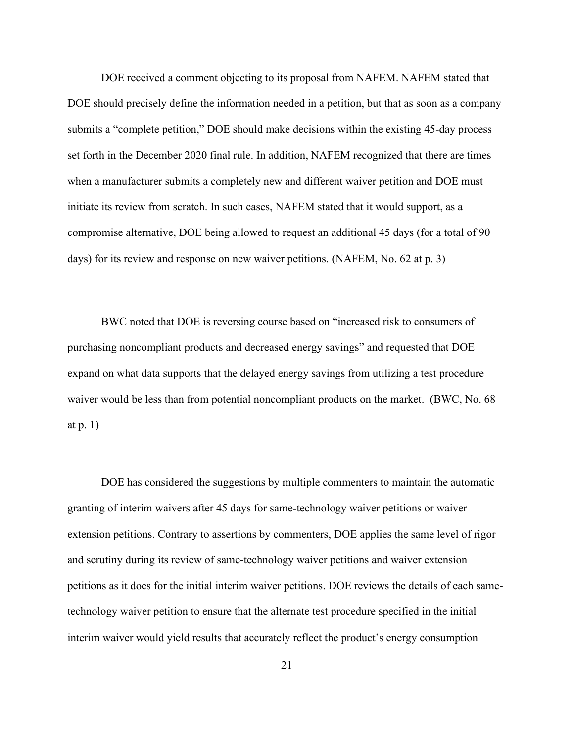DOE received a comment objecting to its proposal from NAFEM. NAFEM stated that DOE should precisely define the information needed in a petition, but that as soon as a company submits a "complete petition," DOE should make decisions within the existing 45-day process set forth in the December 2020 final rule. In addition, NAFEM recognized that there are times when a manufacturer submits a completely new and different waiver petition and DOE must initiate its review from scratch. In such cases, NAFEM stated that it would support, as a compromise alternative, DOE being allowed to request an additional 45 days (for a total of 90 days) for its review and response on new waiver petitions. (NAFEM, No. 62 at p. 3)

BWC noted that DOE is reversing course based on "increased risk to consumers of purchasing noncompliant products and decreased energy savings" and requested that DOE expand on what data supports that the delayed energy savings from utilizing a test procedure waiver would be less than from potential noncompliant products on the market. (BWC, No. 68 at p. 1)

DOE has considered the suggestions by multiple commenters to maintain the automatic granting of interim waivers after 45 days for same-technology waiver petitions or waiver extension petitions. Contrary to assertions by commenters, DOE applies the same level of rigor and scrutiny during its review of same-technology waiver petitions and waiver extension petitions as it does for the initial interim waiver petitions. DOE reviews the details of each same-technology waiver petition to ensure that the alternate test procedure specified in the initial interim waiver would yield results that accurately reflect the product's energy consumption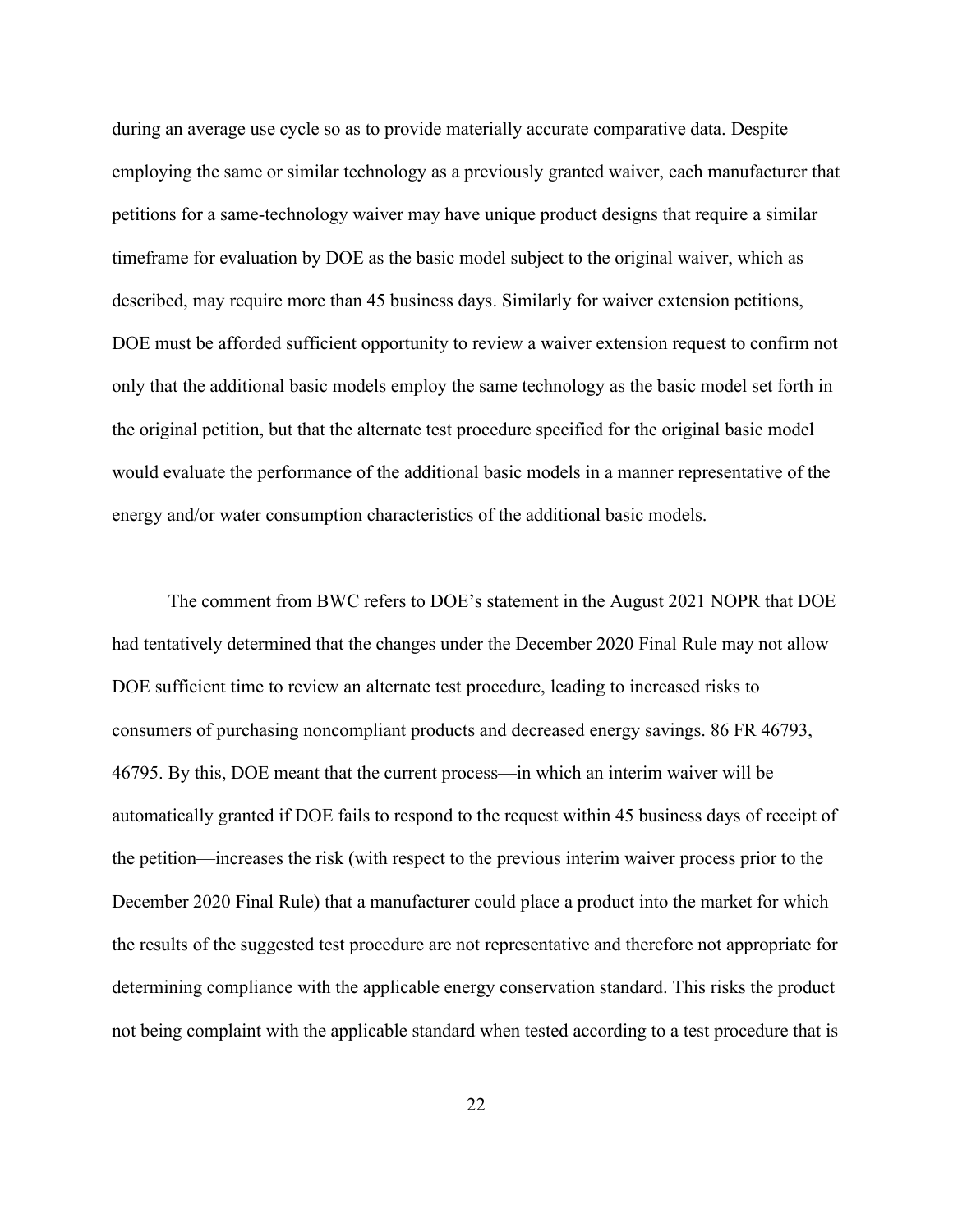during an average use cycle so as to provide materially accurate comparative data. Despite employing the same or similar technology as a previously granted waiver, each manufacturer that petitions for a same-technology waiver may have unique product designs that require a similar timeframe for evaluation by DOE as the basic model subject to the original waiver, which as described, may require more than 45 business days. Similarly for waiver extension petitions, DOE must be afforded sufficient opportunity to review a waiver extension request to confirm not only that the additional basic models employ the same technology as the basic model set forth in the original petition, but that the alternate test procedure specified for the original basic model would evaluate the performance of the additional basic models in a manner representative of the energy and/or water consumption characteristics of the additional basic models.

The comment from BWC refers to DOE's statement in the August 2021 NOPR that DOE had tentatively determined that the changes under the December 2020 Final Rule may not allow DOE sufficient time to review an alternate test procedure, leading to increased risks to consumers of purchasing noncompliant products and decreased energy savings. 86 FR 46793, 46795. By this, DOE meant that the current process—in which an interim waiver will be automatically granted if DOE fails to respond to the request within 45 business days of receipt of the petition—increases the risk (with respect to the previous interim waiver process prior to the December 2020 Final Rule) that a manufacturer could place a product into the market for which the results of the suggested test procedure are not representative and therefore not appropriate for determining compliance with the applicable energy conservation standard. This risks the product not being complaint with the applicable standard when tested according to a test procedure that is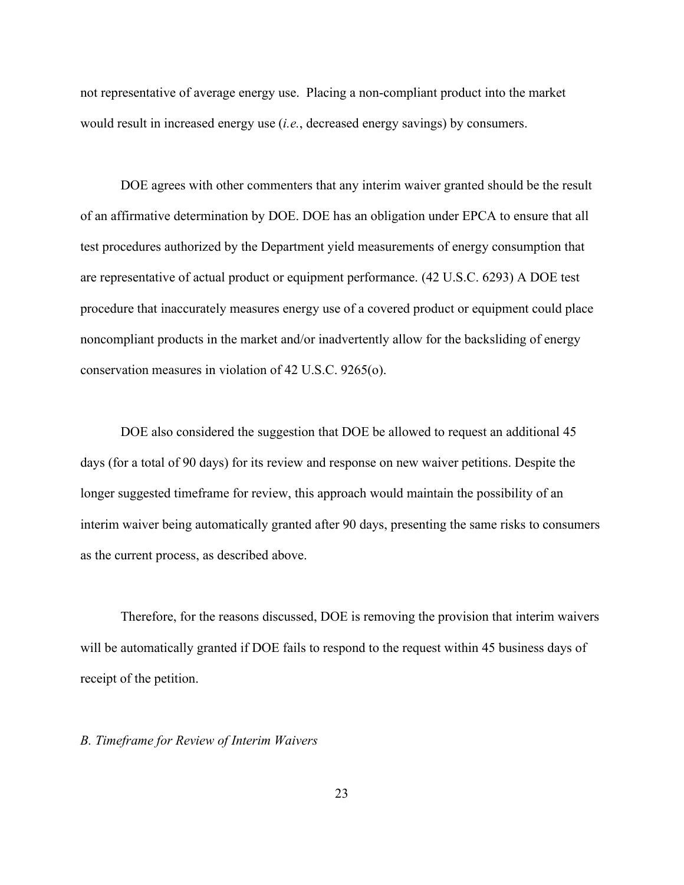not representative of average energy use. Placing a non-compliant product into the market would result in increased energy use (*i.e.*, decreased energy savings) by consumers.

DOE agrees with other commenters that any interim waiver granted should be the result of an affirmative determination by DOE. DOE has an obligation under EPCA to ensure that all test procedures authorized by the Department yield measurements of energy consumption that are representative of actual product or equipment performance. (42 U.S.C. 6293) A DOE test procedure that inaccurately measures energy use of a covered product or equipment could place noncompliant products in the market and/or inadvertently allow for the backsliding of energy conservation measures in violation of 42 U.S.C. 9265(o).

DOE also considered the suggestion that DOE be allowed to request an additional 45 days (for a total of 90 days) for its review and response on new waiver petitions. Despite the longer suggested timeframe for review, this approach would maintain the possibility of an interim waiver being automatically granted after 90 days, presenting the same risks to consumers as the current process, as described above.

Therefore, for the reasons discussed, DOE is removing the provision that interim waivers will be automatically granted if DOE fails to respond to the request within 45 business days of receipt of the petition.

### *B. Timeframe for Review of Interim Waivers*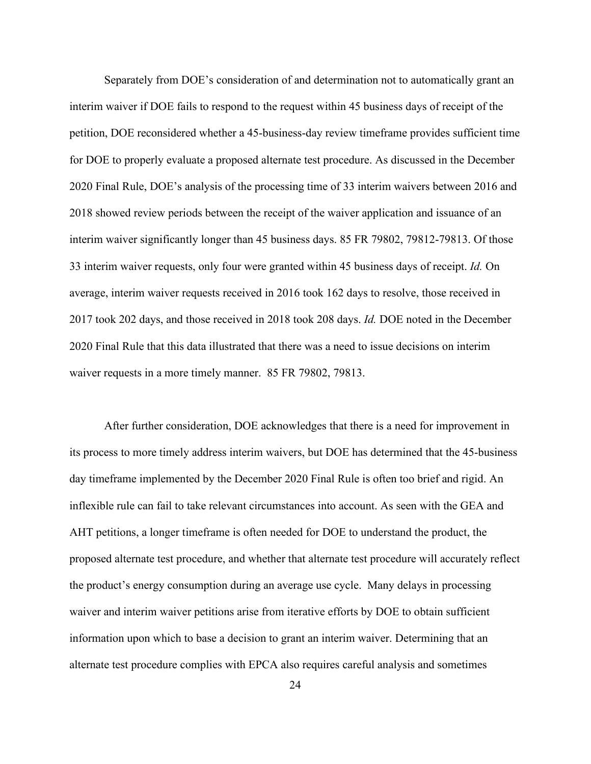Separately from DOE's consideration of and determination not to automatically grant an interim waiver if DOE fails to respond to the request within 45 business days of receipt of the petition, DOE reconsidered whether a 45-business-day review timeframe provides sufficient time for DOE to properly evaluate a proposed alternate test procedure. As discussed in the December 2020 Final Rule, DOE's analysis of the processing time of 33 interim waivers between 2016 and 2018 showed review periods between the receipt of the waiver application and issuance of an interim waiver significantly longer than 45 business days. 85 FR 79802, 79812-79813. Of those 33 interim waiver requests, only four were granted within 45 business days of receipt. *Id.* On average, interim waiver requests received in 2016 took 162 days to resolve, those received in 2017 took 202 days, and those received in 2018 took 208 days. *Id.* DOE noted in the December 2020 Final Rule that this data illustrated that there was a need to issue decisions on interim waiver requests in a more timely manner. 85 FR 79802, 79813.

After further consideration, DOE acknowledges that there is a need for improvement in its process to more timely address interim waivers, but DOE has determined that the 45-business day timeframe implemented by the December 2020 Final Rule is often too brief and rigid. An inflexible rule can fail to take relevant circumstances into account. As seen with the GEA and AHT petitions, a longer timeframe is often needed for DOE to understand the product, the proposed alternate test procedure, and whether that alternate test procedure will accurately reflect the product's energy consumption during an average use cycle. Many delays in processing waiver and interim waiver petitions arise from iterative efforts by DOE to obtain sufficient information upon which to base a decision to grant an interim waiver. Determining that an alternate test procedure complies with EPCA also requires careful analysis and sometimes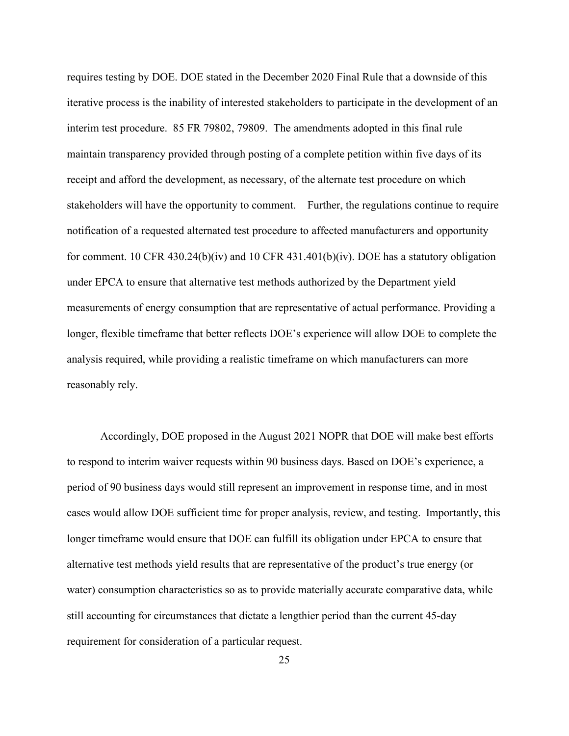requires testing by DOE. DOE stated in the December 2020 Final Rule that a downside of this iterative process is the inability of interested stakeholders to participate in the development of an interim test procedure. 85 FR 79802, 79809. The amendments adopted in this final rule maintain transparency provided through posting of a complete petition within five days of its receipt and afford the development, as necessary, of the alternate test procedure on which stakeholders will have the opportunity to comment. Further, the regulations continue to require notification of a requested alternated test procedure to affected manufacturers and opportunity for comment. 10 CFR 430.24(b)(iv) and 10 CFR 431.401(b)(iv). DOE has a statutory obligation under EPCA to ensure that alternative test methods authorized by the Department yield measurements of energy consumption that are representative of actual performance. Providing a longer, flexible timeframe that better reflects DOE's experience will allow DOE to complete the analysis required, while providing a realistic timeframe on which manufacturers can more reasonably rely.

Accordingly, DOE proposed in the August 2021 NOPR that DOE will make best efforts to respond to interim waiver requests within 90 business days. Based on DOE's experience, a period of 90 business days would still represent an improvement in response time, and in most cases would allow DOE sufficient time for proper analysis, review, and testing. Importantly, this longer timeframe would ensure that DOE can fulfill its obligation under EPCA to ensure that alternative test methods yield results that are representative of the product's true energy (or water) consumption characteristics so as to provide materially accurate comparative data, while still accounting for circumstances that dictate a lengthier period than the current 45-day requirement for consideration of a particular request.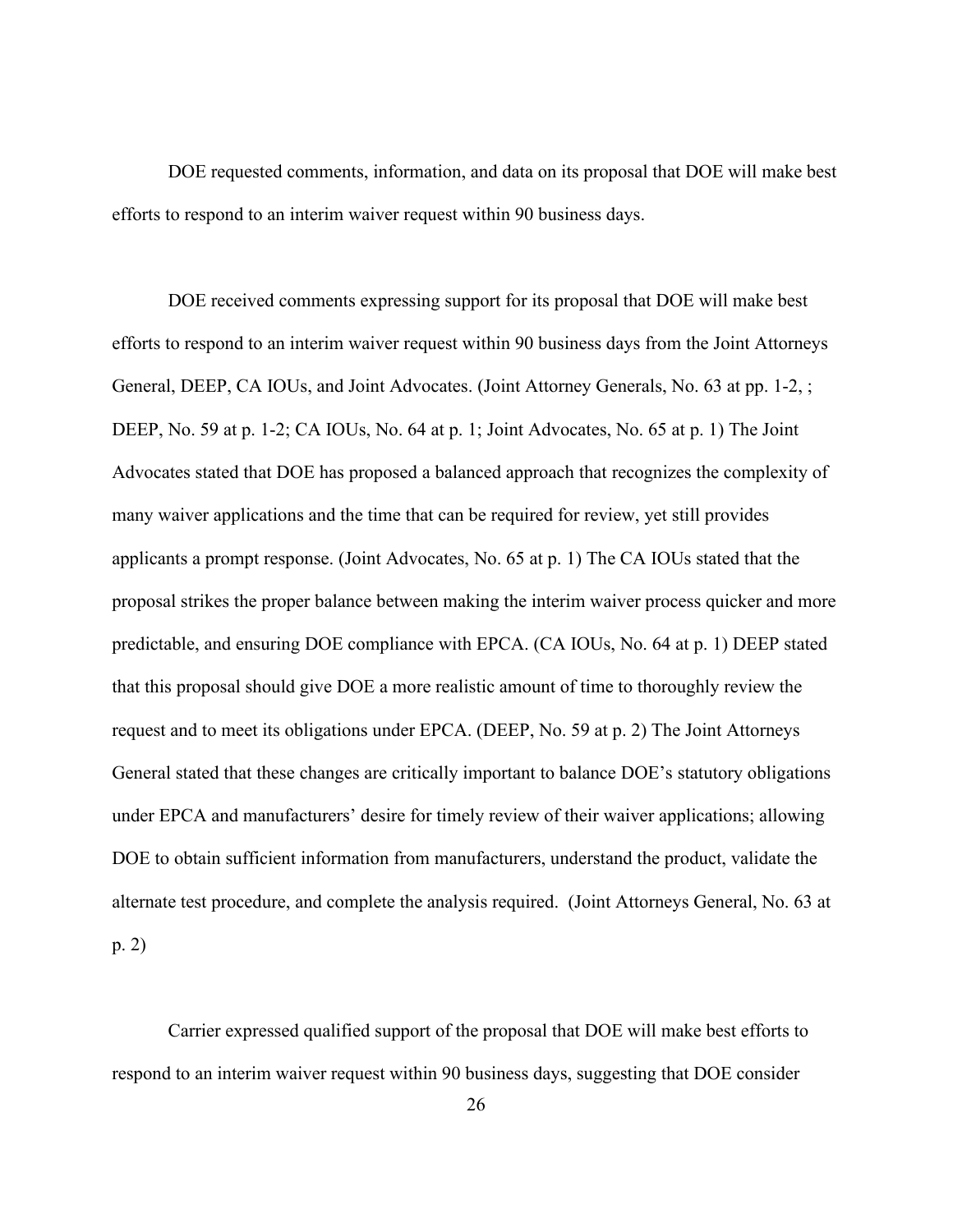DOE requested comments, information, and data on its proposal that DOE will make best efforts to respond to an interim waiver request within 90 business days.

DOE received comments expressing support for its proposal that DOE will make best efforts to respond to an interim waiver request within 90 business days from the Joint Attorneys General, DEEP, CA IOUs, and Joint Advocates. (Joint Attorney Generals, No. 63 at pp. 1-2, ; DEEP, No. 59 at p. 1-2; CA IOUs, No. 64 at p. 1; Joint Advocates, No. 65 at p. 1) The Joint Advocates stated that DOE has proposed a balanced approach that recognizes the complexity of many waiver applications and the time that can be required for review, yet still provides applicants a prompt response. (Joint Advocates, No. 65 at p. 1) The CA IOUs stated that the proposal strikes the proper balance between making the interim waiver process quicker and more predictable, and ensuring DOE compliance with EPCA. (CA IOUs, No. 64 at p. 1) DEEP stated that this proposal should give DOE a more realistic amount of time to thoroughly review the request and to meet its obligations under EPCA. (DEEP, No. 59 at p. 2) The Joint Attorneys General stated that these changes are critically important to balance DOE's statutory obligations under EPCA and manufacturers' desire for timely review of their waiver applications; allowing DOE to obtain sufficient information from manufacturers, understand the product, validate the alternate test procedure, and complete the analysis required. (Joint Attorneys General, No. 63 at p. 2)

Carrier expressed qualified support of the proposal that DOE will make best efforts to respond to an interim waiver request within 90 business days, suggesting that DOE consider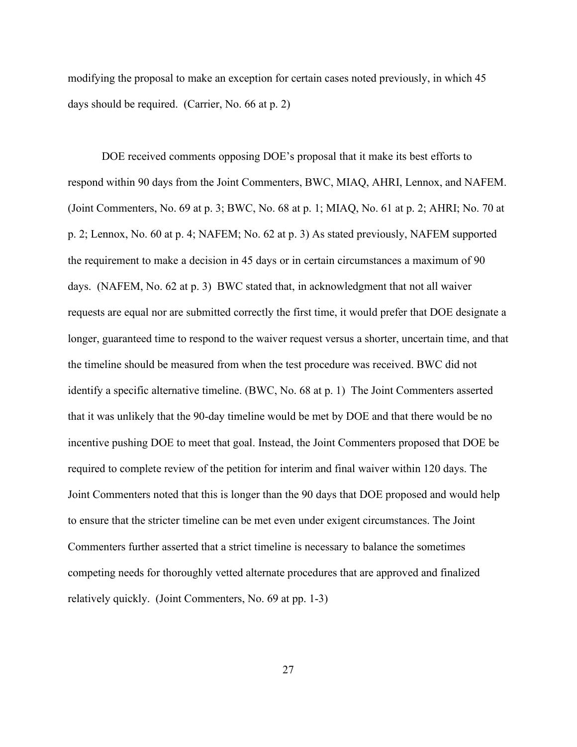modifying the proposal to make an exception for certain cases noted previously, in which 45 days should be required. (Carrier, No. 66 at p. 2)

DOE received comments opposing DOE's proposal that it make its best efforts to respond within 90 days from the Joint Commenters, BWC, MIAQ, AHRI, Lennox, and NAFEM. (Joint Commenters, No. 69 at p. 3; BWC, No. 68 at p. 1; MIAQ, No. 61 at p. 2; AHRI; No. 70 at p. 2; Lennox, No. 60 at p. 4; NAFEM; No. 62 at p. 3) As stated previously, NAFEM supported the requirement to make a decision in 45 days or in certain circumstances a maximum of 90 days. (NAFEM, No. 62 at p. 3) BWC stated that, in acknowledgment that not all waiver requests are equal nor are submitted correctly the first time, it would prefer that DOE designate a longer, guaranteed time to respond to the waiver request versus a shorter, uncertain time, and that the timeline should be measured from when the test procedure was received. BWC did not identify a specific alternative timeline. (BWC, No. 68 at p. 1) The Joint Commenters asserted that it was unlikely that the 90-day timeline would be met by DOE and that there would be no incentive pushing DOE to meet that goal. Instead, the Joint Commenters proposed that DOE be required to complete review of the petition for interim and final waiver within 120 days. The Joint Commenters noted that this is longer than the 90 days that DOE proposed and would help to ensure that the stricter timeline can be met even under exigent circumstances. The Joint Commenters further asserted that a strict timeline is necessary to balance the sometimes competing needs for thoroughly vetted alternate procedures that are approved and finalized relatively quickly. (Joint Commenters, No. 69 at pp. 1-3)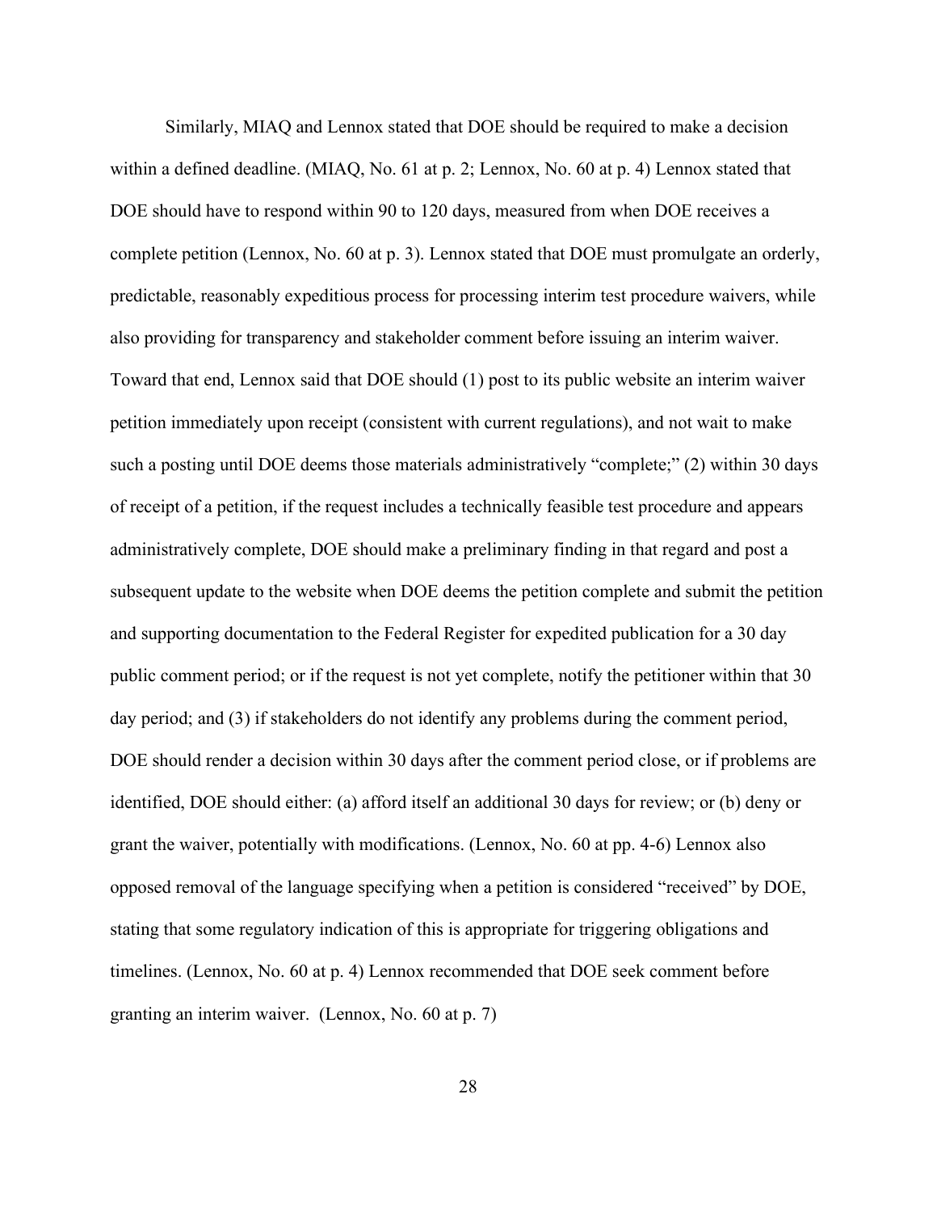Similarly, MIAQ and Lennox stated that DOE should be required to make a decision within a defined deadline. (MIAQ, No. 61 at p. 2; Lennox, No. 60 at p. 4) Lennox stated that DOE should have to respond within 90 to 120 days, measured from when DOE receives a complete petition (Lennox, No. 60 at p. 3). Lennox stated that DOE must promulgate an orderly, predictable, reasonably expeditious process for processing interim test procedure waivers, while also providing for transparency and stakeholder comment before issuing an interim waiver. Toward that end, Lennox said that DOE should (1) post to its public website an interim waiver petition immediately upon receipt (consistent with current regulations), and not wait to make such a posting until DOE deems those materials administratively "complete;" (2) within 30 days of receipt of a petition, if the request includes a technically feasible test procedure and appears administratively complete, DOE should make a preliminary finding in that regard and post a subsequent update to the website when DOE deems the petition complete and submit the petition and supporting documentation to the Federal Register for expedited publication for a 30 day public comment period; or if the request is not yet complete, notify the petitioner within that 30 day period; and (3) if stakeholders do not identify any problems during the comment period, DOE should render a decision within 30 days after the comment period close, or if problems are identified, DOE should either: (a) afford itself an additional 30 days for review; or (b) deny or grant the waiver, potentially with modifications. (Lennox, No. 60 at pp. 4-6) Lennox also opposed removal of the language specifying when a petition is considered "received" by DOE, stating that some regulatory indication of this is appropriate for triggering obligations and timelines. (Lennox, No. 60 at p. 4) Lennox recommended that DOE seek comment before granting an interim waiver. (Lennox, No. 60 at p. 7)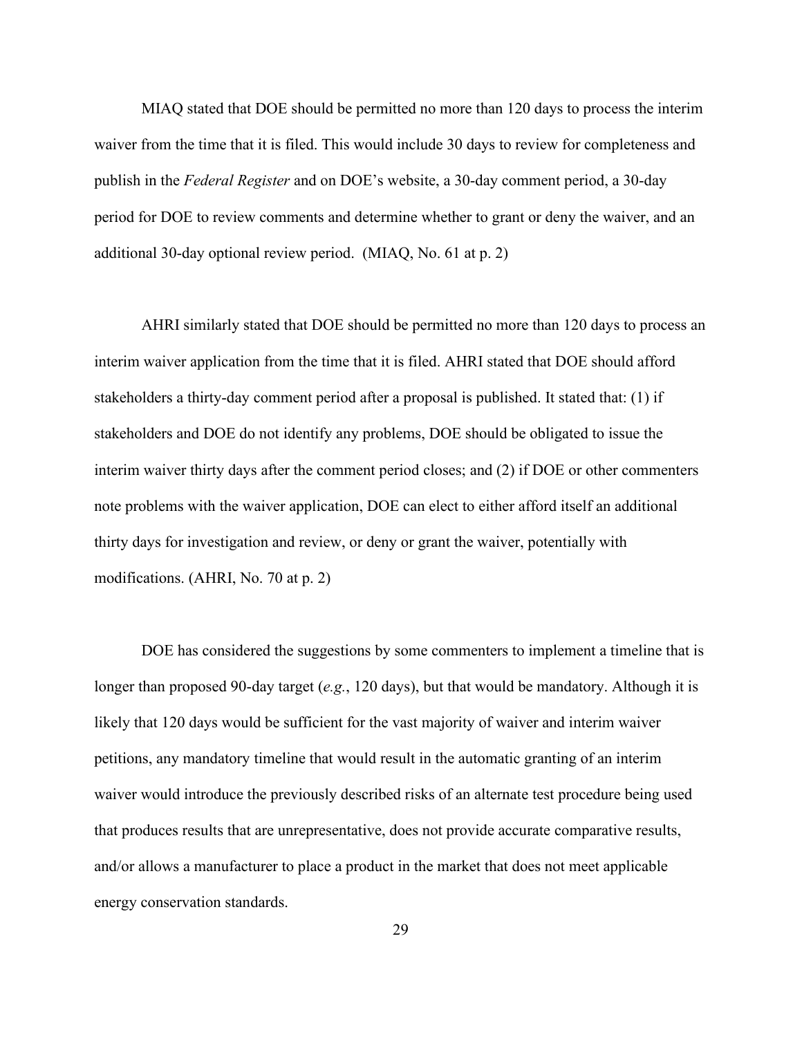MIAQ stated that DOE should be permitted no more than 120 days to process the interim waiver from the time that it is filed. This would include 30 days to review for completeness and publish in the *Federal Register* and on DOE's website, a 30-day comment period, a 30-day period for DOE to review comments and determine whether to grant or deny the waiver, and an additional 30-day optional review period. (MIAQ, No. 61 at p. 2)

AHRI similarly stated that DOE should be permitted no more than 120 days to process an interim waiver application from the time that it is filed. AHRI stated that DOE should afford stakeholders a thirty-day comment period after a proposal is published. It stated that: (1) if stakeholders and DOE do not identify any problems, DOE should be obligated to issue the interim waiver thirty days after the comment period closes; and (2) if DOE or other commenters note problems with the waiver application, DOE can elect to either afford itself an additional thirty days for investigation and review, or deny or grant the waiver, potentially with modifications. (AHRI, No. 70 at p. 2)

DOE has considered the suggestions by some commenters to implement a timeline that is longer than proposed 90-day target (*e.g.*, 120 days), but that would be mandatory. Although it is likely that 120 days would be sufficient for the vast majority of waiver and interim waiver petitions, any mandatory timeline that would result in the automatic granting of an interim waiver would introduce the previously described risks of an alternate test procedure being used that produces results that are unrepresentative, does not provide accurate comparative results, and/or allows a manufacturer to place a product in the market that does not meet applicable energy conservation standards.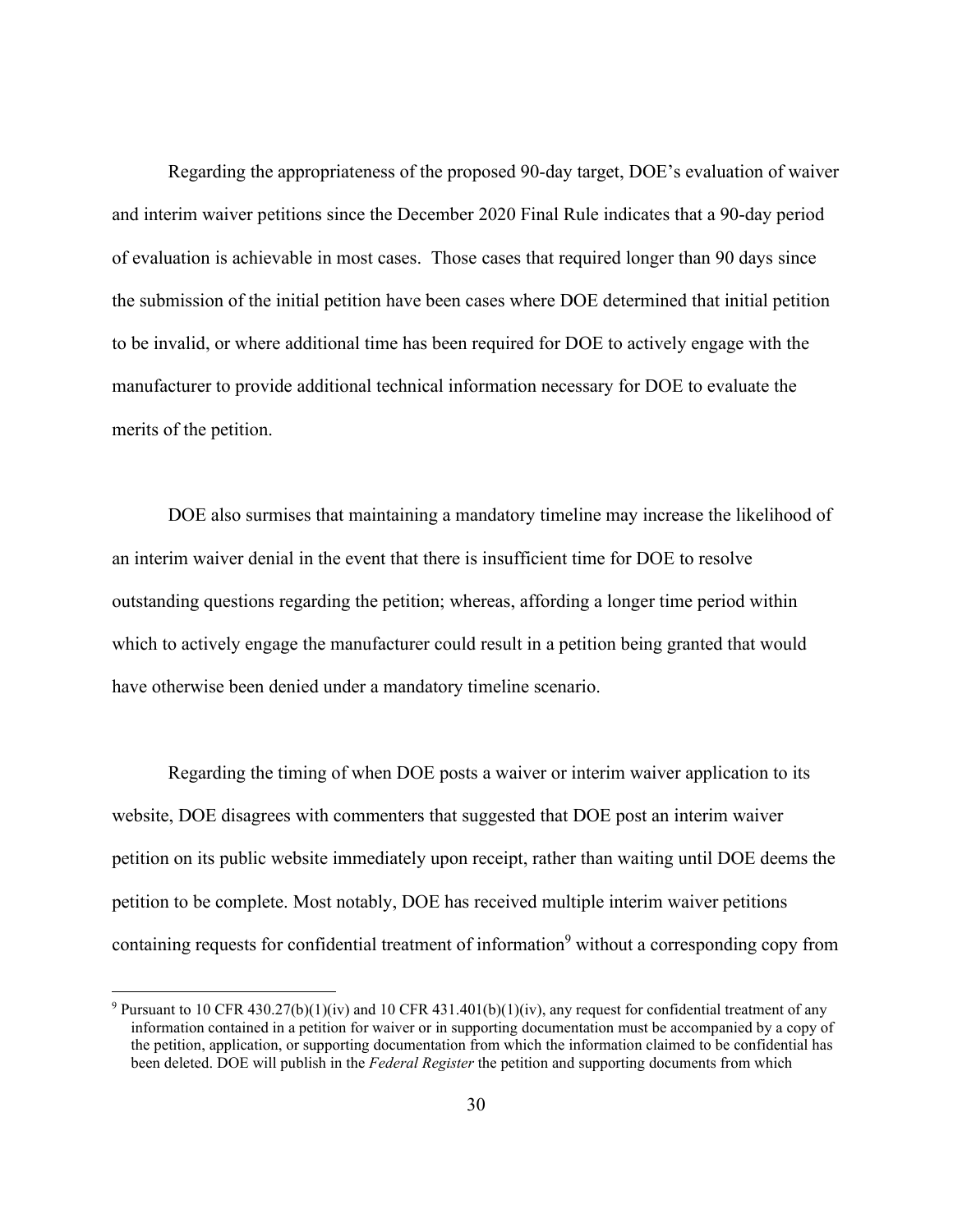Regarding the appropriateness of the proposed 90-day target, DOE's evaluation of waiver and interim waiver petitions since the December 2020 Final Rule indicates that a 90-day period of evaluation is achievable in most cases. Those cases that required longer than 90 days since the submission of the initial petition have been cases where DOE determined that initial petition to be invalid, or where additional time has been required for DOE to actively engage with the manufacturer to provide additional technical information necessary for DOE to evaluate the merits of the petition.

DOE also surmises that maintaining a mandatory timeline may increase the likelihood of an interim waiver denial in the event that there is insufficient time for DOE to resolve outstanding questions regarding the petition; whereas, affording a longer time period within which to actively engage the manufacturer could result in a petition being granted that would have otherwise been denied under a mandatory timeline scenario.

Regarding the timing of when DOE posts a waiver or interim waiver application to its website, DOE disagrees with commenters that suggested that DOE post an interim waiver petition on its public website immediately upon receipt, rather than waiting until DOE deems the petition to be complete. Most notably, DOE has received multiple interim waiver petitions containing requests for confidential treatment of information[9] without a corresponding copy from

[9] Pursuant to 10 CFR 430.27(b)(1)(iv) and 10 CFR 431.401(b)(1)(iv), any request for confidential treatment of any information contained in a petition for waiver or in supporting documentation must be accompanied by a copy of the petition, application, or supporting documentation from which the information claimed to be confidential has been deleted. DOE will publish in the *Federal Register* the petition and supporting documents from which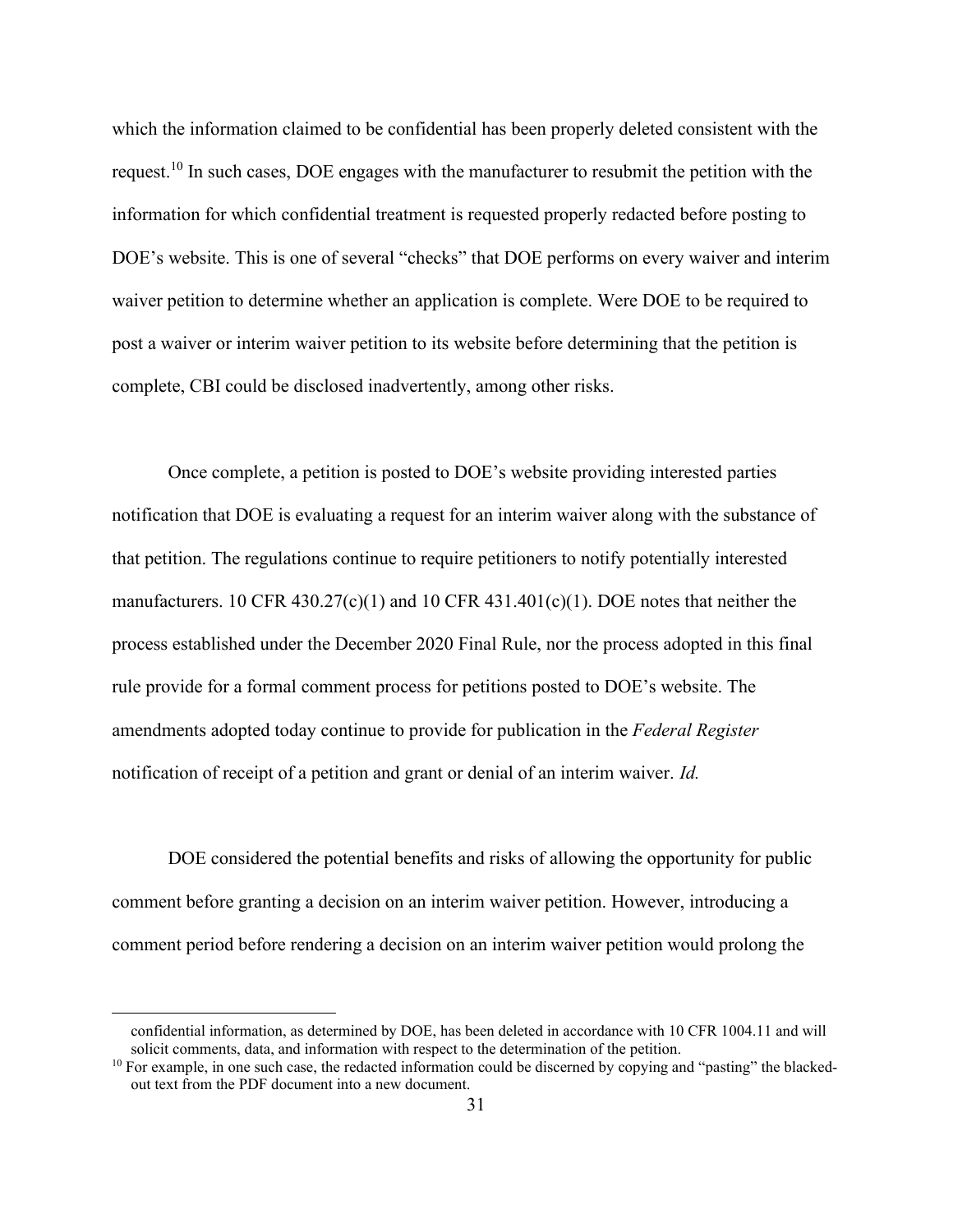which the information claimed to be confidential has been properly deleted consistent with the request.[10] In such cases, DOE engages with the manufacturer to resubmit the petition with the information for which confidential treatment is requested properly redacted before posting to DOE's website. This is one of several "checks" that DOE performs on every waiver and interim waiver petition to determine whether an application is complete. Were DOE to be required to post a waiver or interim waiver petition to its website before determining that the petition is complete, CBI could be disclosed inadvertently, among other risks.

Once complete, a petition is posted to DOE's website providing interested parties notification that DOE is evaluating a request for an interim waiver along with the substance of that petition. The regulations continue to require petitioners to notify potentially interested manufacturers. 10 CFR 430.27(c)(1) and 10 CFR 431.401(c)(1). DOE notes that neither the process established under the December 2020 Final Rule, nor the process adopted in this final rule provide for a formal comment process for petitions posted to DOE's website. The amendments adopted today continue to provide for publication in the *Federal Register* notification of receipt of a petition and grant or denial of an interim waiver. *Id.*

DOE considered the potential benefits and risks of allowing the opportunity for public comment before granting a decision on an interim waiver petition. However, introducing a comment period before rendering a decision on an interim waiver petition would prolong the

---

confidential information, as determined by DOE, has been deleted in accordance with 10 CFR 1004.11 and will solicit comments, data, and information with respect to the determination of the petition.

[10] For example, in one such case, the redacted information could be discerned by copying and "pasting" the blacked-out text from the PDF document into a new document.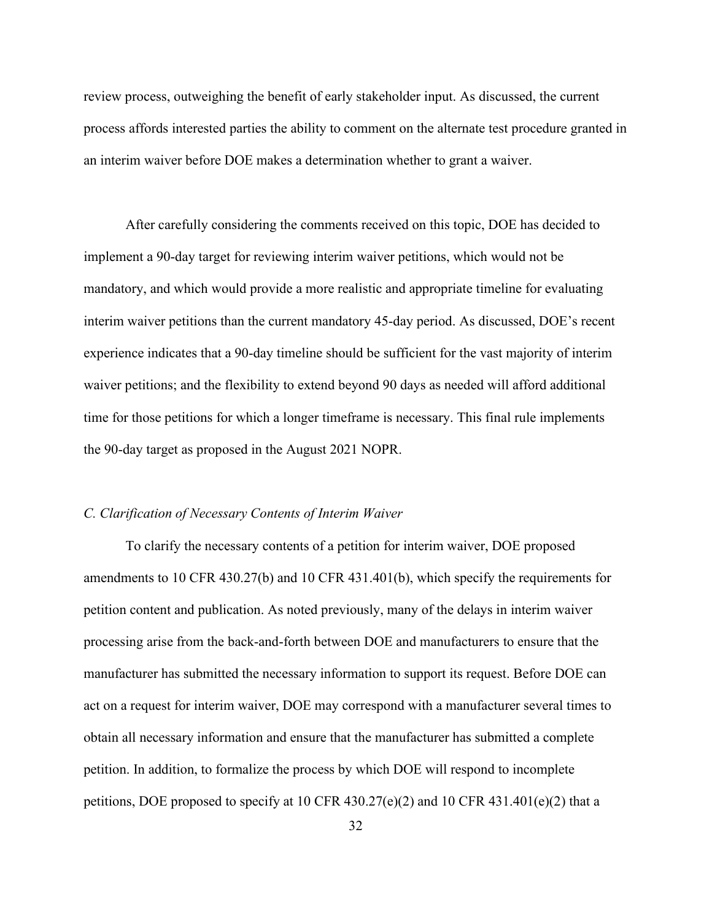review process, outweighing the benefit of early stakeholder input. As discussed, the current process affords interested parties the ability to comment on the alternate test procedure granted in an interim waiver before DOE makes a determination whether to grant a waiver.

After carefully considering the comments received on this topic, DOE has decided to implement a 90-day target for reviewing interim waiver petitions, which would not be mandatory, and which would provide a more realistic and appropriate timeline for evaluating interim waiver petitions than the current mandatory 45-day period. As discussed, DOE's recent experience indicates that a 90-day timeline should be sufficient for the vast majority of interim waiver petitions; and the flexibility to extend beyond 90 days as needed will afford additional time for those petitions for which a longer timeframe is necessary. This final rule implements the 90-day target as proposed in the August 2021 NOPR.

### *C. Clarification of Necessary Contents of Interim Waiver*

To clarify the necessary contents of a petition for interim waiver, DOE proposed amendments to 10 CFR 430.27(b) and 10 CFR 431.401(b), which specify the requirements for petition content and publication. As noted previously, many of the delays in interim waiver processing arise from the back-and-forth between DOE and manufacturers to ensure that the manufacturer has submitted the necessary information to support its request. Before DOE can act on a request for interim waiver, DOE may correspond with a manufacturer several times to obtain all necessary information and ensure that the manufacturer has submitted a complete petition. In addition, to formalize the process by which DOE will respond to incomplete petitions, DOE proposed to specify at 10 CFR 430.27(e)(2) and 10 CFR 431.401(e)(2) that a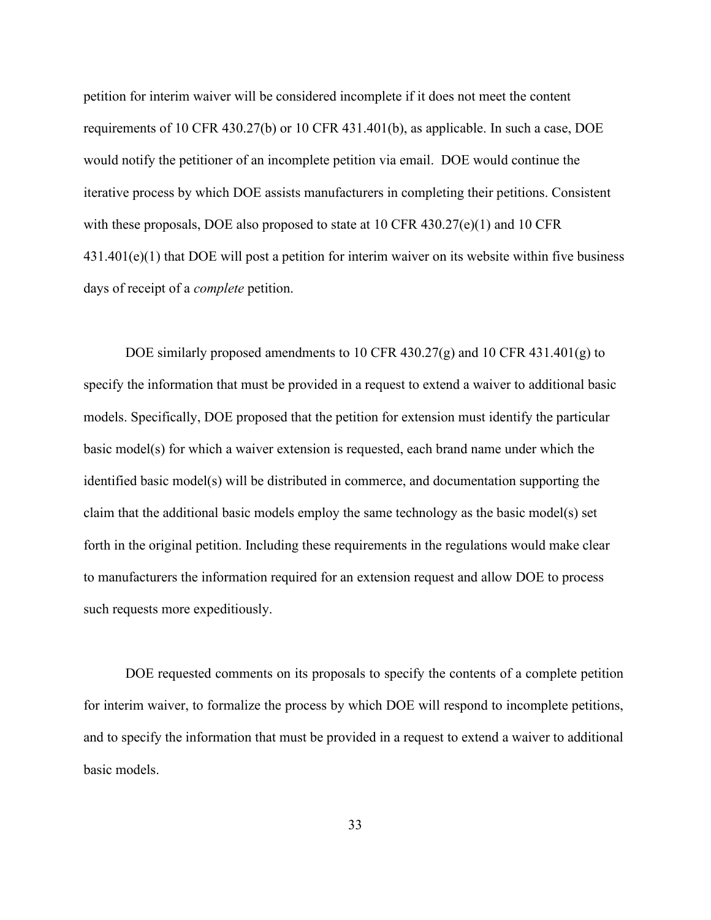petition for interim waiver will be considered incomplete if it does not meet the content requirements of 10 CFR 430.27(b) or 10 CFR 431.401(b), as applicable. In such a case, DOE would notify the petitioner of an incomplete petition via email. DOE would continue the iterative process by which DOE assists manufacturers in completing their petitions. Consistent with these proposals, DOE also proposed to state at 10 CFR 430.27(e)(1) and 10 CFR 431.401(e)(1) that DOE will post a petition for interim waiver on its website within five business days of receipt of a *complete* petition.

DOE similarly proposed amendments to 10 CFR 430.27(g) and 10 CFR 431.401(g) to specify the information that must be provided in a request to extend a waiver to additional basic models. Specifically, DOE proposed that the petition for extension must identify the particular basic model(s) for which a waiver extension is requested, each brand name under which the identified basic model(s) will be distributed in commerce, and documentation supporting the claim that the additional basic models employ the same technology as the basic model(s) set forth in the original petition. Including these requirements in the regulations would make clear to manufacturers the information required for an extension request and allow DOE to process such requests more expeditiously.

DOE requested comments on its proposals to specify the contents of a complete petition for interim waiver, to formalize the process by which DOE will respond to incomplete petitions, and to specify the information that must be provided in a request to extend a waiver to additional basic models.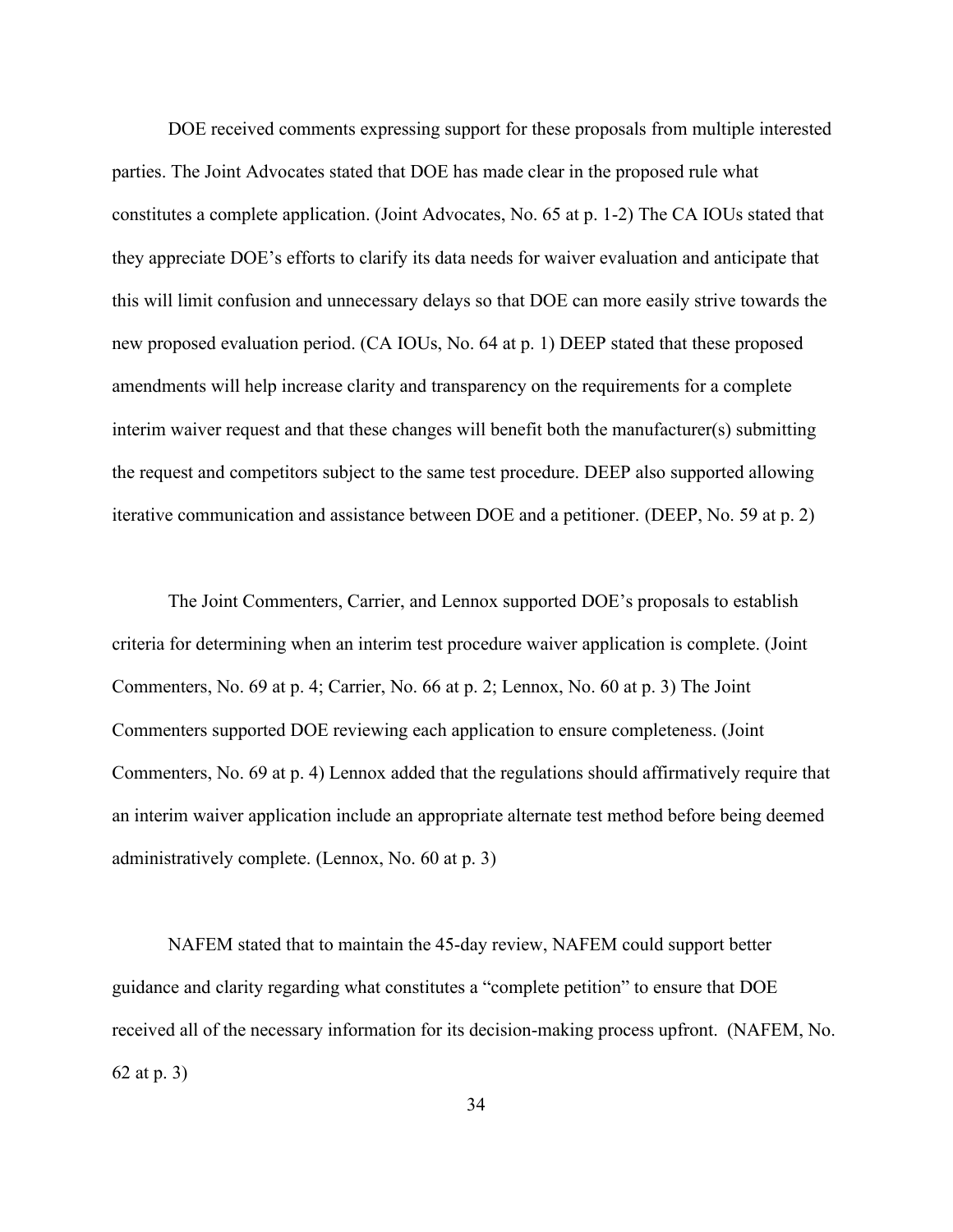DOE received comments expressing support for these proposals from multiple interested parties. The Joint Advocates stated that DOE has made clear in the proposed rule what constitutes a complete application. (Joint Advocates, No. 65 at p. 1-2) The CA IOUs stated that they appreciate DOE's efforts to clarify its data needs for waiver evaluation and anticipate that this will limit confusion and unnecessary delays so that DOE can more easily strive towards the new proposed evaluation period. (CA IOUs, No. 64 at p. 1) DEEP stated that these proposed amendments will help increase clarity and transparency on the requirements for a complete interim waiver request and that these changes will benefit both the manufacturer(s) submitting the request and competitors subject to the same test procedure. DEEP also supported allowing iterative communication and assistance between DOE and a petitioner. (DEEP, No. 59 at p. 2)

The Joint Commenters, Carrier, and Lennox supported DOE's proposals to establish criteria for determining when an interim test procedure waiver application is complete. (Joint Commenters, No. 69 at p. 4; Carrier, No. 66 at p. 2; Lennox, No. 60 at p. 3) The Joint Commenters supported DOE reviewing each application to ensure completeness. (Joint Commenters, No. 69 at p. 4) Lennox added that the regulations should affirmatively require that an interim waiver application include an appropriate alternate test method before being deemed administratively complete. (Lennox, No. 60 at p. 3)

NAFEM stated that to maintain the 45-day review, NAFEM could support better guidance and clarity regarding what constitutes a "complete petition" to ensure that DOE received all of the necessary information for its decision-making process upfront. (NAFEM, No. 62 at p. 3)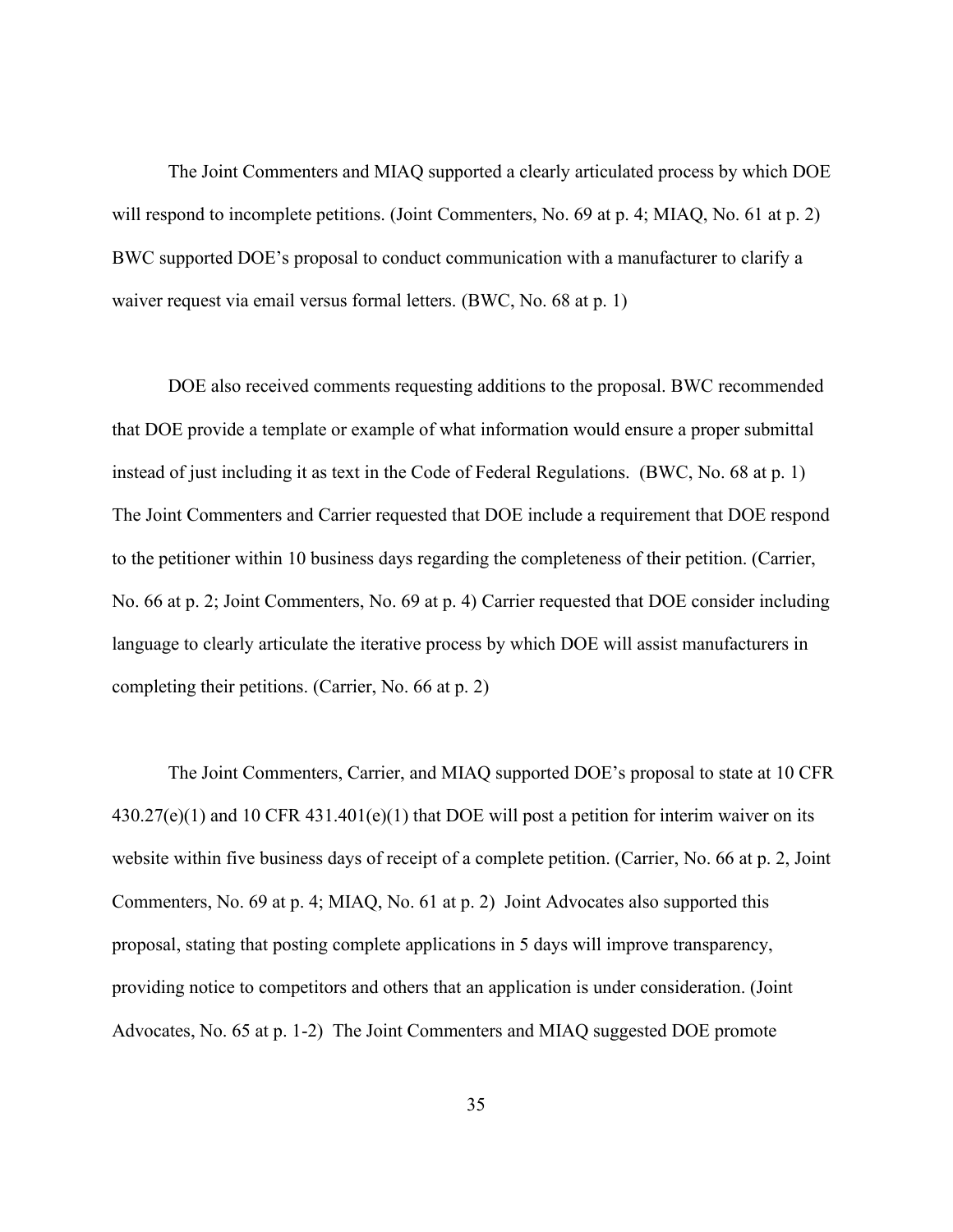The Joint Commenters and MIAQ supported a clearly articulated process by which DOE will respond to incomplete petitions. (Joint Commenters, No. 69 at p. 4; MIAQ, No. 61 at p. 2) BWC supported DOE's proposal to conduct communication with a manufacturer to clarify a waiver request via email versus formal letters. (BWC, No. 68 at p. 1)

DOE also received comments requesting additions to the proposal. BWC recommended that DOE provide a template or example of what information would ensure a proper submittal instead of just including it as text in the Code of Federal Regulations. (BWC, No. 68 at p. 1) The Joint Commenters and Carrier requested that DOE include a requirement that DOE respond to the petitioner within 10 business days regarding the completeness of their petition. (Carrier, No. 66 at p. 2; Joint Commenters, No. 69 at p. 4) Carrier requested that DOE consider including language to clearly articulate the iterative process by which DOE will assist manufacturers in completing their petitions. (Carrier, No. 66 at p. 2)

The Joint Commenters, Carrier, and MIAQ supported DOE's proposal to state at 10 CFR 430.27(e)(1) and 10 CFR 431.401(e)(1) that DOE will post a petition for interim waiver on its website within five business days of receipt of a complete petition. (Carrier, No. 66 at p. 2, Joint Commenters, No. 69 at p. 4; MIAQ, No. 61 at p. 2) Joint Advocates also supported this proposal, stating that posting complete applications in 5 days will improve transparency, providing notice to competitors and others that an application is under consideration. (Joint Advocates, No. 65 at p. 1-2) The Joint Commenters and MIAQ suggested DOE promote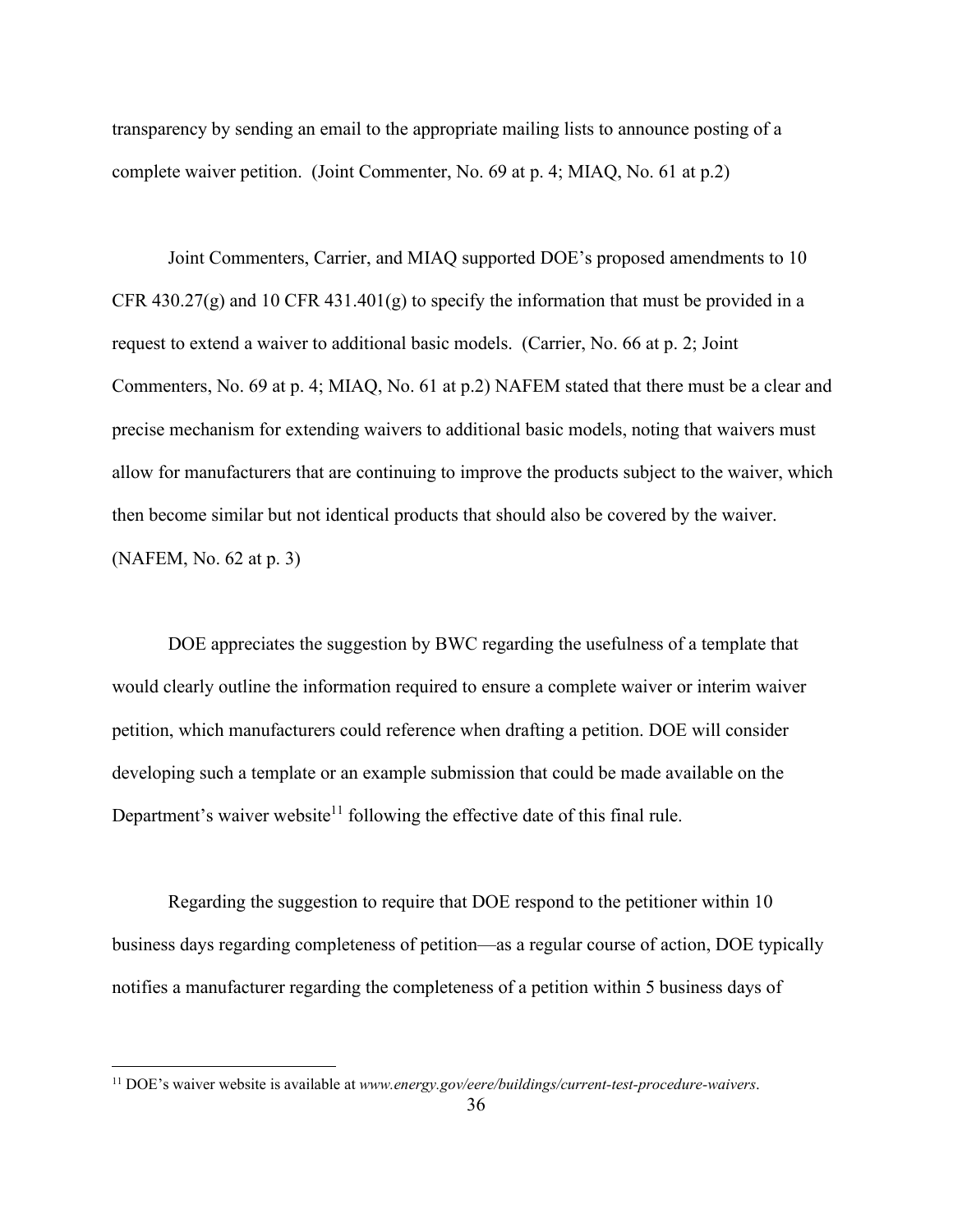transparency by sending an email to the appropriate mailing lists to announce posting of a complete waiver petition. (Joint Commenter, No. 69 at p. 4; MIAQ, No. 61 at p.2)

Joint Commenters, Carrier, and MIAQ supported DOE's proposed amendments to 10 CFR 430.27(g) and 10 CFR 431.401(g) to specify the information that must be provided in a request to extend a waiver to additional basic models. (Carrier, No. 66 at p. 2; Joint Commenters, No. 69 at p. 4; MIAQ, No. 61 at p.2) NAFEM stated that there must be a clear and precise mechanism for extending waivers to additional basic models, noting that waivers must allow for manufacturers that are continuing to improve the products subject to the waiver, which then become similar but not identical products that should also be covered by the waiver. (NAFEM, No. 62 at p. 3)

DOE appreciates the suggestion by BWC regarding the usefulness of a template that would clearly outline the information required to ensure a complete waiver or interim waiver petition, which manufacturers could reference when drafting a petition. DOE will consider developing such a template or an example submission that could be made available on the Department's waiver website[11] following the effective date of this final rule.

Regarding the suggestion to require that DOE respond to the petitioner within 10 business days regarding completeness of petition—as a regular course of action, DOE typically notifies a manufacturer regarding the completeness of a petition within 5 business days of

[11] DOE's waiver website is available at *www.energy.gov/eere/buildings/current-test-procedure-waivers*.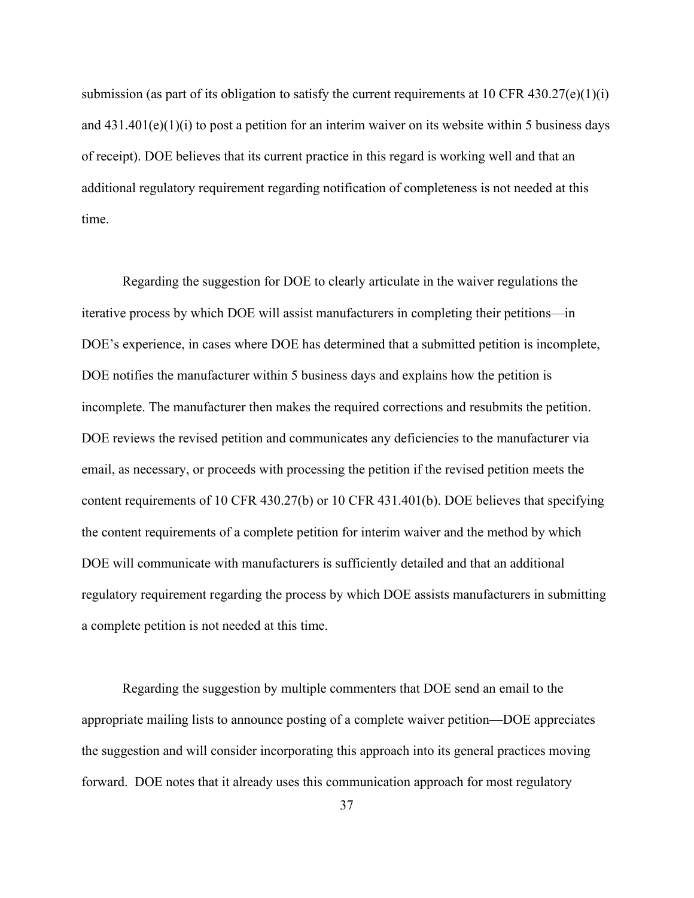submission (as part of its obligation to satisfy the current requirements at 10 CFR 430.27(e)(1)(i) and 431.401(e)(1)(i) to post a petition for an interim waiver on its website within 5 business days of receipt). DOE believes that its current practice in this regard is working well and that an additional regulatory requirement regarding notification of completeness is not needed at this time.

Regarding the suggestion for DOE to clearly articulate in the waiver regulations the iterative process by which DOE will assist manufacturers in completing their petitions—in DOE's experience, in cases where DOE has determined that a submitted petition is incomplete, DOE notifies the manufacturer within 5 business days and explains how the petition is incomplete. The manufacturer then makes the required corrections and resubmits the petition. DOE reviews the revised petition and communicates any deficiencies to the manufacturer via email, as necessary, or proceeds with processing the petition if the revised petition meets the content requirements of 10 CFR 430.27(b) or 10 CFR 431.401(b). DOE believes that specifying the content requirements of a complete petition for interim waiver and the method by which DOE will communicate with manufacturers is sufficiently detailed and that an additional regulatory requirement regarding the process by which DOE assists manufacturers in submitting a complete petition is not needed at this time.

Regarding the suggestion by multiple commenters that DOE send an email to the appropriate mailing lists to announce posting of a complete waiver petition—DOE appreciates the suggestion and will consider incorporating this approach into its general practices moving forward. DOE notes that it already uses this communication approach for most regulatory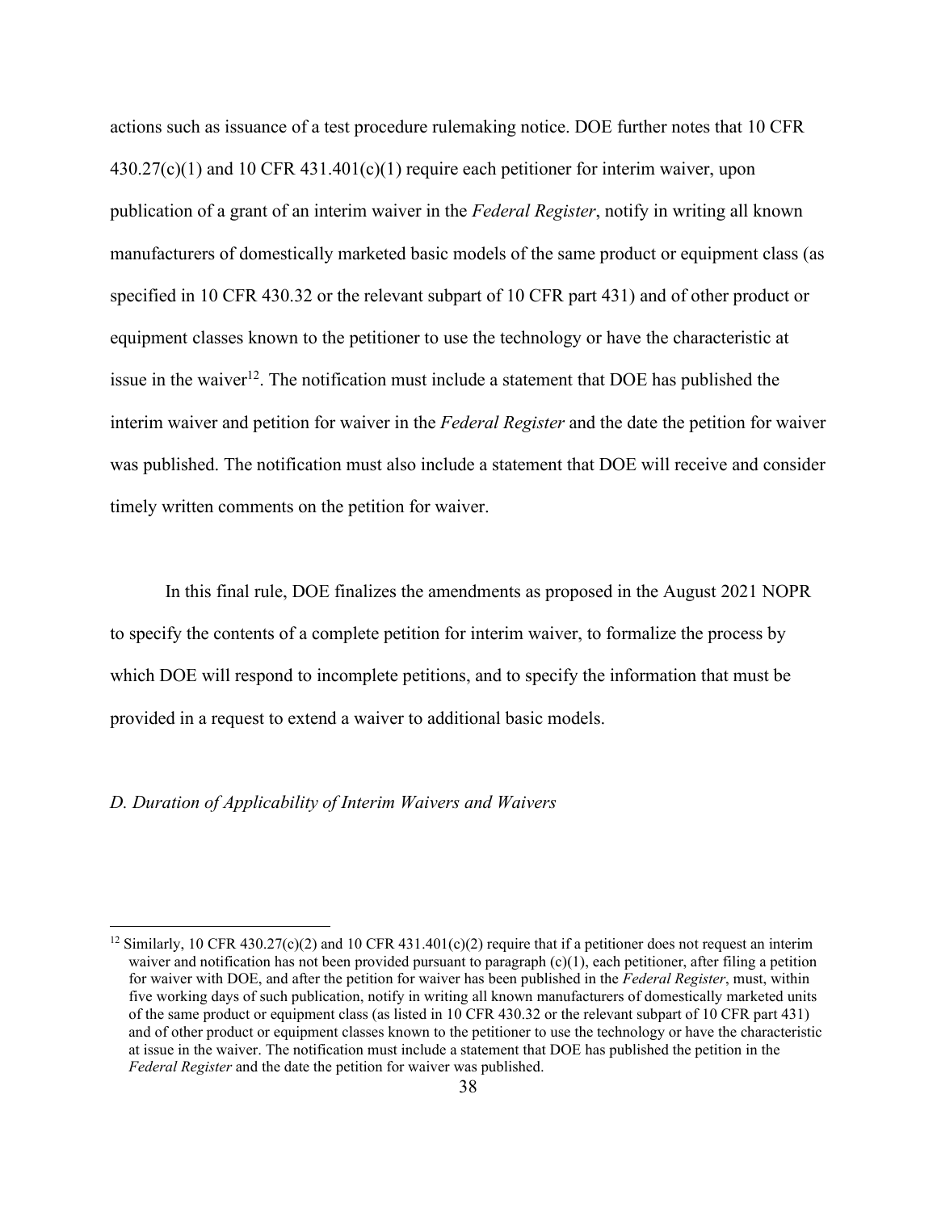actions such as issuance of a test procedure rulemaking notice. DOE further notes that 10 CFR 430.27(c)(1) and 10 CFR 431.401(c)(1) require each petitioner for interim waiver, upon publication of a grant of an interim waiver in the *Federal Register*, notify in writing all known manufacturers of domestically marketed basic models of the same product or equipment class (as specified in 10 CFR 430.32 or the relevant subpart of 10 CFR part 431) and of other product or equipment classes known to the petitioner to use the technology or have the characteristic at issue in the waiver[12]. The notification must include a statement that DOE has published the interim waiver and petition for waiver in the *Federal Register* and the date the petition for waiver was published. The notification must also include a statement that DOE will receive and consider timely written comments on the petition for waiver.

In this final rule, DOE finalizes the amendments as proposed in the August 2021 NOPR to specify the contents of a complete petition for interim waiver, to formalize the process by which DOE will respond to incomplete petitions, and to specify the information that must be provided in a request to extend a waiver to additional basic models.

*D. Duration of Applicability of Interim Waivers and Waivers*

[12] Similarly, 10 CFR 430.27(c)(2) and 10 CFR 431.401(c)(2) require that if a petitioner does not request an interim waiver and notification has not been provided pursuant to paragraph (c)(1), each petitioner, after filing a petition for waiver with DOE, and after the petition for waiver has been published in the *Federal Register*, must, within five working days of such publication, notify in writing all known manufacturers of domestically marketed units of the same product or equipment class (as listed in 10 CFR 430.32 or the relevant subpart of 10 CFR part 431) and of other product or equipment classes known to the petitioner to use the technology or have the characteristic at issue in the waiver. The notification must include a statement that DOE has published the petition in the *Federal Register* and the date the petition for waiver was published.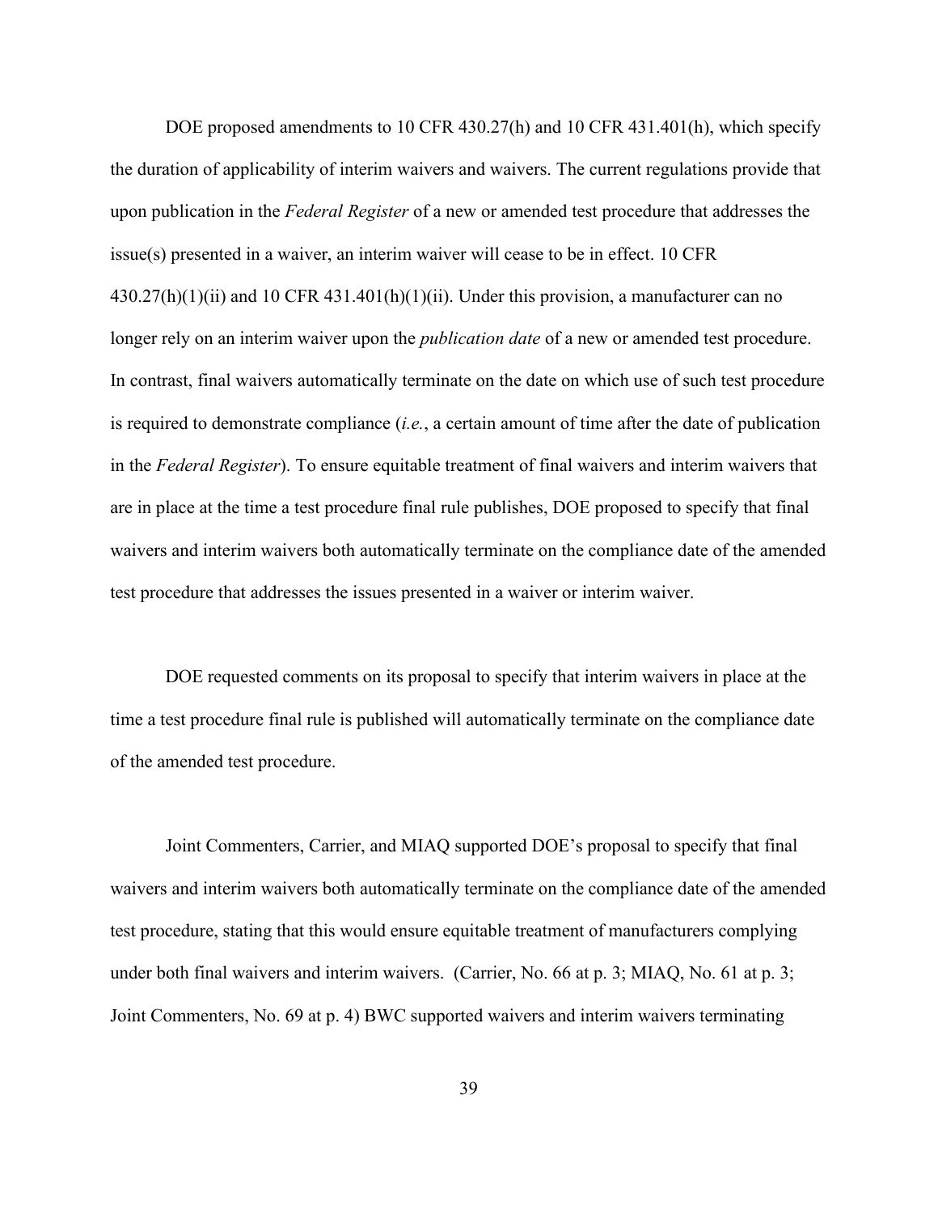DOE proposed amendments to 10 CFR 430.27(h) and 10 CFR 431.401(h), which specify the duration of applicability of interim waivers and waivers. The current regulations provide that upon publication in the *Federal Register* of a new or amended test procedure that addresses the issue(s) presented in a waiver, an interim waiver will cease to be in effect. 10 CFR 430.27(h)(1)(ii) and 10 CFR 431.401(h)(1)(ii). Under this provision, a manufacturer can no longer rely on an interim waiver upon the *publication date* of a new or amended test procedure. In contrast, final waivers automatically terminate on the date on which use of such test procedure is required to demonstrate compliance (*i.e.*, a certain amount of time after the date of publication in the *Federal Register*). To ensure equitable treatment of final waivers and interim waivers that are in place at the time a test procedure final rule publishes, DOE proposed to specify that final waivers and interim waivers both automatically terminate on the compliance date of the amended test procedure that addresses the issues presented in a waiver or interim waiver.

DOE requested comments on its proposal to specify that interim waivers in place at the time a test procedure final rule is published will automatically terminate on the compliance date of the amended test procedure.

Joint Commenters, Carrier, and MIAQ supported DOE's proposal to specify that final waivers and interim waivers both automatically terminate on the compliance date of the amended test procedure, stating that this would ensure equitable treatment of manufacturers complying under both final waivers and interim waivers. (Carrier, No. 66 at p. 3; MIAQ, No. 61 at p. 3; Joint Commenters, No. 69 at p. 4) BWC supported waivers and interim waivers terminating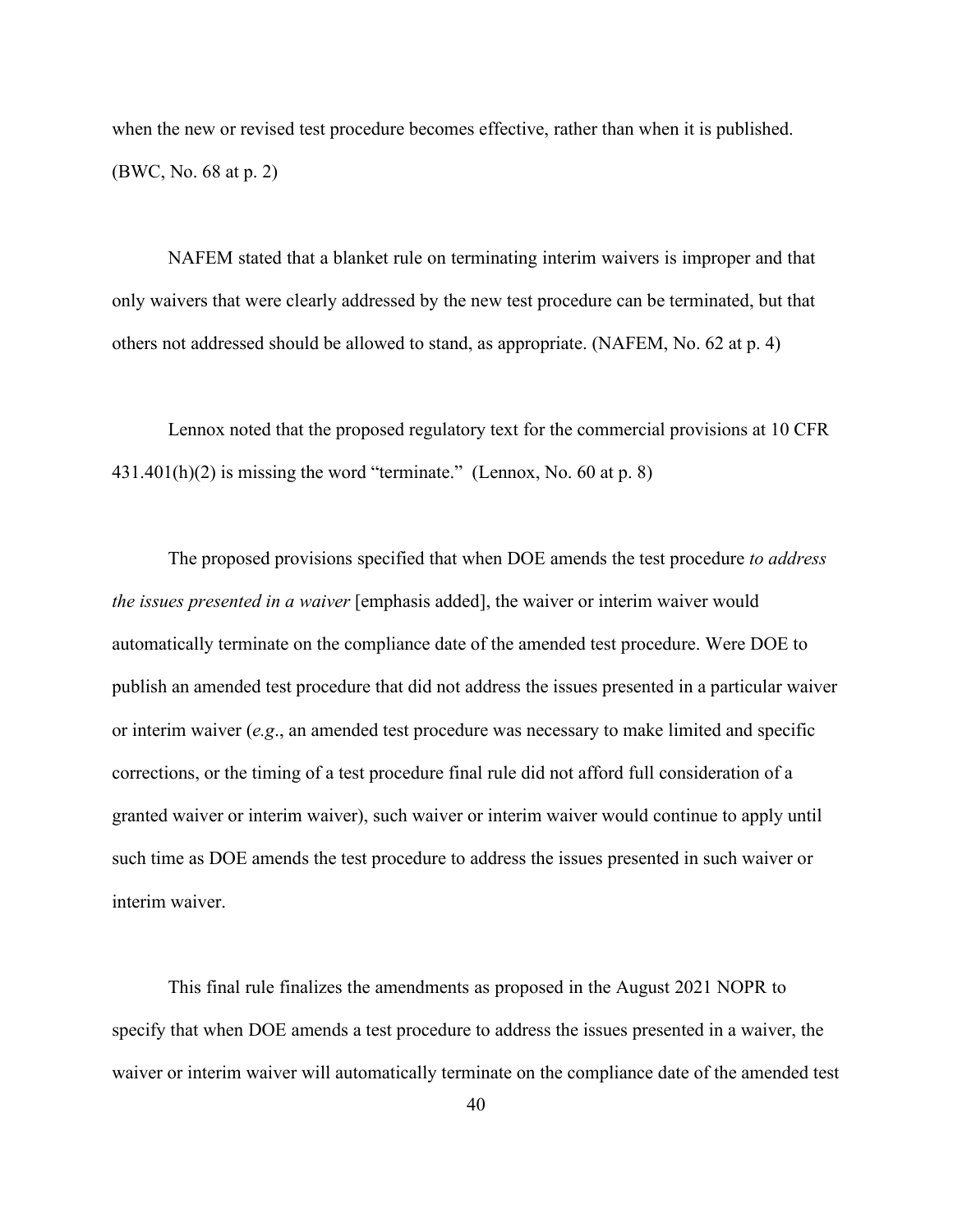when the new or revised test procedure becomes effective, rather than when it is published. (BWC, No. 68 at p. 2)

NAFEM stated that a blanket rule on terminating interim waivers is improper and that only waivers that were clearly addressed by the new test procedure can be terminated, but that others not addressed should be allowed to stand, as appropriate. (NAFEM, No. 62 at p. 4)

Lennox noted that the proposed regulatory text for the commercial provisions at 10 CFR 431.401(h)(2) is missing the word "terminate." (Lennox, No. 60 at p. 8)

The proposed provisions specified that when DOE amends the test procedure *to address the issues presented in a waiver* [emphasis added], the waiver or interim waiver would automatically terminate on the compliance date of the amended test procedure. Were DOE to publish an amended test procedure that did not address the issues presented in a particular waiver or interim waiver (*e.g*., an amended test procedure was necessary to make limited and specific corrections, or the timing of a test procedure final rule did not afford full consideration of a granted waiver or interim waiver), such waiver or interim waiver would continue to apply until such time as DOE amends the test procedure to address the issues presented in such waiver or interim waiver.

This final rule finalizes the amendments as proposed in the August 2021 NOPR to specify that when DOE amends a test procedure to address the issues presented in a waiver, the waiver or interim waiver will automatically terminate on the compliance date of the amended test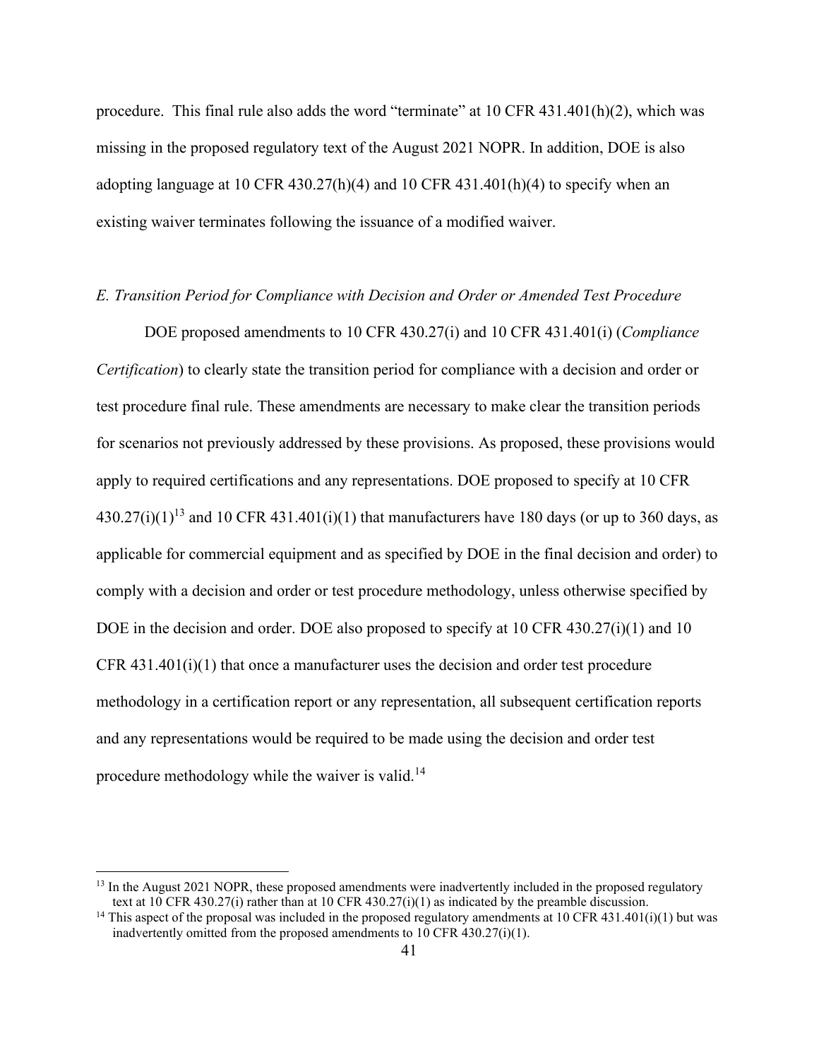procedure. This final rule also adds the word "terminate" at 10 CFR 431.401(h)(2), which was missing in the proposed regulatory text of the August 2021 NOPR. In addition, DOE is also adopting language at 10 CFR 430.27(h)(4) and 10 CFR 431.401(h)(4) to specify when an existing waiver terminates following the issuance of a modified waiver.

*E. Transition Period for Compliance with Decision and Order or Amended Test Procedure*

DOE proposed amendments to 10 CFR 430.27(i) and 10 CFR 431.401(i) (*Compliance Certification*) to clearly state the transition period for compliance with a decision and order or test procedure final rule. These amendments are necessary to make clear the transition periods for scenarios not previously addressed by these provisions. As proposed, these provisions would apply to required certifications and any representations. DOE proposed to specify at 10 CFR 430.27(i)(1)[13] and 10 CFR 431.401(i)(1) that manufacturers have 180 days (or up to 360 days, as applicable for commercial equipment and as specified by DOE in the final decision and order) to comply with a decision and order or test procedure methodology, unless otherwise specified by DOE in the decision and order. DOE also proposed to specify at 10 CFR 430.27(i)(1) and 10 CFR 431.401(i)(1) that once a manufacturer uses the decision and order test procedure methodology in a certification report or any representation, all subsequent certification reports and any representations would be required to be made using the decision and order test procedure methodology while the waiver is valid.[14]

[13] In the August 2021 NOPR, these proposed amendments were inadvertently included in the proposed regulatory text at 10 CFR 430.27(i) rather than at 10 CFR 430.27(i)(1) as indicated by the preamble discussion.

[14] This aspect of the proposal was included in the proposed regulatory amendments at 10 CFR 431.401(i)(1) but was inadvertently omitted from the proposed amendments to 10 CFR 430.27(i)(1).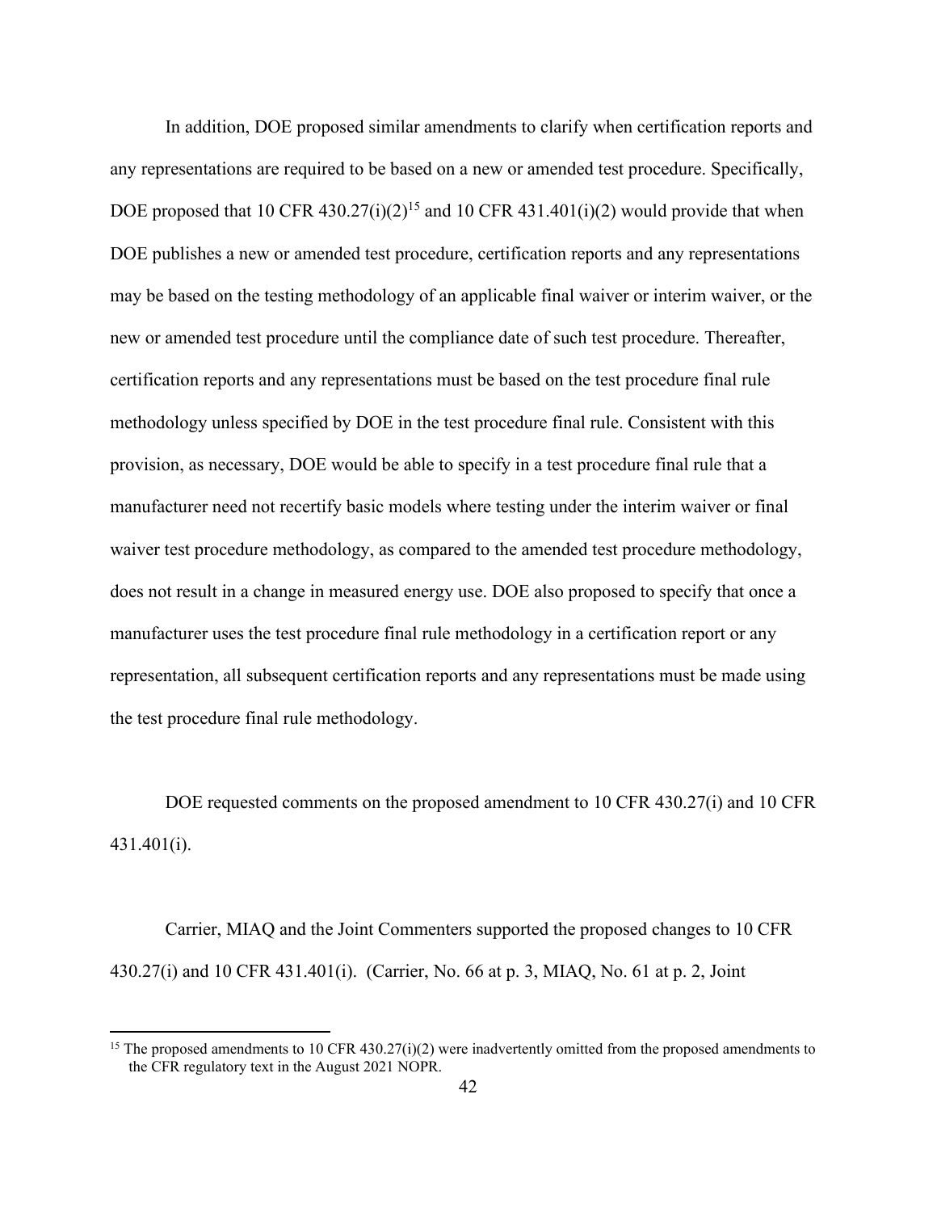In addition, DOE proposed similar amendments to clarify when certification reports and any representations are required to be based on a new or amended test procedure. Specifically, DOE proposed that 10 CFR 430.27(i)(2)[15] and 10 CFR 431.401(i)(2) would provide that when DOE publishes a new or amended test procedure, certification reports and any representations may be based on the testing methodology of an applicable final waiver or interim waiver, or the new or amended test procedure until the compliance date of such test procedure. Thereafter, certification reports and any representations must be based on the test procedure final rule methodology unless specified by DOE in the test procedure final rule. Consistent with this provision, as necessary, DOE would be able to specify in a test procedure final rule that a manufacturer need not recertify basic models where testing under the interim waiver or final waiver test procedure methodology, as compared to the amended test procedure methodology, does not result in a change in measured energy use. DOE also proposed to specify that once a manufacturer uses the test procedure final rule methodology in a certification report or any representation, all subsequent certification reports and any representations must be made using the test procedure final rule methodology.

DOE requested comments on the proposed amendment to 10 CFR 430.27(i) and 10 CFR 431.401(i).

Carrier, MIAQ and the Joint Commenters supported the proposed changes to 10 CFR 430.27(i) and 10 CFR 431.401(i). (Carrier, No. 66 at p. 3, MIAQ, No. 61 at p. 2, Joint

[15] The proposed amendments to 10 CFR 430.27(i)(2) were inadvertently omitted from the proposed amendments to the CFR regulatory text in the August 2021 NOPR.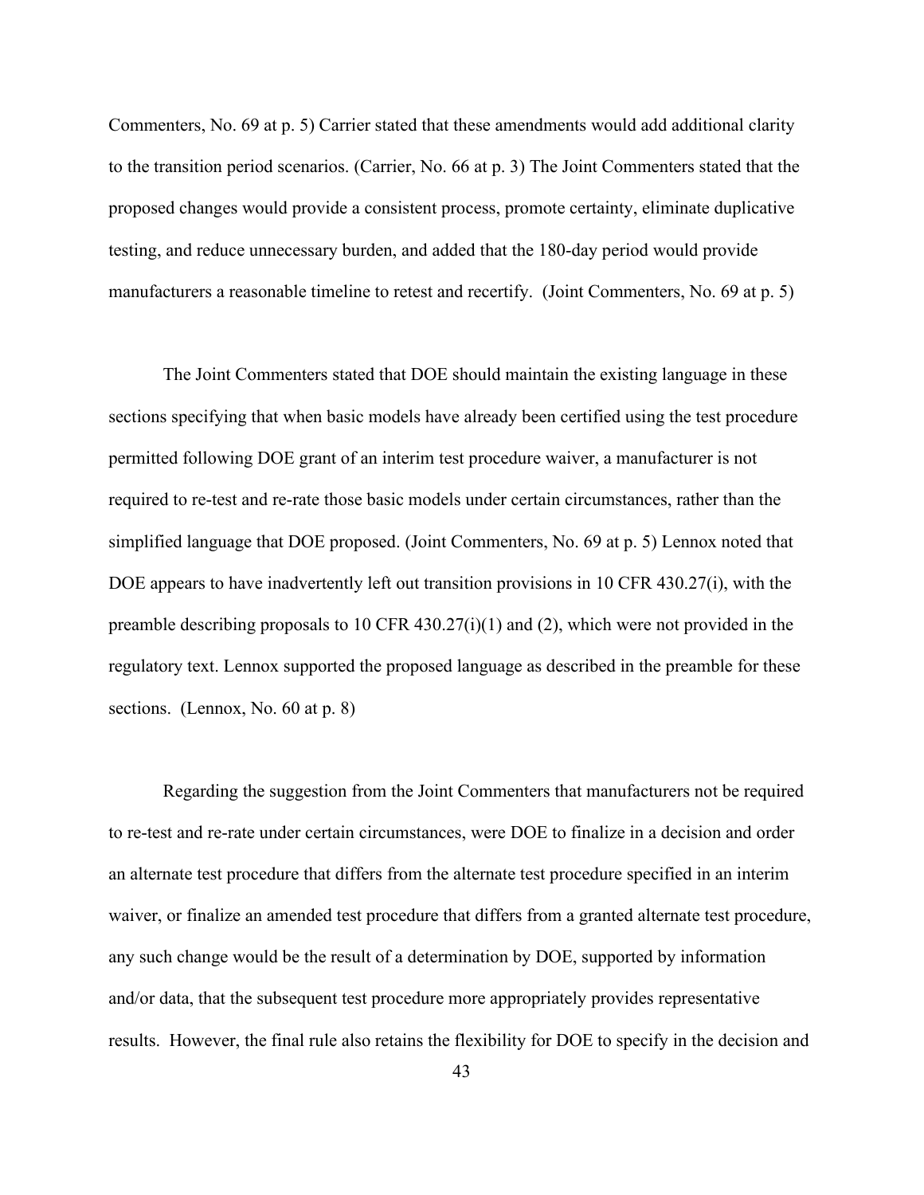Commenters, No. 69 at p. 5) Carrier stated that these amendments would add additional clarity to the transition period scenarios. (Carrier, No. 66 at p. 3) The Joint Commenters stated that the proposed changes would provide a consistent process, promote certainty, eliminate duplicative testing, and reduce unnecessary burden, and added that the 180-day period would provide manufacturers a reasonable timeline to retest and recertify. (Joint Commenters, No. 69 at p. 5)

The Joint Commenters stated that DOE should maintain the existing language in these sections specifying that when basic models have already been certified using the test procedure permitted following DOE grant of an interim test procedure waiver, a manufacturer is not required to re-test and re-rate those basic models under certain circumstances, rather than the simplified language that DOE proposed. (Joint Commenters, No. 69 at p. 5) Lennox noted that DOE appears to have inadvertently left out transition provisions in 10 CFR 430.27(i), with the preamble describing proposals to 10 CFR 430.27(i)(1) and (2), which were not provided in the regulatory text. Lennox supported the proposed language as described in the preamble for these sections. (Lennox, No. 60 at p. 8)

Regarding the suggestion from the Joint Commenters that manufacturers not be required to re-test and re-rate under certain circumstances, were DOE to finalize in a decision and order an alternate test procedure that differs from the alternate test procedure specified in an interim waiver, or finalize an amended test procedure that differs from a granted alternate test procedure, any such change would be the result of a determination by DOE, supported by information and/or data, that the subsequent test procedure more appropriately provides representative results. However, the final rule also retains the flexibility for DOE to specify in the decision and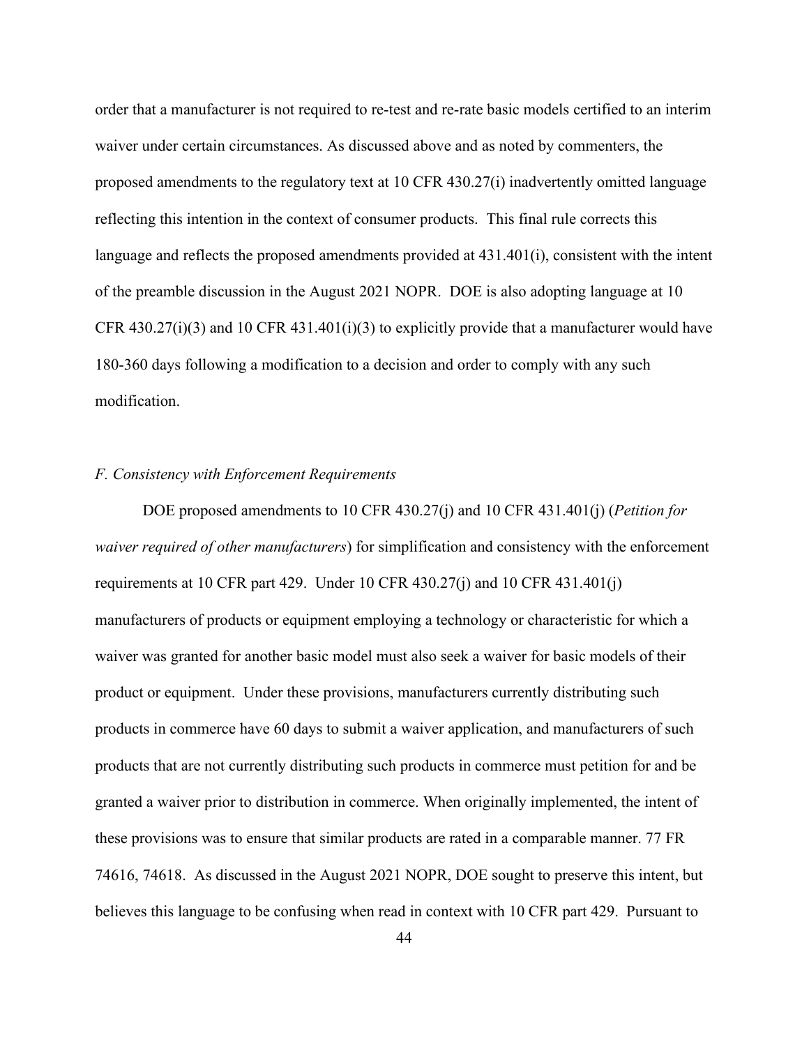order that a manufacturer is not required to re-test and re-rate basic models certified to an interim waiver under certain circumstances. As discussed above and as noted by commenters, the proposed amendments to the regulatory text at 10 CFR 430.27(i) inadvertently omitted language reflecting this intention in the context of consumer products. This final rule corrects this language and reflects the proposed amendments provided at 431.401(i), consistent with the intent of the preamble discussion in the August 2021 NOPR. DOE is also adopting language at 10 CFR 430.27(i)(3) and 10 CFR 431.401(i)(3) to explicitly provide that a manufacturer would have 180-360 days following a modification to a decision and order to comply with any such modification.

### *F. Consistency with Enforcement Requirements*

DOE proposed amendments to 10 CFR 430.27(j) and 10 CFR 431.401(j) (*Petition for waiver required of other manufacturers*) for simplification and consistency with the enforcement requirements at 10 CFR part 429. Under 10 CFR 430.27(j) and 10 CFR 431.401(j) manufacturers of products or equipment employing a technology or characteristic for which a waiver was granted for another basic model must also seek a waiver for basic models of their product or equipment. Under these provisions, manufacturers currently distributing such products in commerce have 60 days to submit a waiver application, and manufacturers of such products that are not currently distributing such products in commerce must petition for and be granted a waiver prior to distribution in commerce. When originally implemented, the intent of these provisions was to ensure that similar products are rated in a comparable manner. 77 FR 74616, 74618. As discussed in the August 2021 NOPR, DOE sought to preserve this intent, but believes this language to be confusing when read in context with 10 CFR part 429. Pursuant to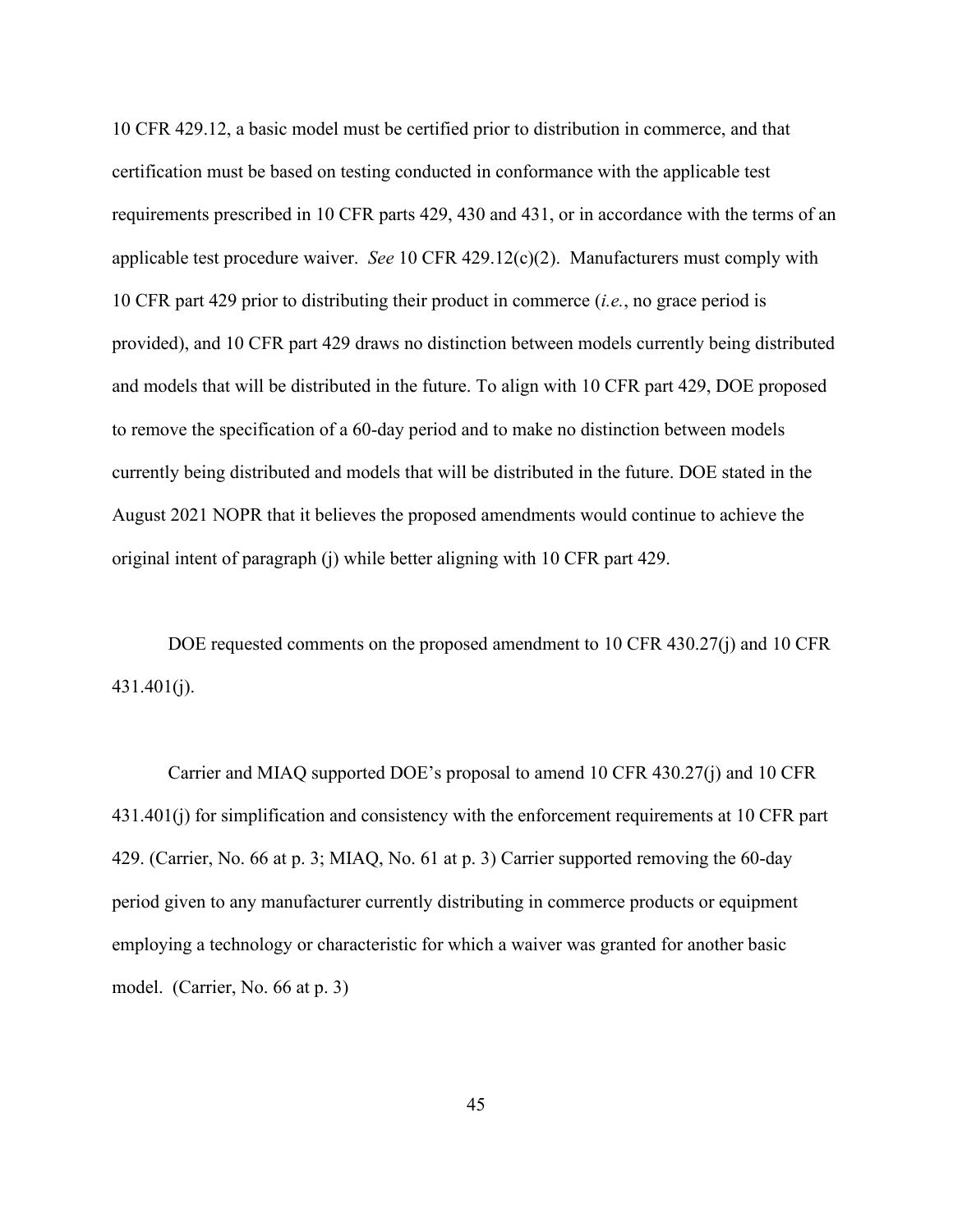10 CFR 429.12, a basic model must be certified prior to distribution in commerce, and that certification must be based on testing conducted in conformance with the applicable test requirements prescribed in 10 CFR parts 429, 430 and 431, or in accordance with the terms of an applicable test procedure waiver. *See* 10 CFR 429.12(c)(2). Manufacturers must comply with 10 CFR part 429 prior to distributing their product in commerce (*i.e.*, no grace period is provided), and 10 CFR part 429 draws no distinction between models currently being distributed and models that will be distributed in the future. To align with 10 CFR part 429, DOE proposed to remove the specification of a 60-day period and to make no distinction between models currently being distributed and models that will be distributed in the future. DOE stated in the August 2021 NOPR that it believes the proposed amendments would continue to achieve the original intent of paragraph (j) while better aligning with 10 CFR part 429.

DOE requested comments on the proposed amendment to 10 CFR 430.27(j) and 10 CFR 431.401(j).

Carrier and MIAQ supported DOE's proposal to amend 10 CFR 430.27(j) and 10 CFR 431.401(j) for simplification and consistency with the enforcement requirements at 10 CFR part 429. (Carrier, No. 66 at p. 3; MIAQ, No. 61 at p. 3) Carrier supported removing the 60-day period given to any manufacturer currently distributing in commerce products or equipment employing a technology or characteristic for which a waiver was granted for another basic model. (Carrier, No. 66 at p. 3)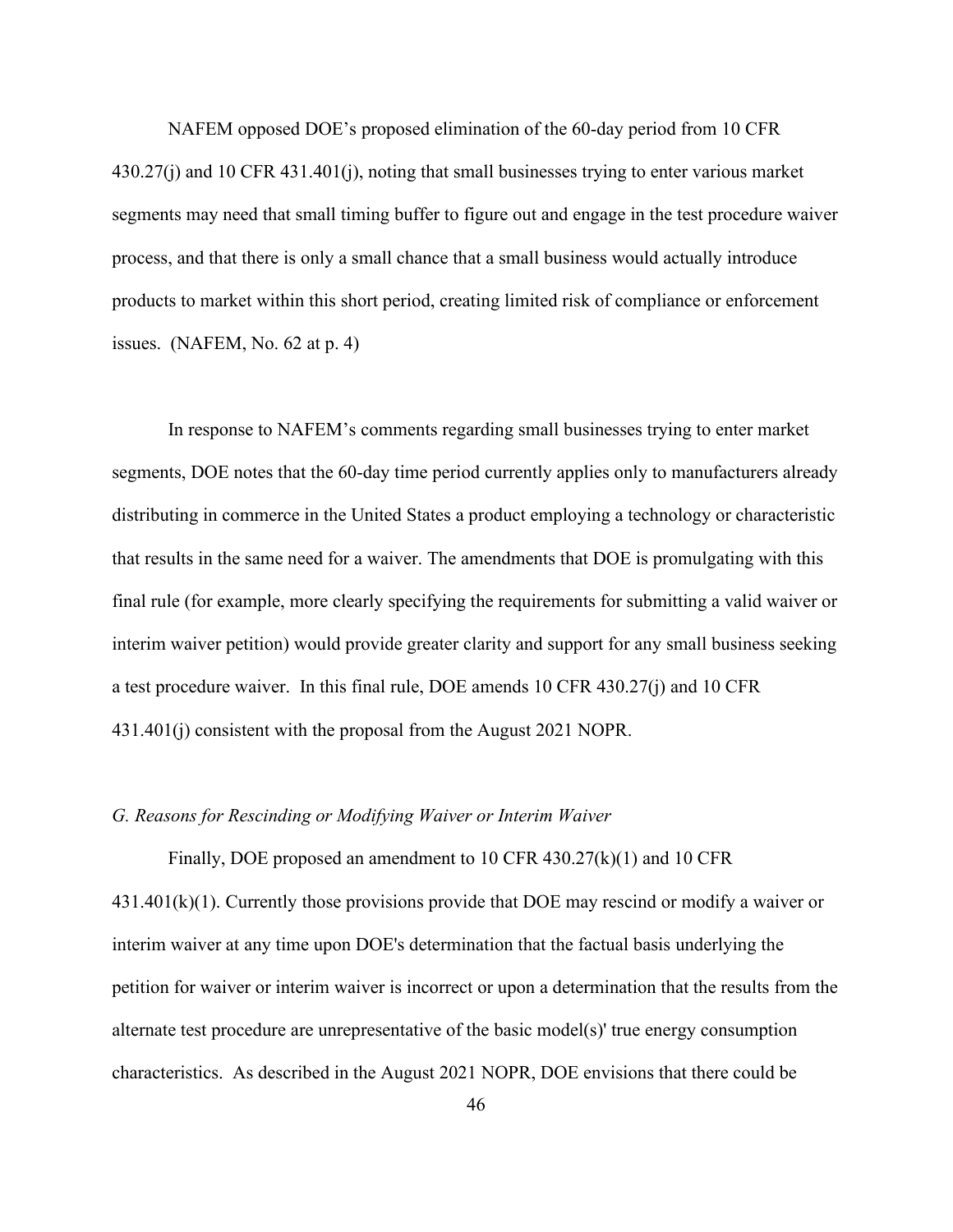NAFEM opposed DOE's proposed elimination of the 60-day period from 10 CFR 430.27(j) and 10 CFR 431.401(j), noting that small businesses trying to enter various market segments may need that small timing buffer to figure out and engage in the test procedure waiver process, and that there is only a small chance that a small business would actually introduce products to market within this short period, creating limited risk of compliance or enforcement issues. (NAFEM, No. 62 at p. 4)

In response to NAFEM's comments regarding small businesses trying to enter market segments, DOE notes that the 60-day time period currently applies only to manufacturers already distributing in commerce in the United States a product employing a technology or characteristic that results in the same need for a waiver. The amendments that DOE is promulgating with this final rule (for example, more clearly specifying the requirements for submitting a valid waiver or interim waiver petition) would provide greater clarity and support for any small business seeking a test procedure waiver. In this final rule, DOE amends 10 CFR 430.27(j) and 10 CFR 431.401(j) consistent with the proposal from the August 2021 NOPR.

### *G. Reasons for Rescinding or Modifying Waiver or Interim Waiver*

Finally, DOE proposed an amendment to 10 CFR 430.27(k)(1) and 10 CFR 431.401(k)(1). Currently those provisions provide that DOE may rescind or modify a waiver or interim waiver at any time upon DOE's determination that the factual basis underlying the petition for waiver or interim waiver is incorrect or upon a determination that the results from the alternate test procedure are unrepresentative of the basic model(s)' true energy consumption characteristics. As described in the August 2021 NOPR, DOE envisions that there could be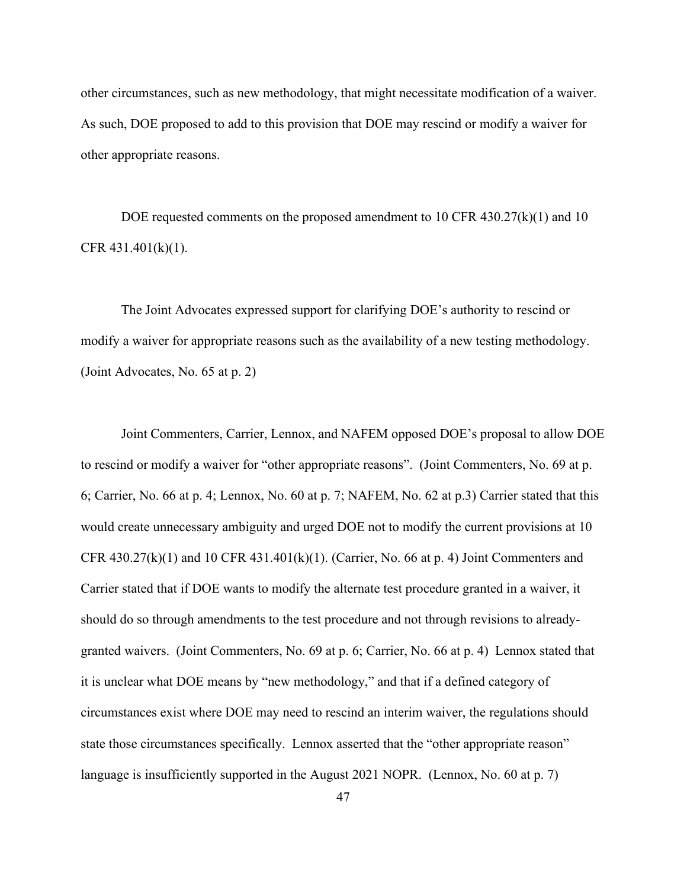other circumstances, such as new methodology, that might necessitate modification of a waiver. As such, DOE proposed to add to this provision that DOE may rescind or modify a waiver for other appropriate reasons.

DOE requested comments on the proposed amendment to 10 CFR 430.27(k)(1) and 10 CFR 431.401(k)(1).

The Joint Advocates expressed support for clarifying DOE's authority to rescind or modify a waiver for appropriate reasons such as the availability of a new testing methodology. (Joint Advocates, No. 65 at p. 2)

Joint Commenters, Carrier, Lennox, and NAFEM opposed DOE's proposal to allow DOE to rescind or modify a waiver for "other appropriate reasons". (Joint Commenters, No. 69 at p. 6; Carrier, No. 66 at p. 4; Lennox, No. 60 at p. 7; NAFEM, No. 62 at p.3) Carrier stated that this would create unnecessary ambiguity and urged DOE not to modify the current provisions at 10 CFR 430.27(k)(1) and 10 CFR 431.401(k)(1). (Carrier, No. 66 at p. 4) Joint Commenters and Carrier stated that if DOE wants to modify the alternate test procedure granted in a waiver, it should do so through amendments to the test procedure and not through revisions to already-granted waivers. (Joint Commenters, No. 69 at p. 6; Carrier, No. 66 at p. 4) Lennox stated that it is unclear what DOE means by "new methodology," and that if a defined category of circumstances exist where DOE may need to rescind an interim waiver, the regulations should state those circumstances specifically. Lennox asserted that the "other appropriate reason" language is insufficiently supported in the August 2021 NOPR. (Lennox, No. 60 at p. 7)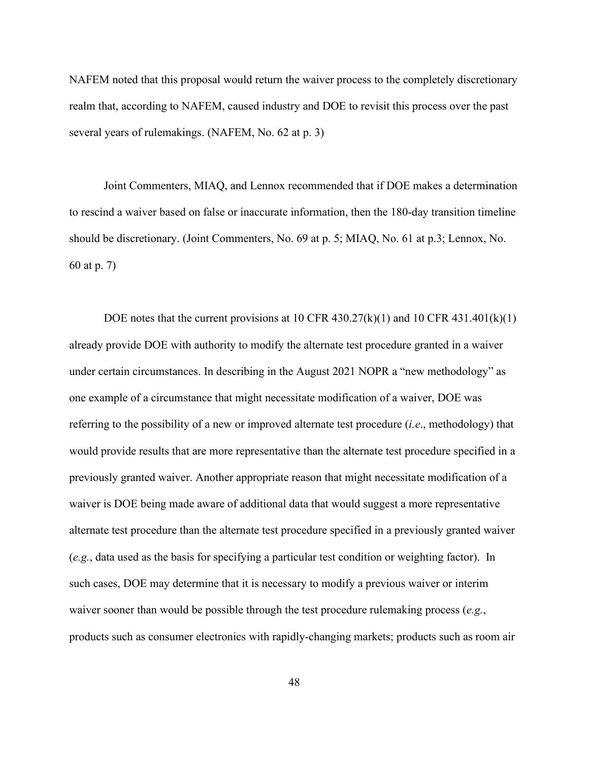NAFEM noted that this proposal would return the waiver process to the completely discretionary realm that, according to NAFEM, caused industry and DOE to revisit this process over the past several years of rulemakings. (NAFEM, No. 62 at p. 3)

Joint Commenters, MIAQ, and Lennox recommended that if DOE makes a determination to rescind a waiver based on false or inaccurate information, then the 180-day transition timeline should be discretionary. (Joint Commenters, No. 69 at p. 5; MIAQ, No. 61 at p.3; Lennox, No. 60 at p. 7)

DOE notes that the current provisions at 10 CFR 430.27(k)(1) and 10 CFR 431.401(k)(1) already provide DOE with authority to modify the alternate test procedure granted in a waiver under certain circumstances. In describing in the August 2021 NOPR a "new methodology" as one example of a circumstance that might necessitate modification of a waiver, DOE was referring to the possibility of a new or improved alternate test procedure (*i.e*., methodology) that would provide results that are more representative than the alternate test procedure specified in a previously granted waiver. Another appropriate reason that might necessitate modification of a waiver is DOE being made aware of additional data that would suggest a more representative alternate test procedure than the alternate test procedure specified in a previously granted waiver (*e.g.*, data used as the basis for specifying a particular test condition or weighting factor). In such cases, DOE may determine that it is necessary to modify a previous waiver or interim waiver sooner than would be possible through the test procedure rulemaking process (*e.g.*, products such as consumer electronics with rapidly-changing markets; products such as room air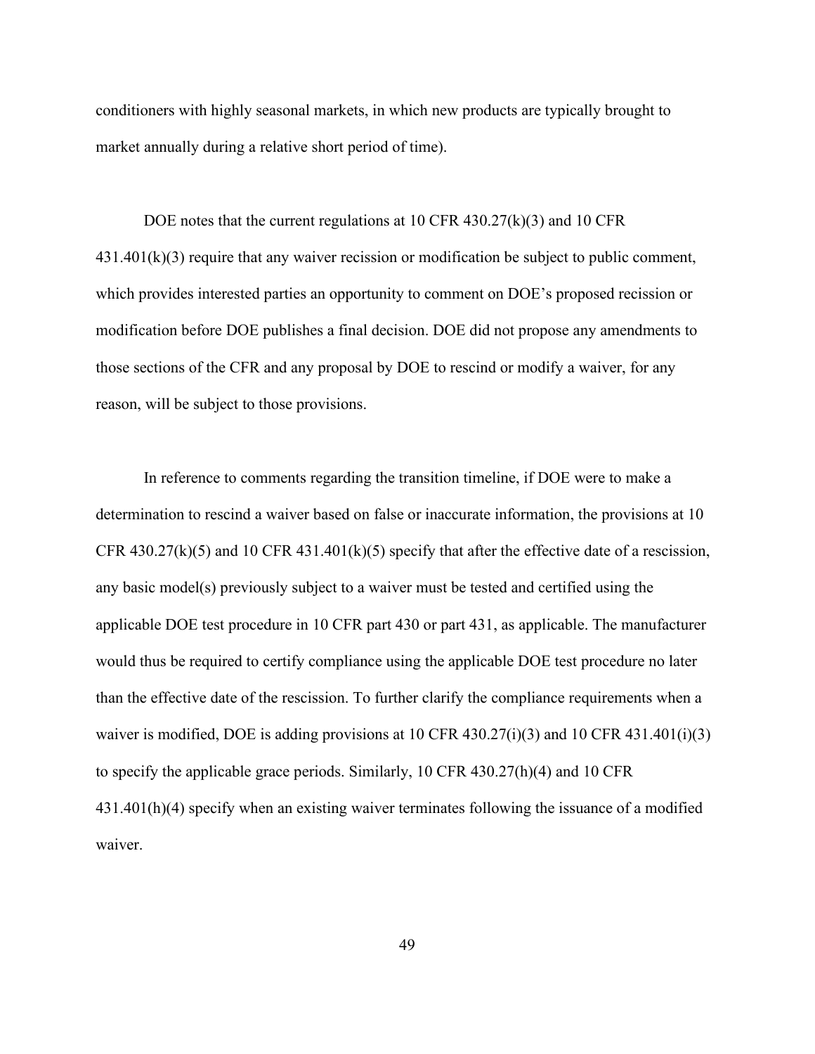conditioners with highly seasonal markets, in which new products are typically brought to market annually during a relative short period of time).

DOE notes that the current regulations at 10 CFR 430.27(k)(3) and 10 CFR 431.401(k)(3) require that any waiver recission or modification be subject to public comment, which provides interested parties an opportunity to comment on DOE's proposed recission or modification before DOE publishes a final decision. DOE did not propose any amendments to those sections of the CFR and any proposal by DOE to rescind or modify a waiver, for any reason, will be subject to those provisions.

In reference to comments regarding the transition timeline, if DOE were to make a determination to rescind a waiver based on false or inaccurate information, the provisions at 10 CFR 430.27(k)(5) and 10 CFR 431.401(k)(5) specify that after the effective date of a rescission, any basic model(s) previously subject to a waiver must be tested and certified using the applicable DOE test procedure in 10 CFR part 430 or part 431, as applicable. The manufacturer would thus be required to certify compliance using the applicable DOE test procedure no later than the effective date of the rescission. To further clarify the compliance requirements when a waiver is modified, DOE is adding provisions at 10 CFR 430.27(i)(3) and 10 CFR 431.401(i)(3) to specify the applicable grace periods. Similarly, 10 CFR 430.27(h)(4) and 10 CFR 431.401(h)(4) specify when an existing waiver terminates following the issuance of a modified waiver.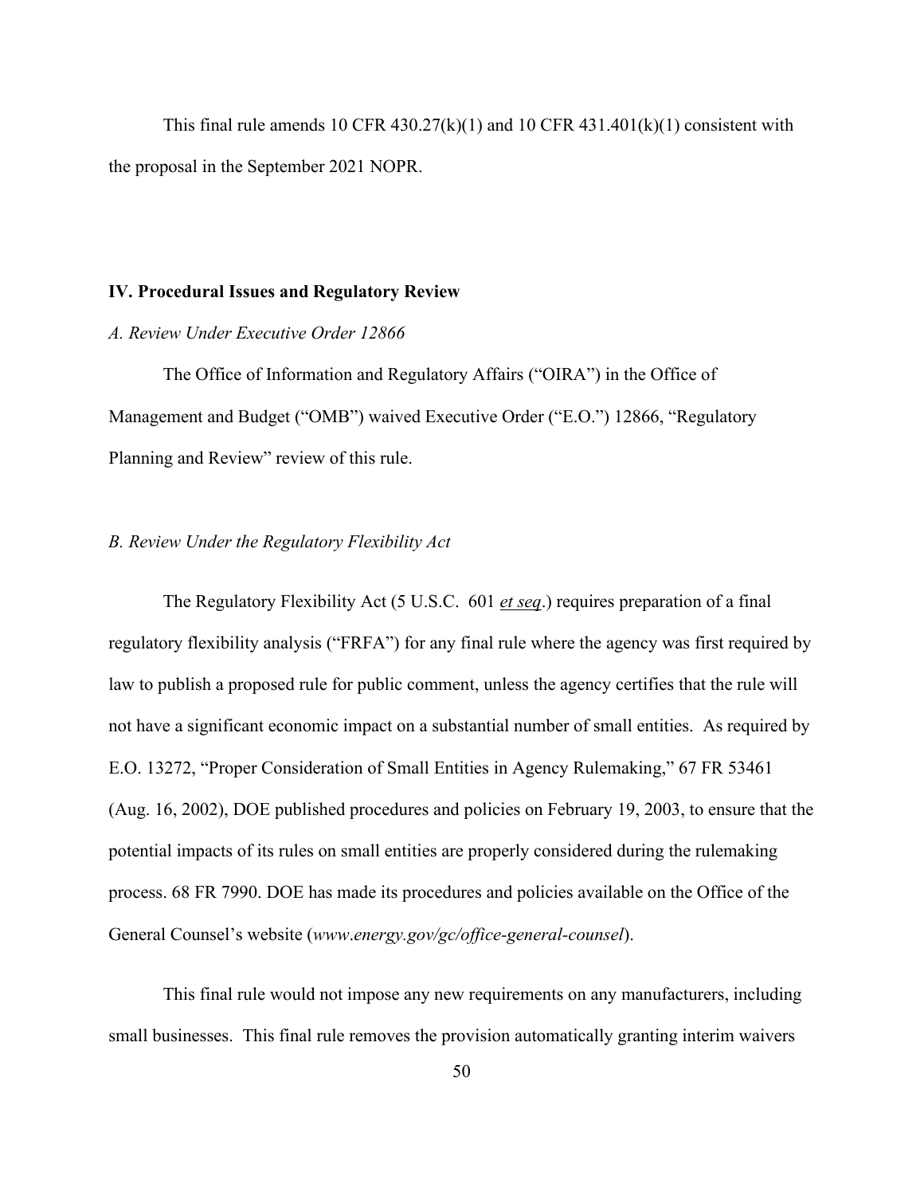This final rule amends 10 CFR 430.27(k)(1) and 10 CFR 431.401(k)(1) consistent with the proposal in the September 2021 NOPR.

## IV. Procedural Issues and Regulatory Review

### *A. Review Under Executive Order 12866*

The Office of Information and Regulatory Affairs ("OIRA") in the Office of Management and Budget ("OMB") waived Executive Order ("E.O.") 12866, "Regulatory Planning and Review" review of this rule.

### *B. Review Under the Regulatory Flexibility Act*

The Regulatory Flexibility Act (5 U.S.C. 601 *et seq*.) requires preparation of a final regulatory flexibility analysis ("FRFA") for any final rule where the agency was first required by law to publish a proposed rule for public comment, unless the agency certifies that the rule will not have a significant economic impact on a substantial number of small entities. As required by E.O. 13272, "Proper Consideration of Small Entities in Agency Rulemaking," 67 FR 53461 (Aug. 16, 2002), DOE published procedures and policies on February 19, 2003, to ensure that the potential impacts of its rules on small entities are properly considered during the rulemaking process. 68 FR 7990. DOE has made its procedures and policies available on the Office of the General Counsel's website (*www.energy.gov/gc/office-general-counsel*).

This final rule would not impose any new requirements on any manufacturers, including small businesses. This final rule removes the provision automatically granting interim waivers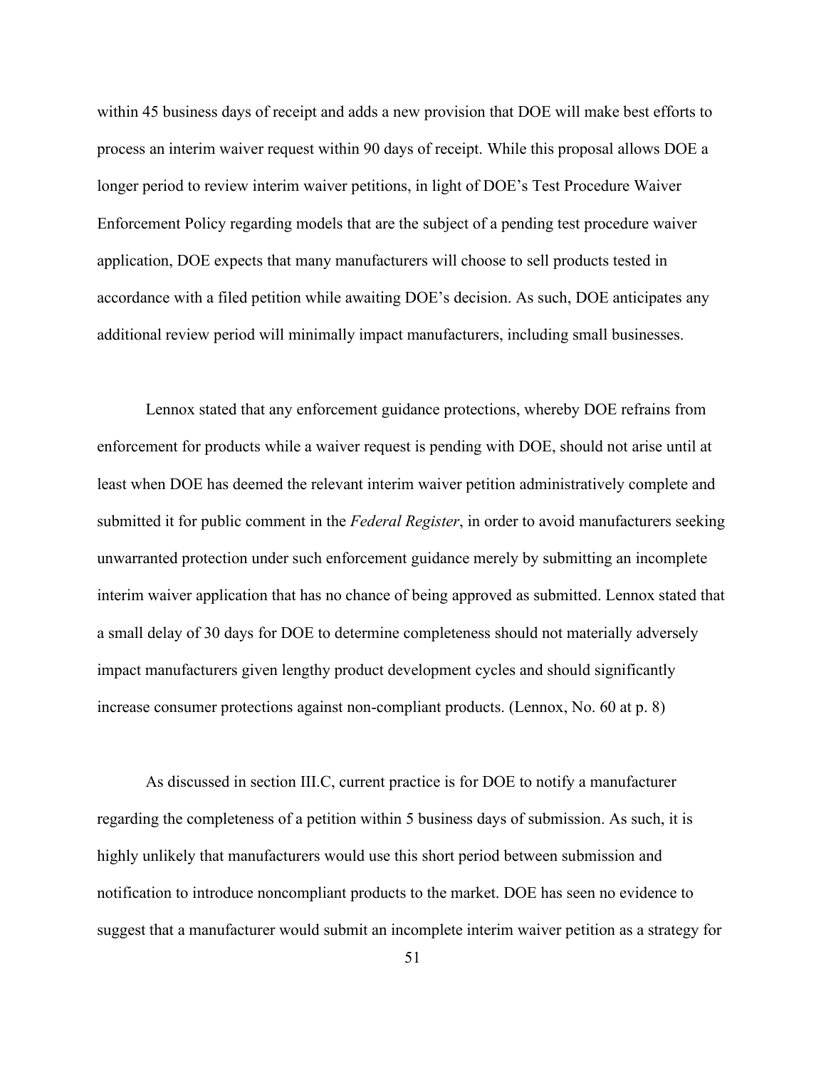within 45 business days of receipt and adds a new provision that DOE will make best efforts to process an interim waiver request within 90 days of receipt. While this proposal allows DOE a longer period to review interim waiver petitions, in light of DOE's Test Procedure Waiver Enforcement Policy regarding models that are the subject of a pending test procedure waiver application, DOE expects that many manufacturers will choose to sell products tested in accordance with a filed petition while awaiting DOE's decision. As such, DOE anticipates any additional review period will minimally impact manufacturers, including small businesses.

Lennox stated that any enforcement guidance protections, whereby DOE refrains from enforcement for products while a waiver request is pending with DOE, should not arise until at least when DOE has deemed the relevant interim waiver petition administratively complete and submitted it for public comment in the *Federal Register*, in order to avoid manufacturers seeking unwarranted protection under such enforcement guidance merely by submitting an incomplete interim waiver application that has no chance of being approved as submitted. Lennox stated that a small delay of 30 days for DOE to determine completeness should not materially adversely impact manufacturers given lengthy product development cycles and should significantly increase consumer protections against non-compliant products. (Lennox, No. 60 at p. 8)

As discussed in section III.C, current practice is for DOE to notify a manufacturer regarding the completeness of a petition within 5 business days of submission. As such, it is highly unlikely that manufacturers would use this short period between submission and notification to introduce noncompliant products to the market. DOE has seen no evidence to suggest that a manufacturer would submit an incomplete interim waiver petition as a strategy for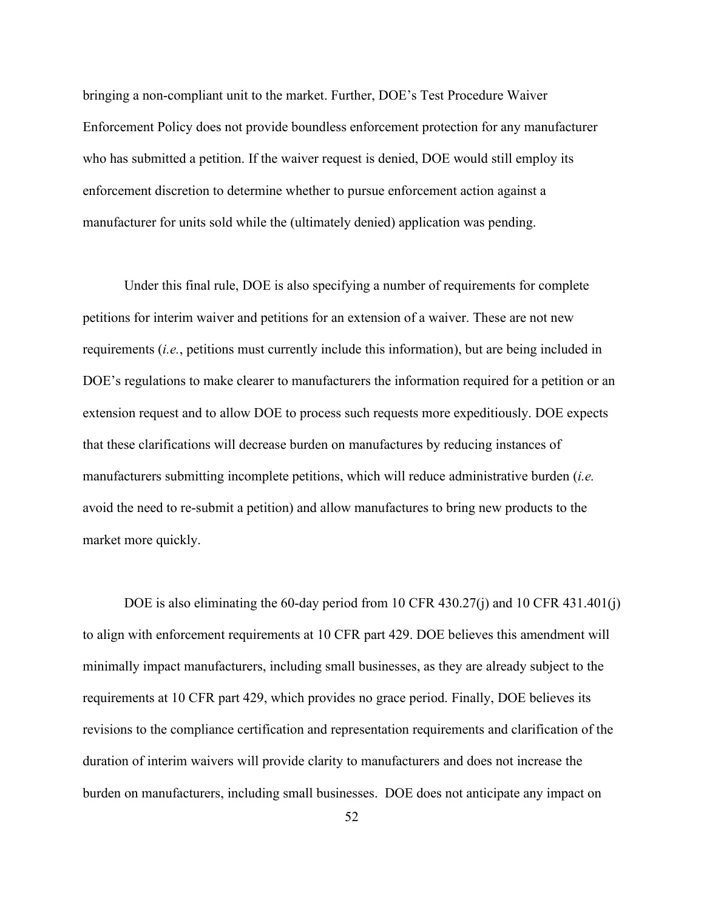bringing a non-compliant unit to the market. Further, DOE's Test Procedure Waiver Enforcement Policy does not provide boundless enforcement protection for any manufacturer who has submitted a petition. If the waiver request is denied, DOE would still employ its enforcement discretion to determine whether to pursue enforcement action against a manufacturer for units sold while the (ultimately denied) application was pending.

Under this final rule, DOE is also specifying a number of requirements for complete petitions for interim waiver and petitions for an extension of a waiver. These are not new requirements (*i.e.*, petitions must currently include this information), but are being included in DOE's regulations to make clearer to manufacturers the information required for a petition or an extension request and to allow DOE to process such requests more expeditiously. DOE expects that these clarifications will decrease burden on manufactures by reducing instances of manufacturers submitting incomplete petitions, which will reduce administrative burden (*i.e.* avoid the need to re-submit a petition) and allow manufactures to bring new products to the market more quickly.

DOE is also eliminating the 60-day period from 10 CFR 430.27(j) and 10 CFR 431.401(j) to align with enforcement requirements at 10 CFR part 429. DOE believes this amendment will minimally impact manufacturers, including small businesses, as they are already subject to the requirements at 10 CFR part 429, which provides no grace period. Finally, DOE believes its revisions to the compliance certification and representation requirements and clarification of the duration of interim waivers will provide clarity to manufacturers and does not increase the burden on manufacturers, including small businesses. DOE does not anticipate any impact on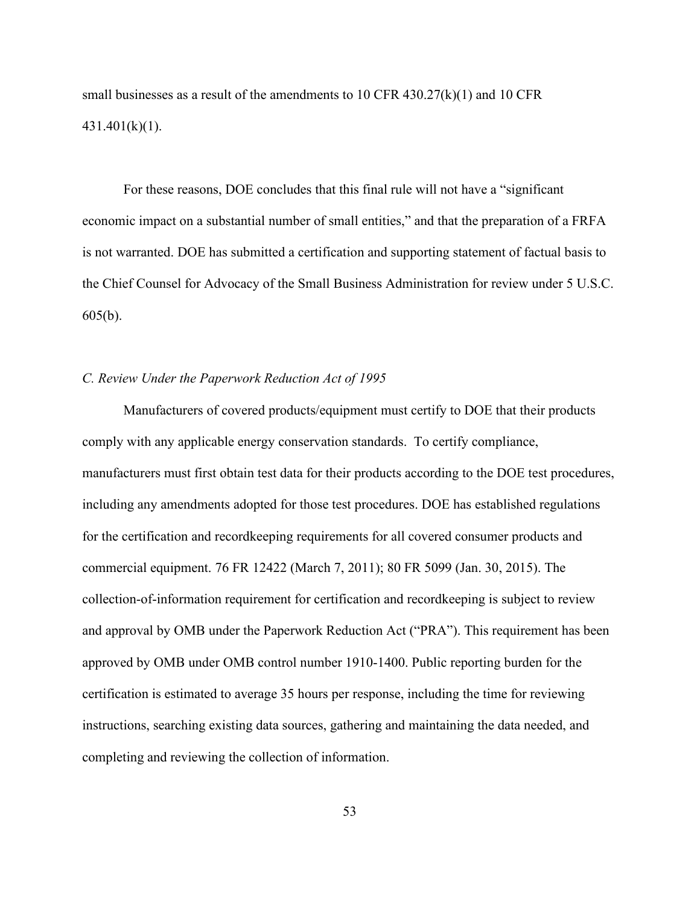small businesses as a result of the amendments to 10 CFR 430.27(k)(1) and 10 CFR 431.401(k)(1).

For these reasons, DOE concludes that this final rule will not have a "significant economic impact on a substantial number of small entities," and that the preparation of a FRFA is not warranted. DOE has submitted a certification and supporting statement of factual basis to the Chief Counsel for Advocacy of the Small Business Administration for review under 5 U.S.C. 605(b).

### *C. Review Under the Paperwork Reduction Act of 1995*

Manufacturers of covered products/equipment must certify to DOE that their products comply with any applicable energy conservation standards. To certify compliance, manufacturers must first obtain test data for their products according to the DOE test procedures, including any amendments adopted for those test procedures. DOE has established regulations for the certification and recordkeeping requirements for all covered consumer products and commercial equipment. 76 FR 12422 (March 7, 2011); 80 FR 5099 (Jan. 30, 2015). The collection-of-information requirement for certification and recordkeeping is subject to review and approval by OMB under the Paperwork Reduction Act ("PRA"). This requirement has been approved by OMB under OMB control number 1910-1400. Public reporting burden for the certification is estimated to average 35 hours per response, including the time for reviewing instructions, searching existing data sources, gathering and maintaining the data needed, and completing and reviewing the collection of information.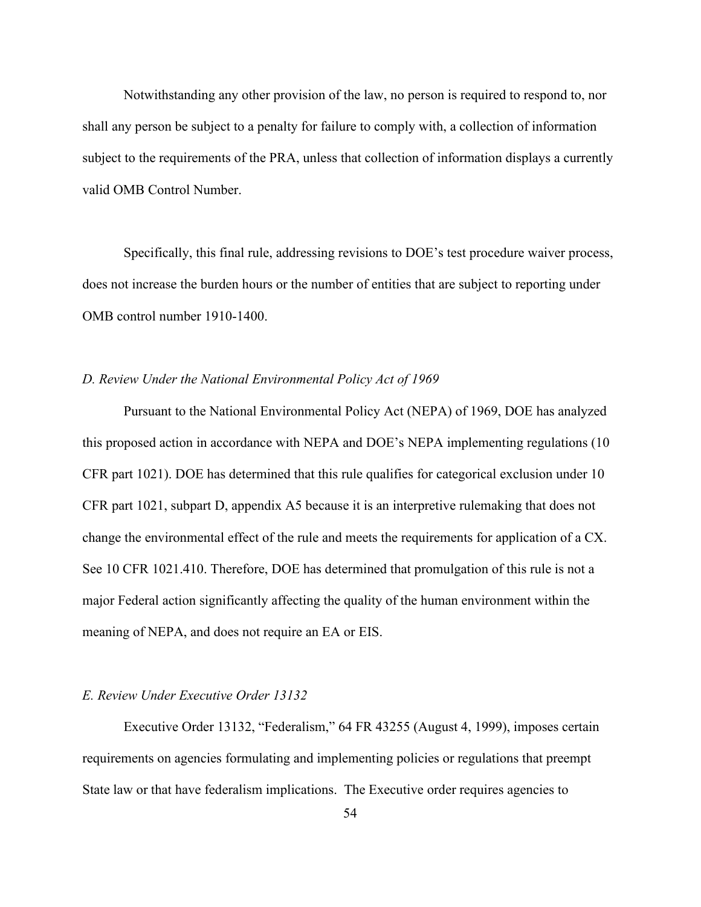Notwithstanding any other provision of the law, no person is required to respond to, nor shall any person be subject to a penalty for failure to comply with, a collection of information subject to the requirements of the PRA, unless that collection of information displays a currently valid OMB Control Number.

Specifically, this final rule, addressing revisions to DOE's test procedure waiver process, does not increase the burden hours or the number of entities that are subject to reporting under OMB control number 1910-1400.

*D. Review Under the National Environmental Policy Act of 1969*

Pursuant to the National Environmental Policy Act (NEPA) of 1969, DOE has analyzed this proposed action in accordance with NEPA and DOE's NEPA implementing regulations (10 CFR part 1021). DOE has determined that this rule qualifies for categorical exclusion under 10 CFR part 1021, subpart D, appendix A5 because it is an interpretive rulemaking that does not change the environmental effect of the rule and meets the requirements for application of a CX. See 10 CFR 1021.410. Therefore, DOE has determined that promulgation of this rule is not a major Federal action significantly affecting the quality of the human environment within the meaning of NEPA, and does not require an EA or EIS.

*E. Review Under Executive Order 13132*

Executive Order 13132, "Federalism," 64 FR 43255 (August 4, 1999), imposes certain requirements on agencies formulating and implementing policies or regulations that preempt State law or that have federalism implications. The Executive order requires agencies to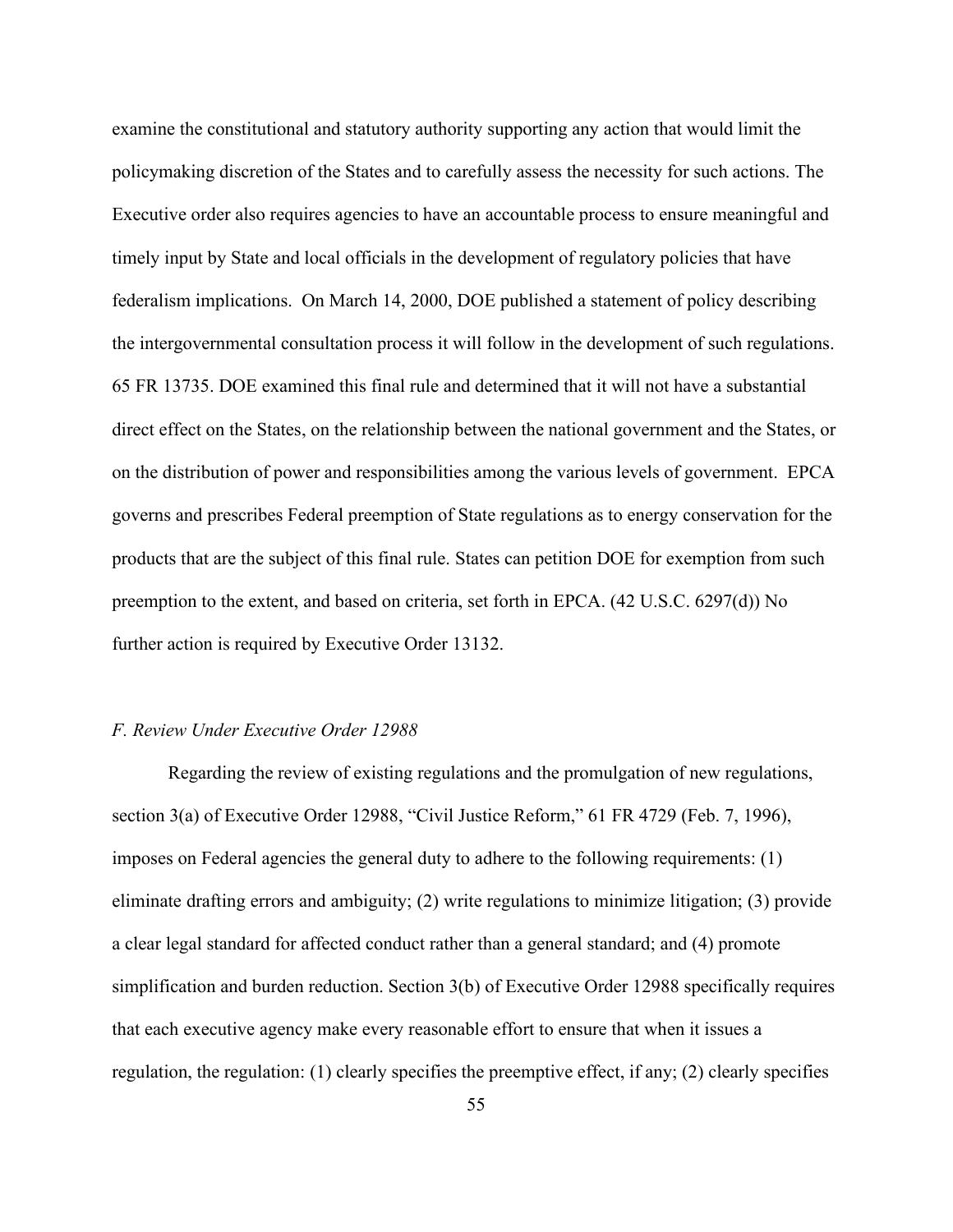examine the constitutional and statutory authority supporting any action that would limit the policymaking discretion of the States and to carefully assess the necessity for such actions. The Executive order also requires agencies to have an accountable process to ensure meaningful and timely input by State and local officials in the development of regulatory policies that have federalism implications. On March 14, 2000, DOE published a statement of policy describing the intergovernmental consultation process it will follow in the development of such regulations. 65 FR 13735. DOE examined this final rule and determined that it will not have a substantial direct effect on the States, on the relationship between the national government and the States, or on the distribution of power and responsibilities among the various levels of government. EPCA governs and prescribes Federal preemption of State regulations as to energy conservation for the products that are the subject of this final rule. States can petition DOE for exemption from such preemption to the extent, and based on criteria, set forth in EPCA. (42 U.S.C. 6297(d)) No further action is required by Executive Order 13132.

### *F. Review Under Executive Order 12988*

Regarding the review of existing regulations and the promulgation of new regulations, section 3(a) of Executive Order 12988, "Civil Justice Reform," 61 FR 4729 (Feb. 7, 1996), imposes on Federal agencies the general duty to adhere to the following requirements: (1) eliminate drafting errors and ambiguity; (2) write regulations to minimize litigation; (3) provide a clear legal standard for affected conduct rather than a general standard; and (4) promote simplification and burden reduction. Section 3(b) of Executive Order 12988 specifically requires that each executive agency make every reasonable effort to ensure that when it issues a regulation, the regulation: (1) clearly specifies the preemptive effect, if any; (2) clearly specifies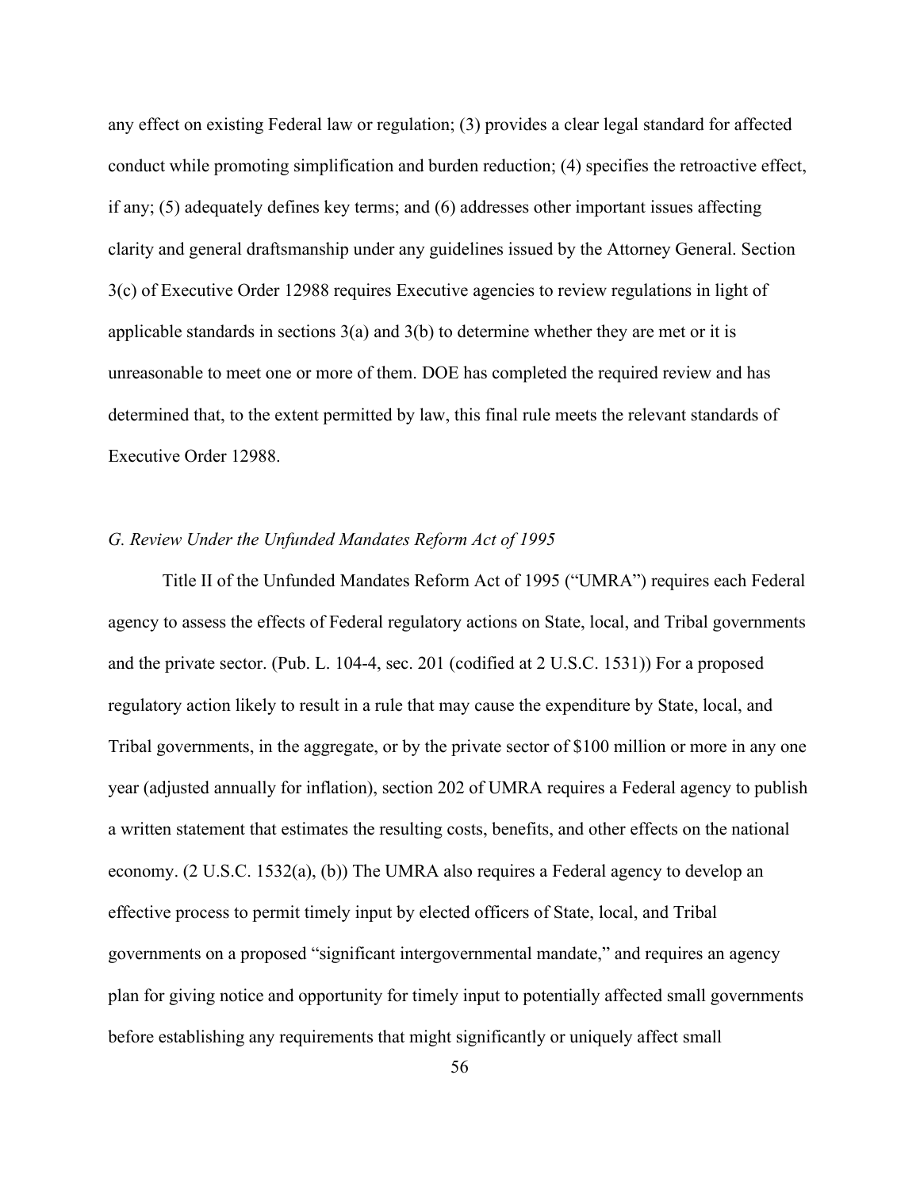any effect on existing Federal law or regulation; (3) provides a clear legal standard for affected conduct while promoting simplification and burden reduction; (4) specifies the retroactive effect, if any; (5) adequately defines key terms; and (6) addresses other important issues affecting clarity and general draftsmanship under any guidelines issued by the Attorney General. Section 3(c) of Executive Order 12988 requires Executive agencies to review regulations in light of applicable standards in sections 3(a) and 3(b) to determine whether they are met or it is unreasonable to meet one or more of them. DOE has completed the required review and has determined that, to the extent permitted by law, this final rule meets the relevant standards of Executive Order 12988.

### *G. Review Under the Unfunded Mandates Reform Act of 1995*

Title II of the Unfunded Mandates Reform Act of 1995 ("UMRA") requires each Federal agency to assess the effects of Federal regulatory actions on State, local, and Tribal governments and the private sector. (Pub. L. 104-4, sec. 201 (codified at 2 U.S.C. 1531)) For a proposed regulatory action likely to result in a rule that may cause the expenditure by State, local, and Tribal governments, in the aggregate, or by the private sector of $100 million or more in any one year (adjusted annually for inflation), section 202 of UMRA requires a Federal agency to publish a written statement that estimates the resulting costs, benefits, and other effects on the national economy. (2 U.S.C. 1532(a), (b)) The UMRA also requires a Federal agency to develop an effective process to permit timely input by elected officers of State, local, and Tribal governments on a proposed "significant intergovernmental mandate," and requires an agency plan for giving notice and opportunity for timely input to potentially affected small governments before establishing any requirements that might significantly or uniquely affect small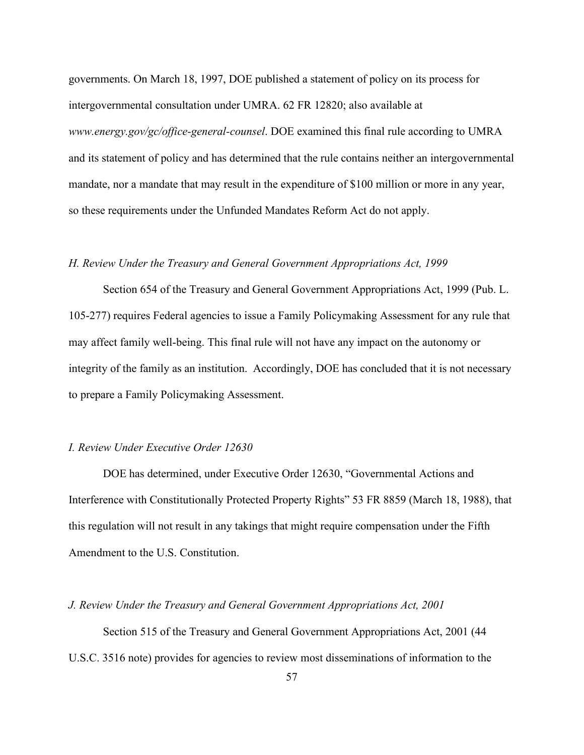governments. On March 18, 1997, DOE published a statement of policy on its process for intergovernmental consultation under UMRA. 62 FR 12820; also available at *www.energy.gov/gc/office-general-counsel*. DOE examined this final rule according to UMRA and its statement of policy and has determined that the rule contains neither an intergovernmental mandate, nor a mandate that may result in the expenditure of $100 million or more in any year, so these requirements under the Unfunded Mandates Reform Act do not apply.

### *H. Review Under the Treasury and General Government Appropriations Act, 1999*

Section 654 of the Treasury and General Government Appropriations Act, 1999 (Pub. L. 105-277) requires Federal agencies to issue a Family Policymaking Assessment for any rule that may affect family well-being. This final rule will not have any impact on the autonomy or integrity of the family as an institution. Accordingly, DOE has concluded that it is not necessary to prepare a Family Policymaking Assessment.

### *I. Review Under Executive Order 12630*

DOE has determined, under Executive Order 12630, "Governmental Actions and Interference with Constitutionally Protected Property Rights" 53 FR 8859 (March 18, 1988), that this regulation will not result in any takings that might require compensation under the Fifth Amendment to the U.S. Constitution.

### *J. Review Under the Treasury and General Government Appropriations Act, 2001*

Section 515 of the Treasury and General Government Appropriations Act, 2001 (44 U.S.C. 3516 note) provides for agencies to review most disseminations of information to the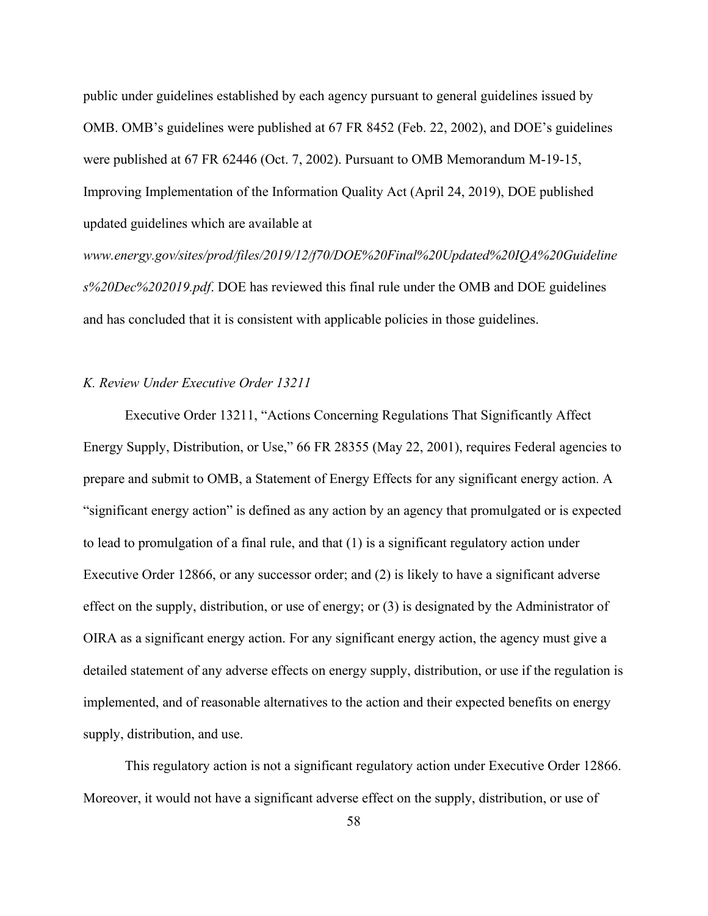public under guidelines established by each agency pursuant to general guidelines issued by OMB. OMB's guidelines were published at 67 FR 8452 (Feb. 22, 2002), and DOE's guidelines were published at 67 FR 62446 (Oct. 7, 2002). Pursuant to OMB Memorandum M-19-15, Improving Implementation of the Information Quality Act (April 24, 2019), DOE published updated guidelines which are available at *www.energy.gov/sites/prod/files/2019/12/f70/DOE%20Final%20Updated%20IQA%20Guidelines%20Dec%202019.pdf*. DOE has reviewed this final rule under the OMB and DOE guidelines and has concluded that it is consistent with applicable policies in those guidelines.

### *K. Review Under Executive Order 13211*

Executive Order 13211, "Actions Concerning Regulations That Significantly Affect Energy Supply, Distribution, or Use," 66 FR 28355 (May 22, 2001), requires Federal agencies to prepare and submit to OMB, a Statement of Energy Effects for any significant energy action. A "significant energy action" is defined as any action by an agency that promulgated or is expected to lead to promulgation of a final rule, and that (1) is a significant regulatory action under Executive Order 12866, or any successor order; and (2) is likely to have a significant adverse effect on the supply, distribution, or use of energy; or (3) is designated by the Administrator of OIRA as a significant energy action. For any significant energy action, the agency must give a detailed statement of any adverse effects on energy supply, distribution, or use if the regulation is implemented, and of reasonable alternatives to the action and their expected benefits on energy supply, distribution, and use.

This regulatory action is not a significant regulatory action under Executive Order 12866. Moreover, it would not have a significant adverse effect on the supply, distribution, or use of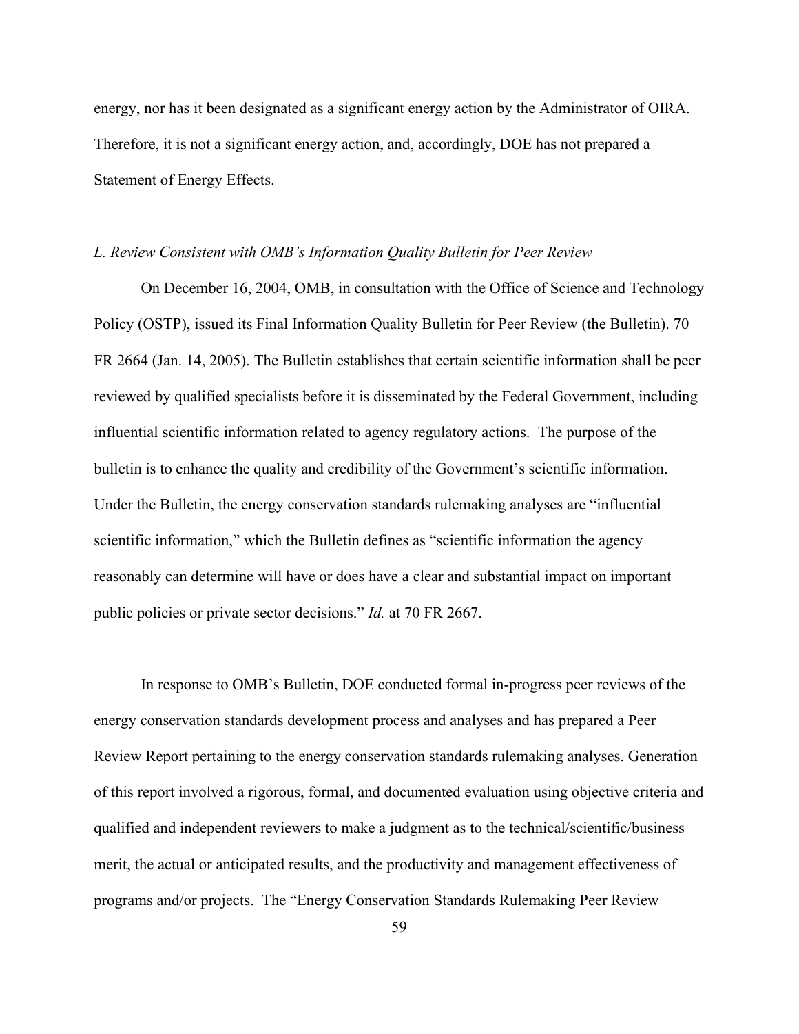energy, nor has it been designated as a significant energy action by the Administrator of OIRA. Therefore, it is not a significant energy action, and, accordingly, DOE has not prepared a Statement of Energy Effects.

*L. Review Consistent with OMB's Information Quality Bulletin for Peer Review*

On December 16, 2004, OMB, in consultation with the Office of Science and Technology Policy (OSTP), issued its Final Information Quality Bulletin for Peer Review (the Bulletin). 70 FR 2664 (Jan. 14, 2005). The Bulletin establishes that certain scientific information shall be peer reviewed by qualified specialists before it is disseminated by the Federal Government, including influential scientific information related to agency regulatory actions. The purpose of the bulletin is to enhance the quality and credibility of the Government's scientific information. Under the Bulletin, the energy conservation standards rulemaking analyses are "influential scientific information," which the Bulletin defines as "scientific information the agency reasonably can determine will have or does have a clear and substantial impact on important public policies or private sector decisions." *Id.* at 70 FR 2667.

In response to OMB's Bulletin, DOE conducted formal in-progress peer reviews of the energy conservation standards development process and analyses and has prepared a Peer Review Report pertaining to the energy conservation standards rulemaking analyses. Generation of this report involved a rigorous, formal, and documented evaluation using objective criteria and qualified and independent reviewers to make a judgment as to the technical/scientific/business merit, the actual or anticipated results, and the productivity and management effectiveness of programs and/or projects. The "Energy Conservation Standards Rulemaking Peer Review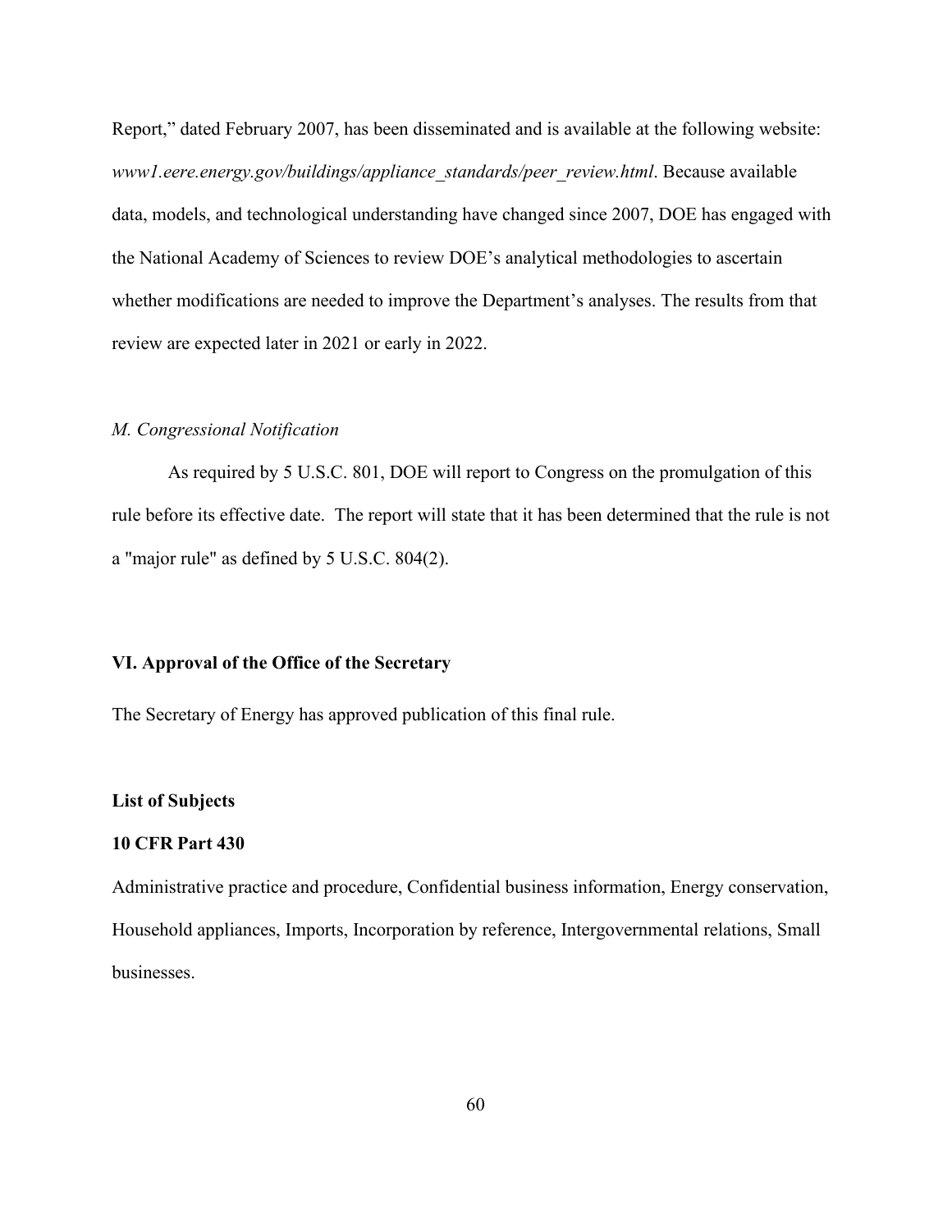Report," dated February 2007, has been disseminated and is available at the following website: *www1.eere.energy.gov/buildings/appliance_standards/peer_review.html*. Because available data, models, and technological understanding have changed since 2007, DOE has engaged with the National Academy of Sciences to review DOE's analytical methodologies to ascertain whether modifications are needed to improve the Department's analyses. The results from that review are expected later in 2021 or early in 2022.

### *M. Congressional Notification*

As required by 5 U.S.C. 801, DOE will report to Congress on the promulgation of this rule before its effective date. The report will state that it has been determined that the rule is not a "major rule" as defined by 5 U.S.C. 804(2).

## VI. Approval of the Office of the Secretary

The Secretary of Energy has approved publication of this final rule.

### List of Subjects

### 10 CFR Part 430

Administrative practice and procedure, Confidential business information, Energy conservation, Household appliances, Imports, Incorporation by reference, Intergovernmental relations, Small businesses.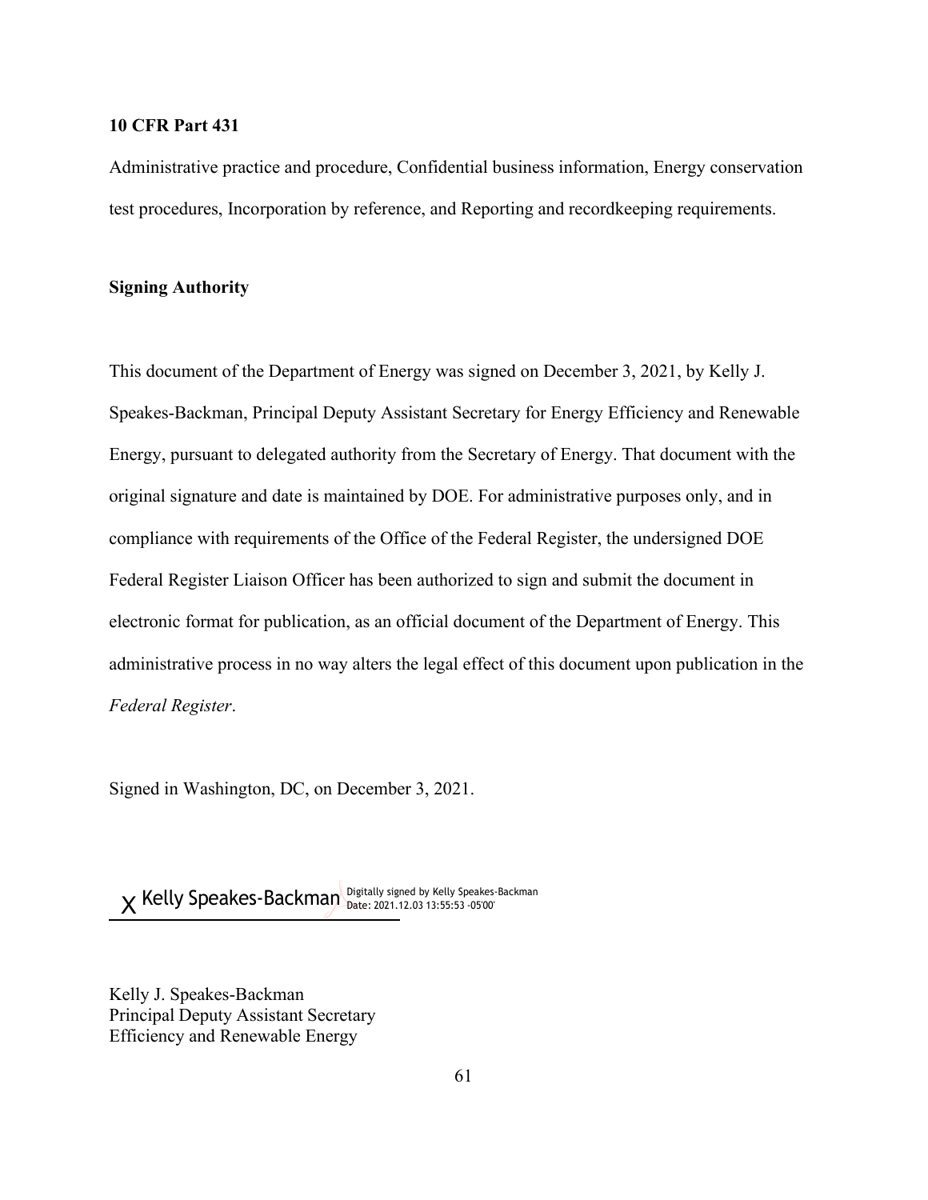**10 CFR Part 431**

Administrative practice and procedure, Confidential business information, Energy conservation test procedures, Incorporation by reference, and Reporting and recordkeeping requirements.

**Signing Authority**

This document of the Department of Energy was signed on December 3, 2021, by Kelly J. Speakes-Backman, Principal Deputy Assistant Secretary for Energy Efficiency and Renewable Energy, pursuant to delegated authority from the Secretary of Energy. That document with the original signature and date is maintained by DOE. For administrative purposes only, and in compliance with requirements of the Office of the Federal Register, the undersigned DOE Federal Register Liaison Officer has been authorized to sign and submit the document in electronic format for publication, as an official document of the Department of Energy. This administrative process in no way alters the legal effect of this document upon publication in the *Federal Register*.

Signed in Washington, DC, on December 3, 2021.

X Kelly Speakes-Backman Digitally signed by Kelly Speakes-Backman Date: 2021.12.03 13:55:53 -05'00'

Kelly J. Speakes-Backman
Principal Deputy Assistant Secretary
Efficiency and Renewable Energy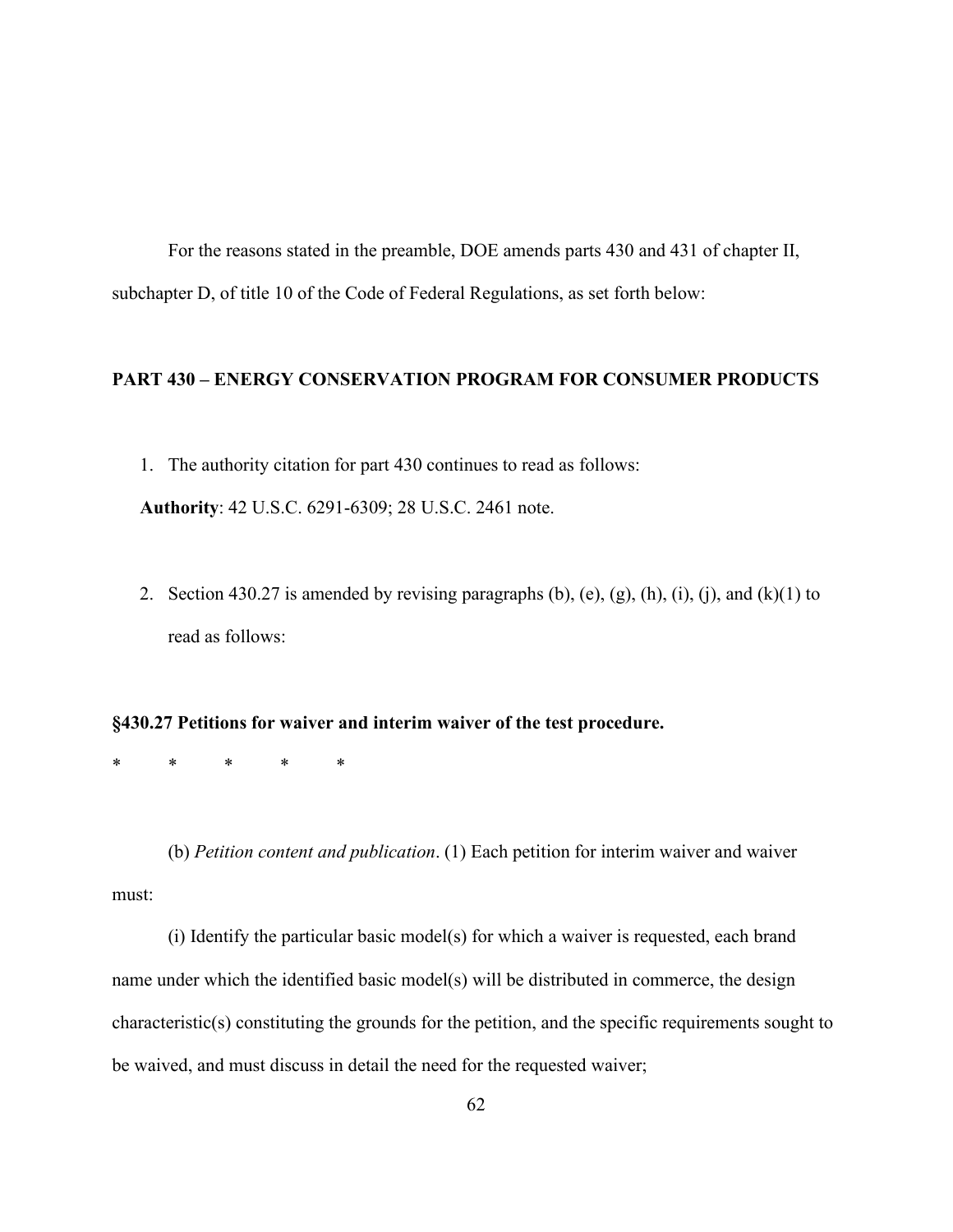For the reasons stated in the preamble, DOE amends parts 430 and 431 of chapter II, subchapter D, of title 10 of the Code of Federal Regulations, as set forth below:

**PART 430 – ENERGY CONSERVATION PROGRAM FOR CONSUMER PRODUCTS**

1. The authority citation for part 430 continues to read as follows:

**Authority**: 42 U.S.C. 6291-6309; 28 U.S.C. 2461 note.

2. Section 430.27 is amended by revising paragraphs (b), (e), (g), (h), (i), (j), and (k)(1) to read as follows:

**§430.27 Petitions for waiver and interim waiver of the test procedure.**

\* \* \* \* \*

(b) *Petition content and publication*. (1) Each petition for interim waiver and waiver must:

(i) Identify the particular basic model(s) for which a waiver is requested, each brand name under which the identified basic model(s) will be distributed in commerce, the design characteristic(s) constituting the grounds for the petition, and the specific requirements sought to be waived, and must discuss in detail the need for the requested waiver;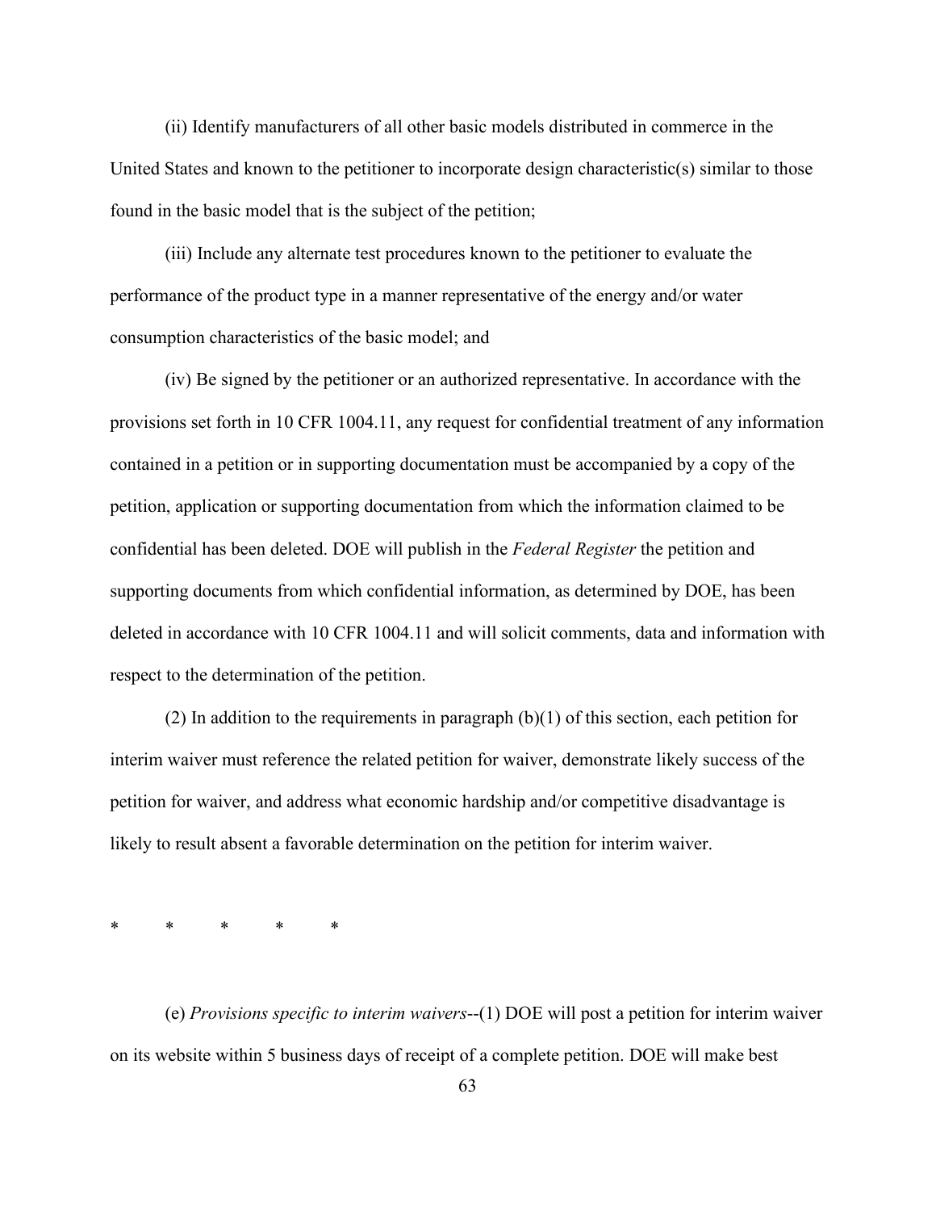(ii) Identify manufacturers of all other basic models distributed in commerce in the United States and known to the petitioner to incorporate design characteristic(s) similar to those found in the basic model that is the subject of the petition;

(iii) Include any alternate test procedures known to the petitioner to evaluate the performance of the product type in a manner representative of the energy and/or water consumption characteristics of the basic model; and

(iv) Be signed by the petitioner or an authorized representative. In accordance with the provisions set forth in 10 CFR 1004.11, any request for confidential treatment of any information contained in a petition or in supporting documentation must be accompanied by a copy of the petition, application or supporting documentation from which the information claimed to be confidential has been deleted. DOE will publish in the *Federal Register* the petition and supporting documents from which confidential information, as determined by DOE, has been deleted in accordance with 10 CFR 1004.11 and will solicit comments, data and information with respect to the determination of the petition.

(2) In addition to the requirements in paragraph (b)(1) of this section, each petition for interim waiver must reference the related petition for waiver, demonstrate likely success of the petition for waiver, and address what economic hardship and/or competitive disadvantage is likely to result absent a favorable determination on the petition for interim waiver.

\* \* \* \* \*

(e) *Provisions specific to interim waivers*--(1) DOE will post a petition for interim waiver on its website within 5 business days of receipt of a complete petition. DOE will make best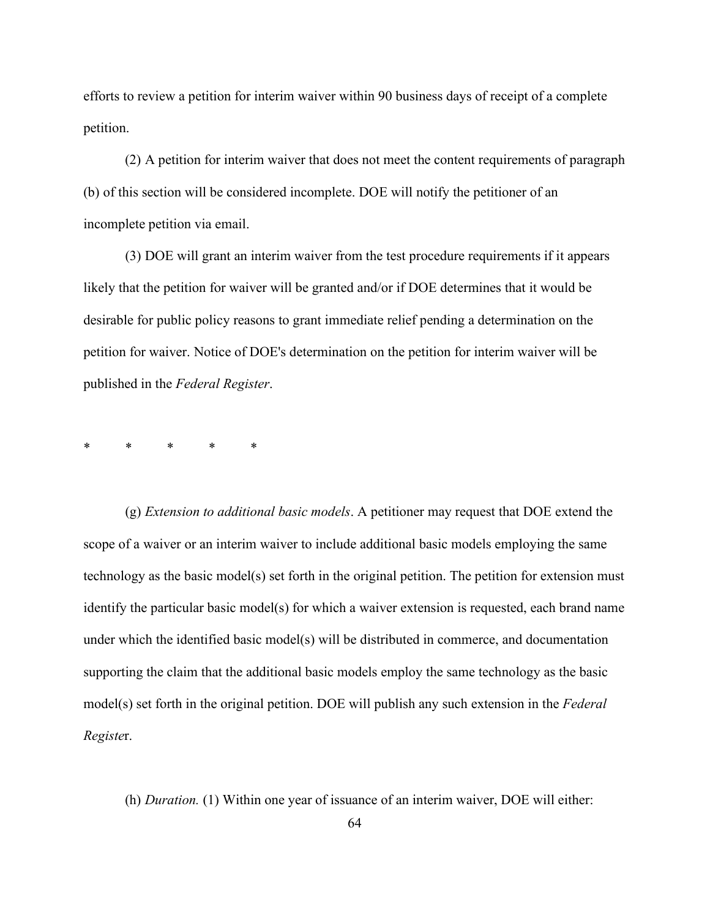efforts to review a petition for interim waiver within 90 business days of receipt of a complete petition.

(2) A petition for interim waiver that does not meet the content requirements of paragraph (b) of this section will be considered incomplete. DOE will notify the petitioner of an incomplete petition via email.

(3) DOE will grant an interim waiver from the test procedure requirements if it appears likely that the petition for waiver will be granted and/or if DOE determines that it would be desirable for public policy reasons to grant immediate relief pending a determination on the petition for waiver. Notice of DOE's determination on the petition for interim waiver will be published in the *Federal Register*.

\* \* \* \* \*

(g) *Extension to additional basic models*. A petitioner may request that DOE extend the scope of a waiver or an interim waiver to include additional basic models employing the same technology as the basic model(s) set forth in the original petition. The petition for extension must identify the particular basic model(s) for which a waiver extension is requested, each brand name under which the identified basic model(s) will be distributed in commerce, and documentation supporting the claim that the additional basic models employ the same technology as the basic model(s) set forth in the original petition. DOE will publish any such extension in the *Federal Register*.

(h) *Duration.* (1) Within one year of issuance of an interim waiver, DOE will either: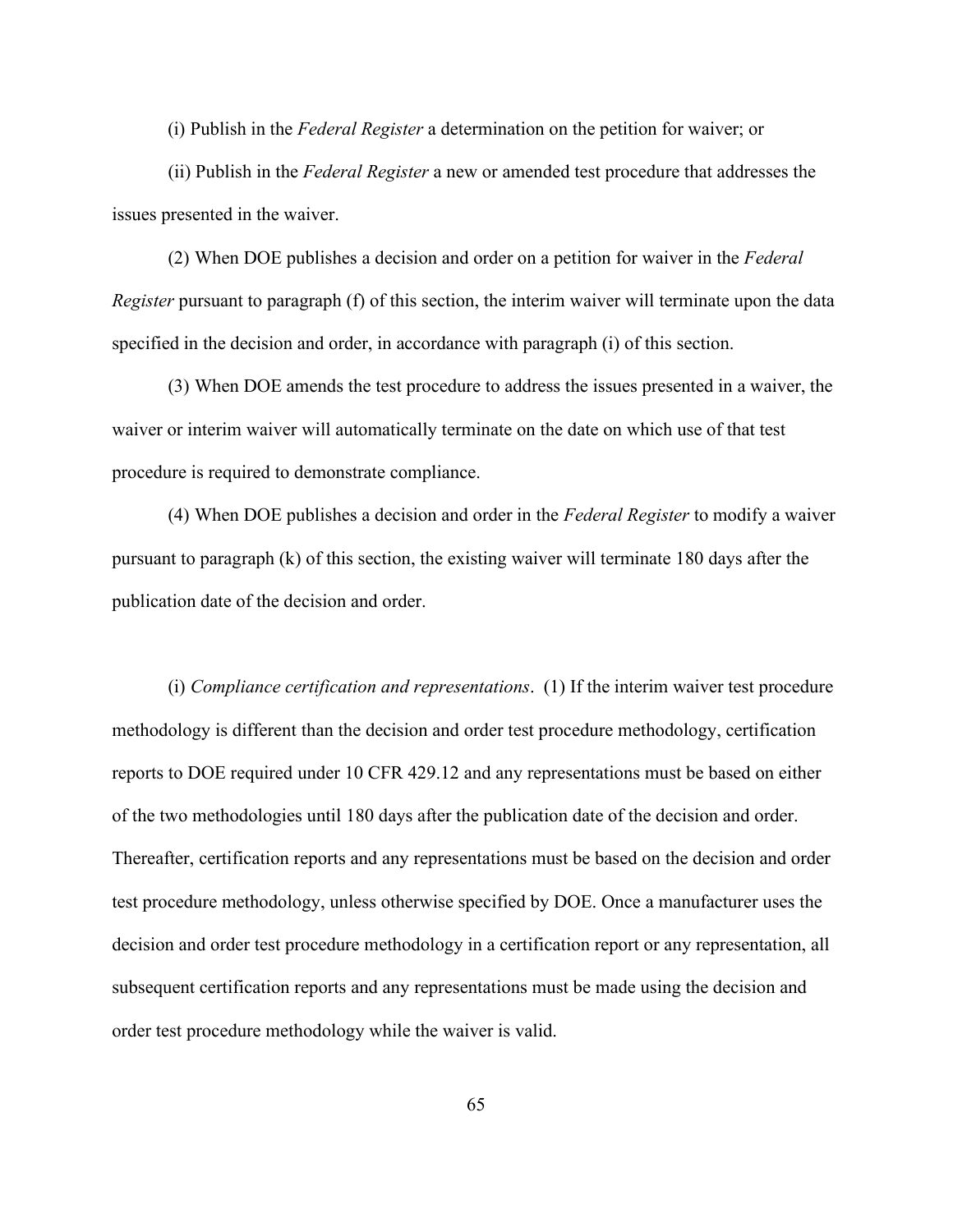(i) Publish in the *Federal Register* a determination on the petition for waiver; or

(ii) Publish in the *Federal Register* a new or amended test procedure that addresses the issues presented in the waiver.

(2) When DOE publishes a decision and order on a petition for waiver in the *Federal Register* pursuant to paragraph (f) of this section, the interim waiver will terminate upon the data specified in the decision and order, in accordance with paragraph (i) of this section.

(3) When DOE amends the test procedure to address the issues presented in a waiver, the waiver or interim waiver will automatically terminate on the date on which use of that test procedure is required to demonstrate compliance.

(4) When DOE publishes a decision and order in the *Federal Register* to modify a waiver pursuant to paragraph (k) of this section, the existing waiver will terminate 180 days after the publication date of the decision and order.

(i) *Compliance certification and representations*. (1) If the interim waiver test procedure methodology is different than the decision and order test procedure methodology, certification reports to DOE required under 10 CFR 429.12 and any representations must be based on either of the two methodologies until 180 days after the publication date of the decision and order. Thereafter, certification reports and any representations must be based on the decision and order test procedure methodology, unless otherwise specified by DOE. Once a manufacturer uses the decision and order test procedure methodology in a certification report or any representation, all subsequent certification reports and any representations must be made using the decision and order test procedure methodology while the waiver is valid.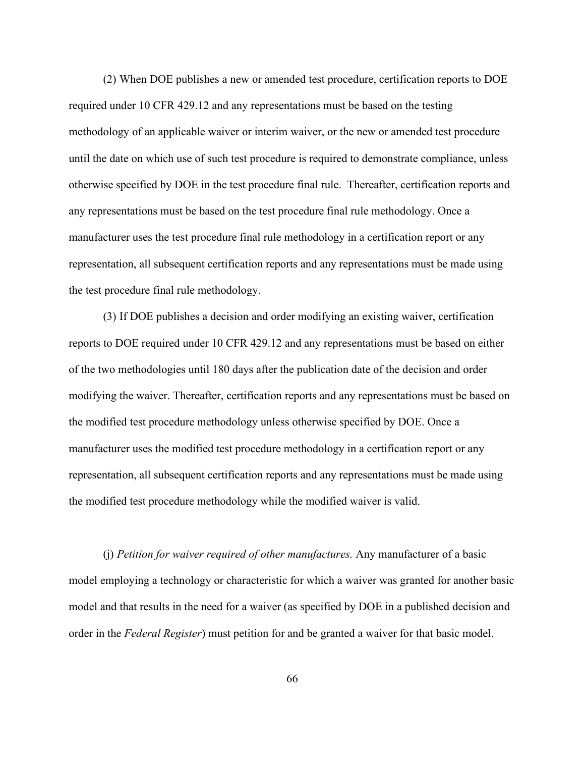(2) When DOE publishes a new or amended test procedure, certification reports to DOE required under 10 CFR 429.12 and any representations must be based on the testing methodology of an applicable waiver or interim waiver, or the new or amended test procedure until the date on which use of such test procedure is required to demonstrate compliance, unless otherwise specified by DOE in the test procedure final rule. Thereafter, certification reports and any representations must be based on the test procedure final rule methodology. Once a manufacturer uses the test procedure final rule methodology in a certification report or any representation, all subsequent certification reports and any representations must be made using the test procedure final rule methodology.

(3) If DOE publishes a decision and order modifying an existing waiver, certification reports to DOE required under 10 CFR 429.12 and any representations must be based on either of the two methodologies until 180 days after the publication date of the decision and order modifying the waiver. Thereafter, certification reports and any representations must be based on the modified test procedure methodology unless otherwise specified by DOE. Once a manufacturer uses the modified test procedure methodology in a certification report or any representation, all subsequent certification reports and any representations must be made using the modified test procedure methodology while the modified waiver is valid.

(j) *Petition for waiver required of other manufactures.* Any manufacturer of a basic model employing a technology or characteristic for which a waiver was granted for another basic model and that results in the need for a waiver (as specified by DOE in a published decision and order in the *Federal Register*) must petition for and be granted a waiver for that basic model.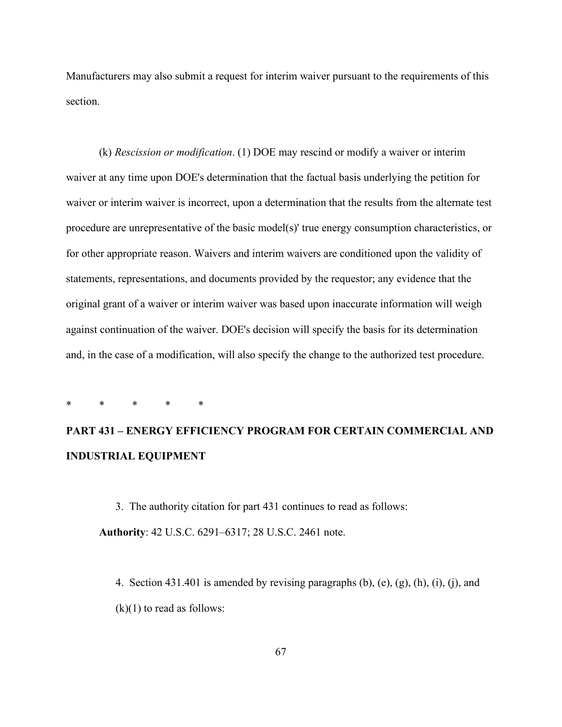Manufacturers may also submit a request for interim waiver pursuant to the requirements of this section.

(k) *Rescission or modification*. (1) DOE may rescind or modify a waiver or interim waiver at any time upon DOE's determination that the factual basis underlying the petition for waiver or interim waiver is incorrect, upon a determination that the results from the alternate test procedure are unrepresentative of the basic model(s)' true energy consumption characteristics, or for other appropriate reason. Waivers and interim waivers are conditioned upon the validity of statements, representations, and documents provided by the requestor; any evidence that the original grant of a waiver or interim waiver was based upon inaccurate information will weigh against continuation of the waiver. DOE's decision will specify the basis for its determination and, in the case of a modification, will also specify the change to the authorized test procedure.

\* \* \* \* \*

**PART 431 – ENERGY EFFICIENCY PROGRAM FOR CERTAIN COMMERCIAL AND INDUSTRIAL EQUIPMENT**

3. The authority citation for part 431 continues to read as follows:

**Authority**: 42 U.S.C. 6291–6317; 28 U.S.C. 2461 note.

4. Section 431.401 is amended by revising paragraphs (b), (e), (g), (h), (i), (j), and (k)(1) to read as follows: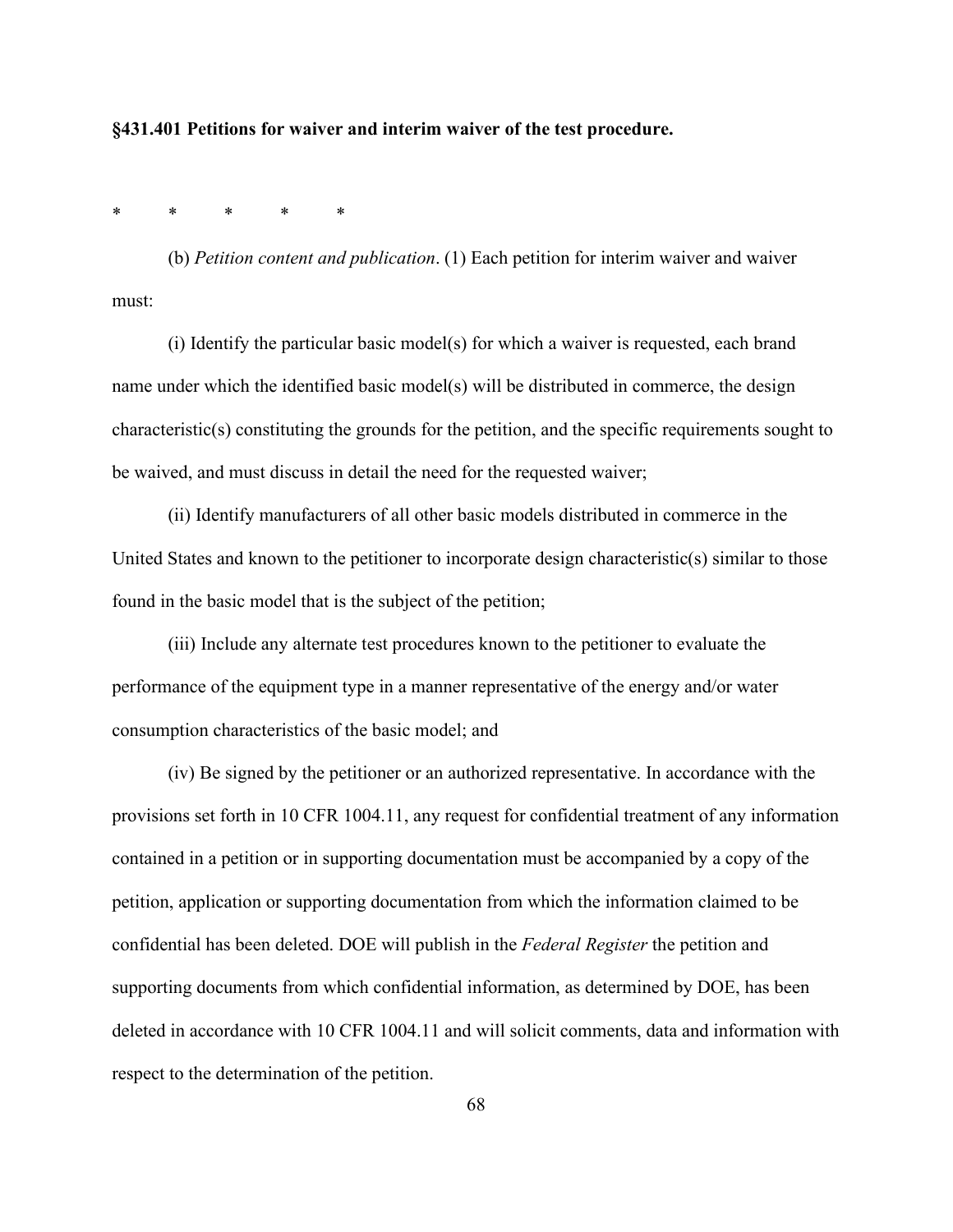**§431.401 Petitions for waiver and interim waiver of the test procedure.**

\* \* \* \* \*

(b) *Petition content and publication*. (1) Each petition for interim waiver and waiver must:

(i) Identify the particular basic model(s) for which a waiver is requested, each brand name under which the identified basic model(s) will be distributed in commerce, the design characteristic(s) constituting the grounds for the petition, and the specific requirements sought to be waived, and must discuss in detail the need for the requested waiver;

(ii) Identify manufacturers of all other basic models distributed in commerce in the United States and known to the petitioner to incorporate design characteristic(s) similar to those found in the basic model that is the subject of the petition;

(iii) Include any alternate test procedures known to the petitioner to evaluate the performance of the equipment type in a manner representative of the energy and/or water consumption characteristics of the basic model; and

(iv) Be signed by the petitioner or an authorized representative. In accordance with the provisions set forth in 10 CFR 1004.11, any request for confidential treatment of any information contained in a petition or in supporting documentation must be accompanied by a copy of the petition, application or supporting documentation from which the information claimed to be confidential has been deleted. DOE will publish in the *Federal Register* the petition and supporting documents from which confidential information, as determined by DOE, has been deleted in accordance with 10 CFR 1004.11 and will solicit comments, data and information with respect to the determination of the petition.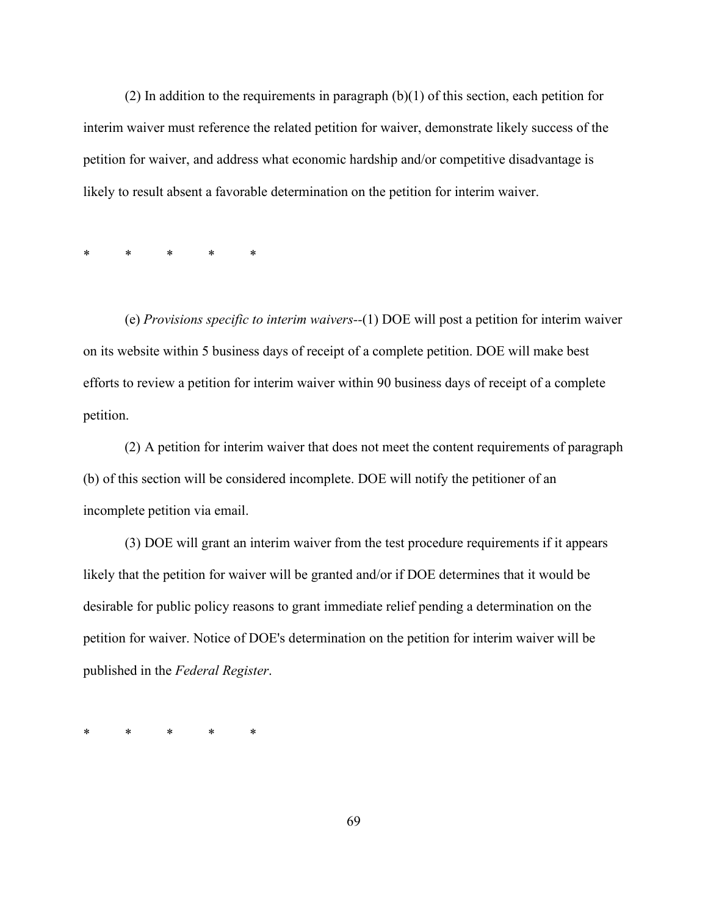(2) In addition to the requirements in paragraph (b)(1) of this section, each petition for interim waiver must reference the related petition for waiver, demonstrate likely success of the petition for waiver, and address what economic hardship and/or competitive disadvantage is likely to result absent a favorable determination on the petition for interim waiver.

\* \* \* \* \*

(e) *Provisions specific to interim waivers*--(1) DOE will post a petition for interim waiver on its website within 5 business days of receipt of a complete petition. DOE will make best efforts to review a petition for interim waiver within 90 business days of receipt of a complete petition.

(2) A petition for interim waiver that does not meet the content requirements of paragraph (b) of this section will be considered incomplete. DOE will notify the petitioner of an incomplete petition via email.

(3) DOE will grant an interim waiver from the test procedure requirements if it appears likely that the petition for waiver will be granted and/or if DOE determines that it would be desirable for public policy reasons to grant immediate relief pending a determination on the petition for waiver. Notice of DOE's determination on the petition for interim waiver will be published in the *Federal Register*.

\* \* \* \* \*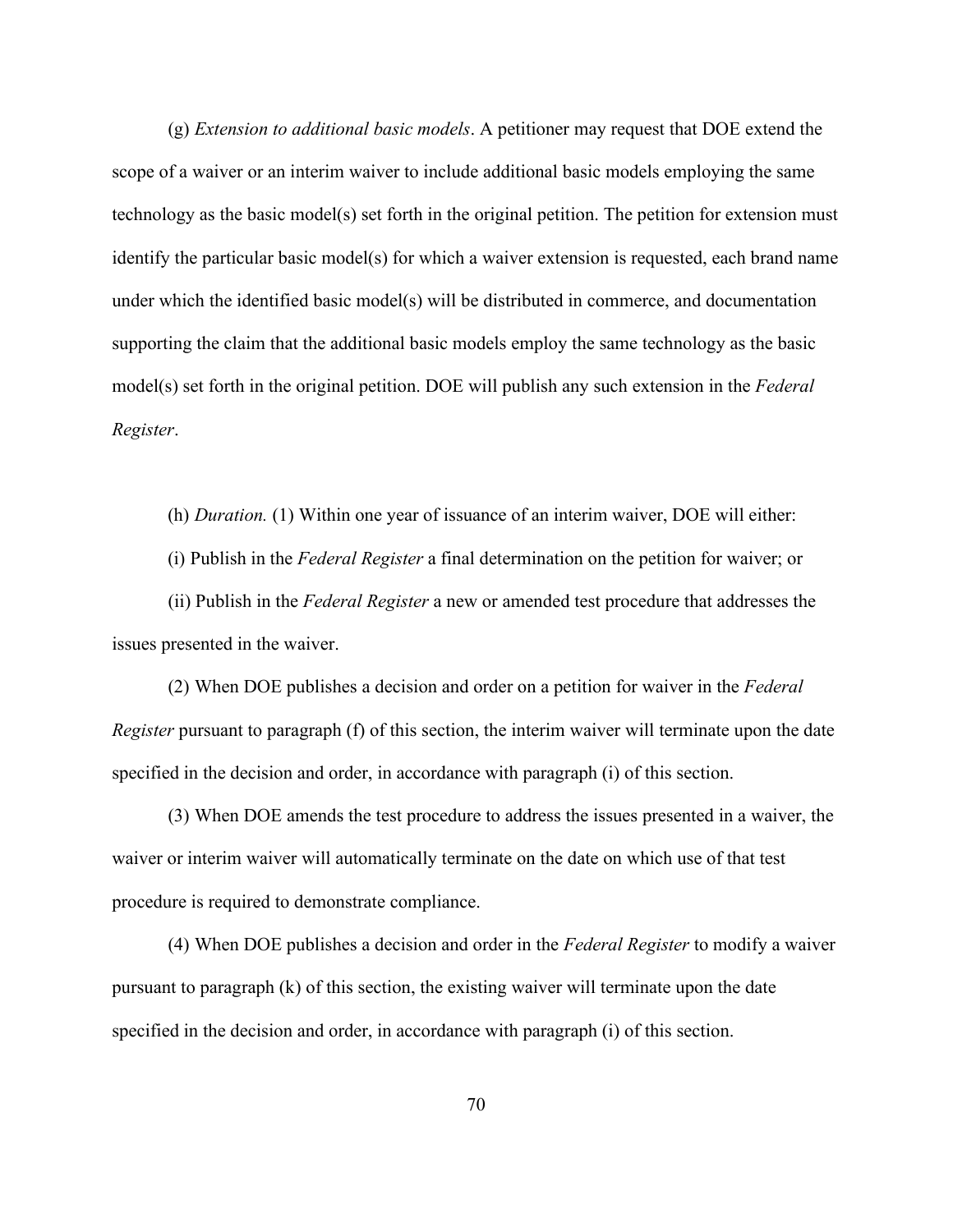(g) *Extension to additional basic models*. A petitioner may request that DOE extend the scope of a waiver or an interim waiver to include additional basic models employing the same technology as the basic model(s) set forth in the original petition. The petition for extension must identify the particular basic model(s) for which a waiver extension is requested, each brand name under which the identified basic model(s) will be distributed in commerce, and documentation supporting the claim that the additional basic models employ the same technology as the basic model(s) set forth in the original petition. DOE will publish any such extension in the *Federal Register*.

(h) *Duration.* (1) Within one year of issuance of an interim waiver, DOE will either:

(i) Publish in the *Federal Register* a final determination on the petition for waiver; or

(ii) Publish in the *Federal Register* a new or amended test procedure that addresses the issues presented in the waiver.

(2) When DOE publishes a decision and order on a petition for waiver in the *Federal Register* pursuant to paragraph (f) of this section, the interim waiver will terminate upon the date specified in the decision and order, in accordance with paragraph (i) of this section.

(3) When DOE amends the test procedure to address the issues presented in a waiver, the waiver or interim waiver will automatically terminate on the date on which use of that test procedure is required to demonstrate compliance.

(4) When DOE publishes a decision and order in the *Federal Register* to modify a waiver pursuant to paragraph (k) of this section, the existing waiver will terminate upon the date specified in the decision and order, in accordance with paragraph (i) of this section.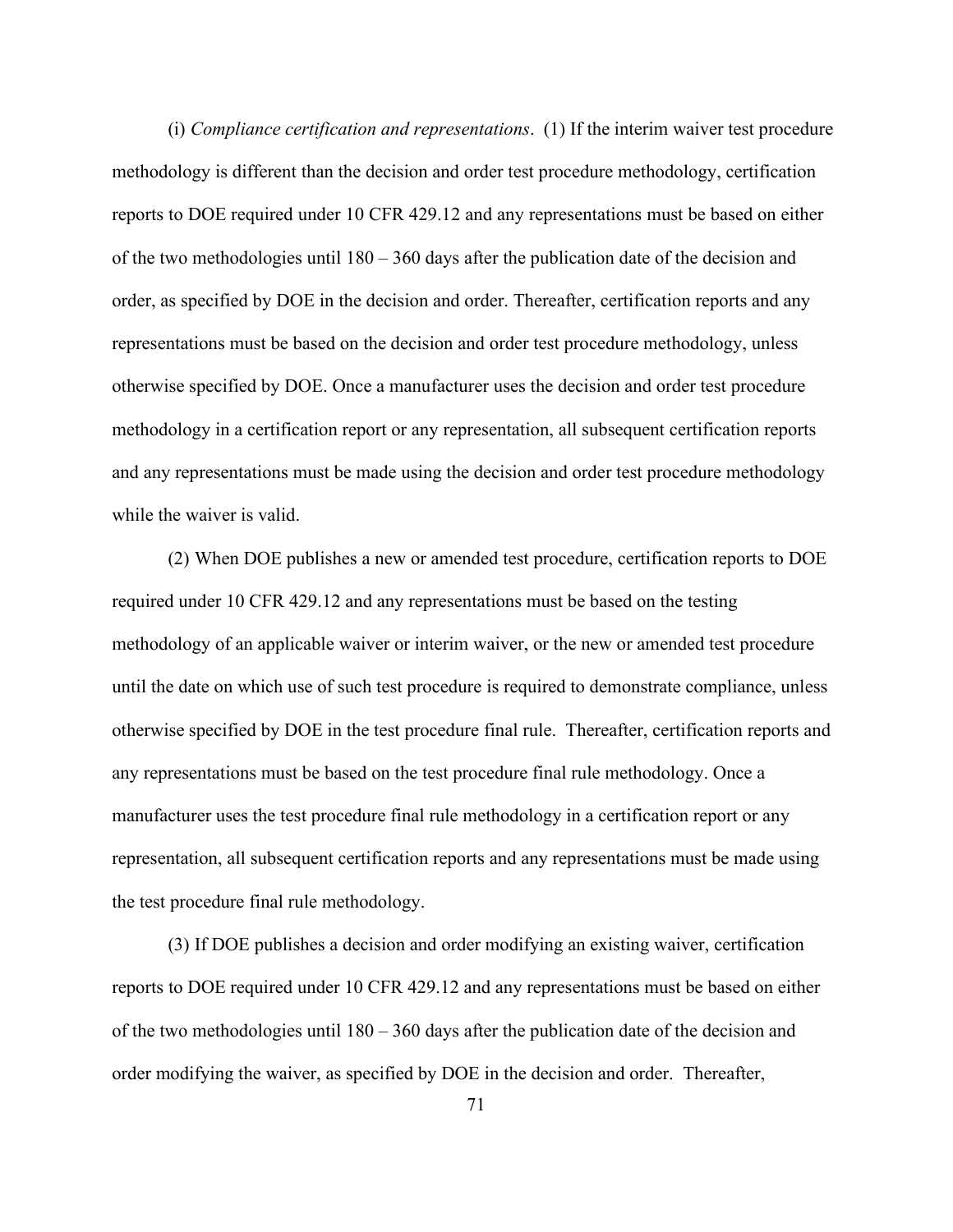(i) *Compliance certification and representations*. (1) If the interim waiver test procedure methodology is different than the decision and order test procedure methodology, certification reports to DOE required under 10 CFR 429.12 and any representations must be based on either of the two methodologies until 180 – 360 days after the publication date of the decision and order, as specified by DOE in the decision and order. Thereafter, certification reports and any representations must be based on the decision and order test procedure methodology, unless otherwise specified by DOE. Once a manufacturer uses the decision and order test procedure methodology in a certification report or any representation, all subsequent certification reports and any representations must be made using the decision and order test procedure methodology while the waiver is valid.

(2) When DOE publishes a new or amended test procedure, certification reports to DOE required under 10 CFR 429.12 and any representations must be based on the testing methodology of an applicable waiver or interim waiver, or the new or amended test procedure until the date on which use of such test procedure is required to demonstrate compliance, unless otherwise specified by DOE in the test procedure final rule. Thereafter, certification reports and any representations must be based on the test procedure final rule methodology. Once a manufacturer uses the test procedure final rule methodology in a certification report or any representation, all subsequent certification reports and any representations must be made using the test procedure final rule methodology.

(3) If DOE publishes a decision and order modifying an existing waiver, certification reports to DOE required under 10 CFR 429.12 and any representations must be based on either of the two methodologies until 180 – 360 days after the publication date of the decision and order modifying the waiver, as specified by DOE in the decision and order. Thereafter,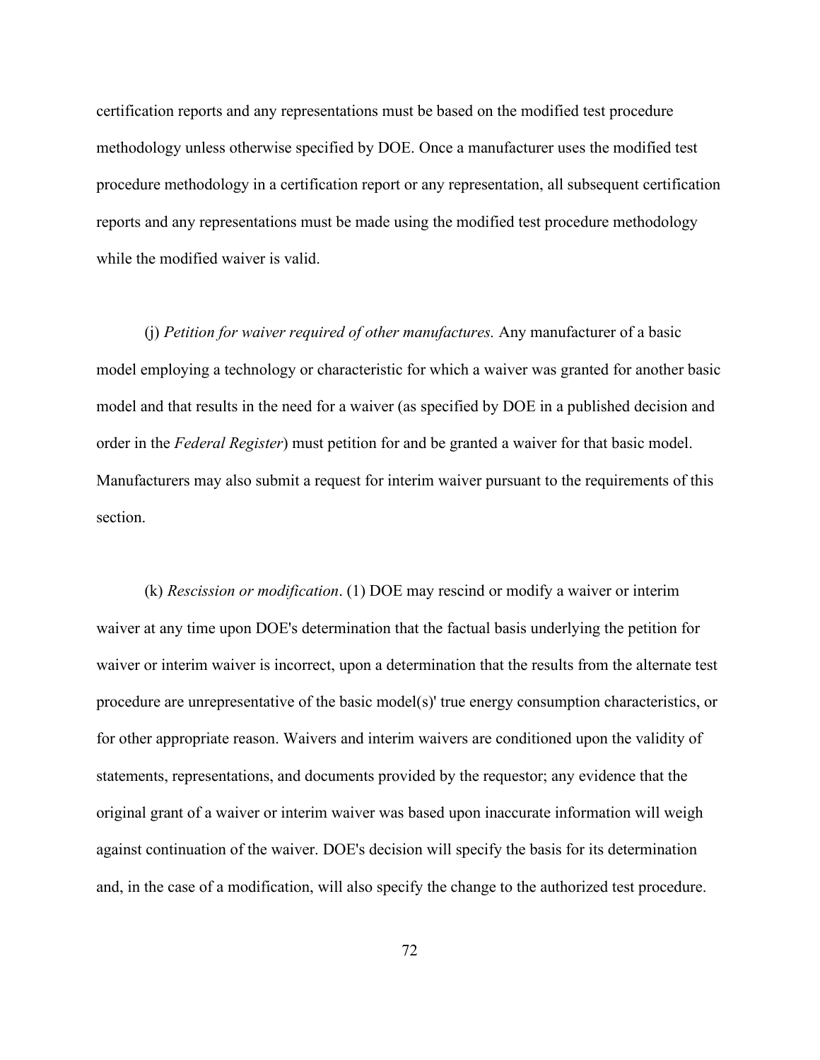certification reports and any representations must be based on the modified test procedure methodology unless otherwise specified by DOE. Once a manufacturer uses the modified test procedure methodology in a certification report or any representation, all subsequent certification reports and any representations must be made using the modified test procedure methodology while the modified waiver is valid.

(j) *Petition for waiver required of other manufactures.* Any manufacturer of a basic model employing a technology or characteristic for which a waiver was granted for another basic model and that results in the need for a waiver (as specified by DOE in a published decision and order in the *Federal Register*) must petition for and be granted a waiver for that basic model. Manufacturers may also submit a request for interim waiver pursuant to the requirements of this section.

(k) *Rescission or modification*. (1) DOE may rescind or modify a waiver or interim waiver at any time upon DOE's determination that the factual basis underlying the petition for waiver or interim waiver is incorrect, upon a determination that the results from the alternate test procedure are unrepresentative of the basic model(s)' true energy consumption characteristics, or for other appropriate reason. Waivers and interim waivers are conditioned upon the validity of statements, representations, and documents provided by the requestor; any evidence that the original grant of a waiver or interim waiver was based upon inaccurate information will weigh against continuation of the waiver. DOE's decision will specify the basis for its determination and, in the case of a modification, will also specify the change to the authorized test procedure.